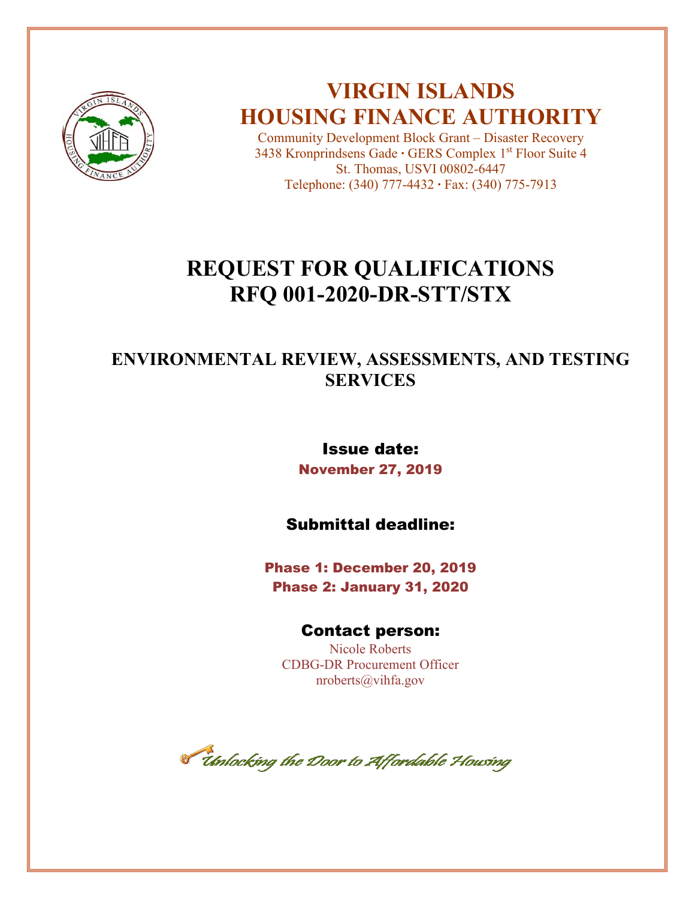# VIRGIN ISLANDS HOUSING FINANCE AUTHORITY

Community Development Block Grant – Disaster Recovery
3438 Kronprindsens Gade · GERS Complex 1st Floor Suite 4
St. Thomas, USVI 00802-6447
Telephone: (340) 777-4432 · Fax: (340) 775-7913

# REQUEST FOR QUALIFICATIONS
# RFQ 001-2020-DR-STT/STX

## ENVIRONMENTAL REVIEW, ASSESSMENTS, AND TESTING SERVICES

**Issue date:**

**November 27, 2019**

**Submittal deadline:**

**Phase 1: December 20, 2019**
**Phase 2: January 31, 2020**

**Contact person:**

Nicole Roberts
CDBG-DR Procurement Officer
nroberts@vihfa.gov

*Unlocking the Door to Affordable Housing*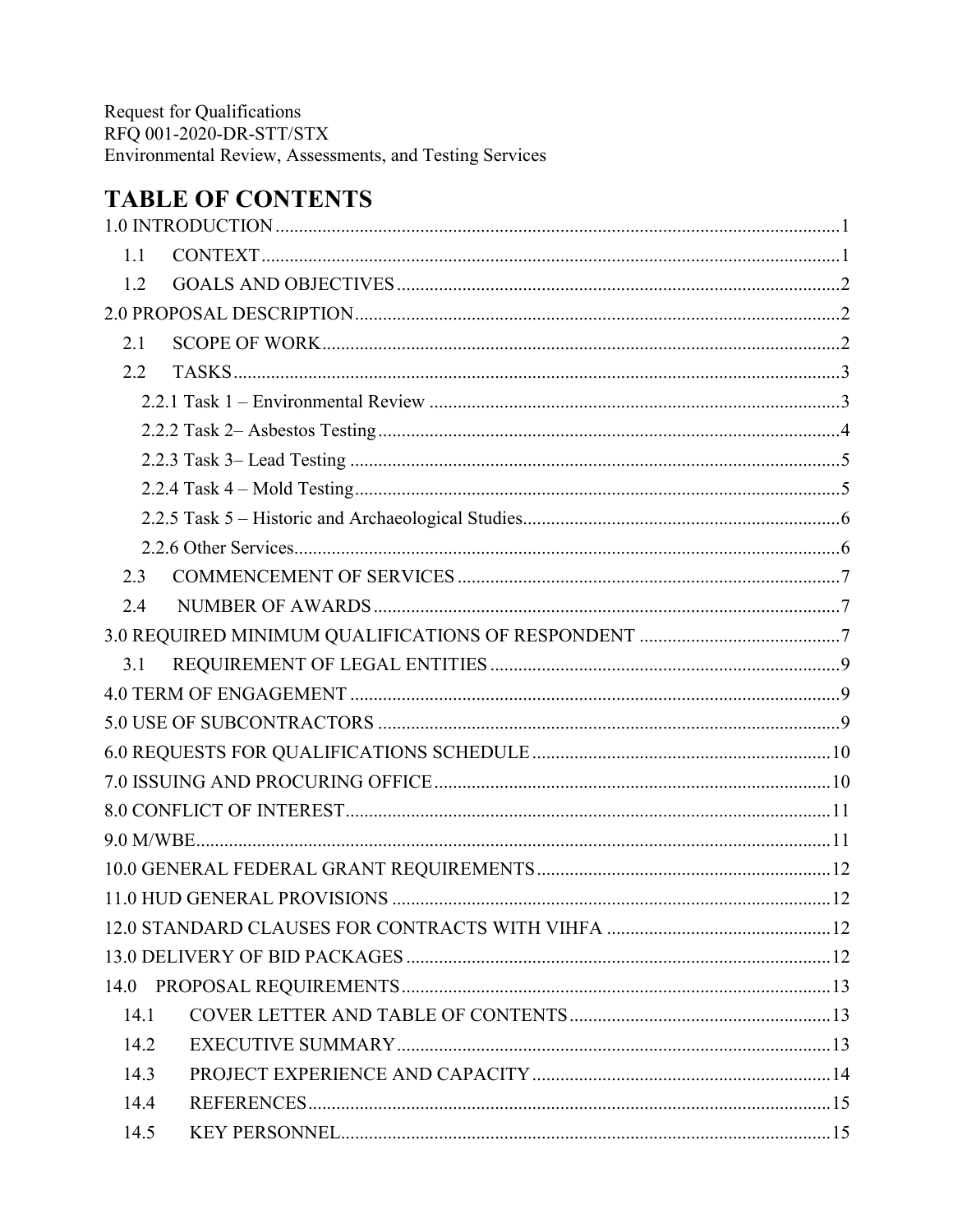Request for Qualifications
RFQ 001-2020-DR-STT/STX
Environmental Review, Assessments, and Testing Services

# TABLE OF CONTENTS

1.0 INTRODUCTION .......... 1
- 1.1 CONTEXT .......... 1
- 1.2 GOALS AND OBJECTIVES .......... 2

2.0 PROPOSAL DESCRIPTION .......... 2
- 2.1 SCOPE OF WORK .......... 2
- 2.2 TASKS .......... 3
  - 2.2.1 Task 1 – Environmental Review .......... 3
  - 2.2.2 Task 2– Asbestos Testing .......... 4
  - 2.2.3 Task 3– Lead Testing .......... 5
  - 2.2.4 Task 4 – Mold Testing .......... 5
  - 2.2.5 Task 5 – Historic and Archaeological Studies .......... 6
  - 2.2.6 Other Services .......... 6
- 2.3 COMMENCEMENT OF SERVICES .......... 7
- 2.4 NUMBER OF AWARDS .......... 7

3.0 REQUIRED MINIMUM QUALIFICATIONS OF RESPONDENT .......... 7
- 3.1 REQUIREMENT OF LEGAL ENTITIES .......... 9

4.0 TERM OF ENGAGEMENT .......... 9

5.0 USE OF SUBCONTRACTORS .......... 9

6.0 REQUESTS FOR QUALIFICATIONS SCHEDULE .......... 10

7.0 ISSUING AND PROCURING OFFICE .......... 10

8.0 CONFLICT OF INTEREST .......... 11

9.0 M/WBE .......... 11

10.0 GENERAL FEDERAL GRANT REQUIREMENTS .......... 12

11.0 HUD GENERAL PROVISIONS .......... 12

12.0 STANDARD CLAUSES FOR CONTRACTS WITH VIHFA .......... 12

13.0 DELIVERY OF BID PACKAGES .......... 12

14.0 PROPOSAL REQUIREMENTS .......... 13
- 14.1 COVER LETTER AND TABLE OF CONTENTS .......... 13
- 14.2 EXECUTIVE SUMMARY .......... 13
- 14.3 PROJECT EXPERIENCE AND CAPACITY .......... 14
- 14.4 REFERENCES .......... 15
- 14.5 KEY PERSONNEL .......... 15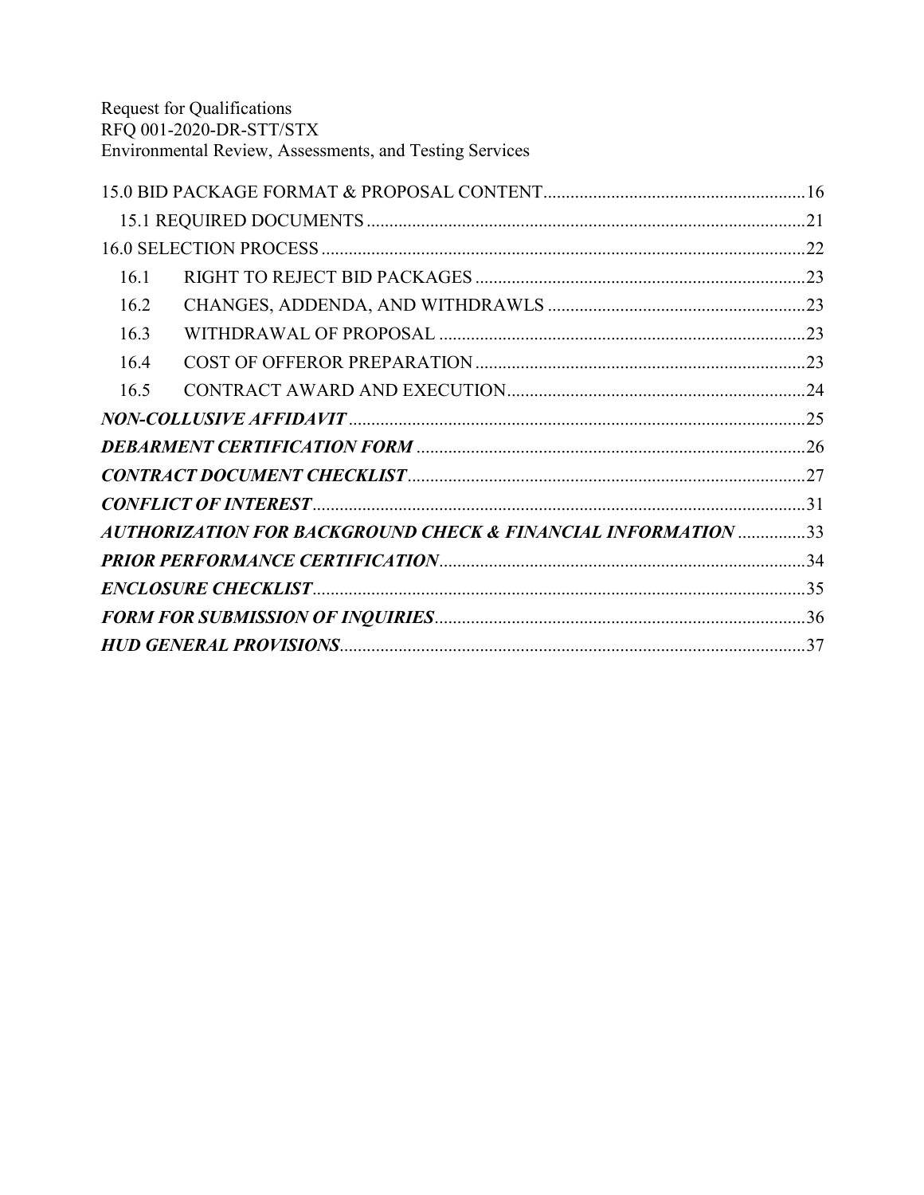15.0 BID PACKAGE FORMAT & PROPOSAL CONTENT....16

15.1 REQUIRED DOCUMENTS....21

16.0 SELECTION PROCESS....22

16.1 RIGHT TO REJECT BID PACKAGES....23

16.2 CHANGES, ADDENDA, AND WITHDRAWLS....23

16.3 WITHDRAWAL OF PROPOSAL....23

16.4 COST OF OFFEROR PREPARATION....23

16.5 CONTRACT AWARD AND EXECUTION....24

***NON-COLLUSIVE AFFIDAVIT***....25

***DEBARMENT CERTIFICATION FORM***....26

***CONTRACT DOCUMENT CHECKLIST***....27

***CONFLICT OF INTEREST***....31

***AUTHORIZATION FOR BACKGROUND CHECK & FINANCIAL INFORMATION***....33

***PRIOR PERFORMANCE CERTIFICATION***....34

***ENCLOSURE CHECKLIST***....35

***FORM FOR SUBMISSION OF INQUIRIES***....36

***HUD GENERAL PROVISIONS***....37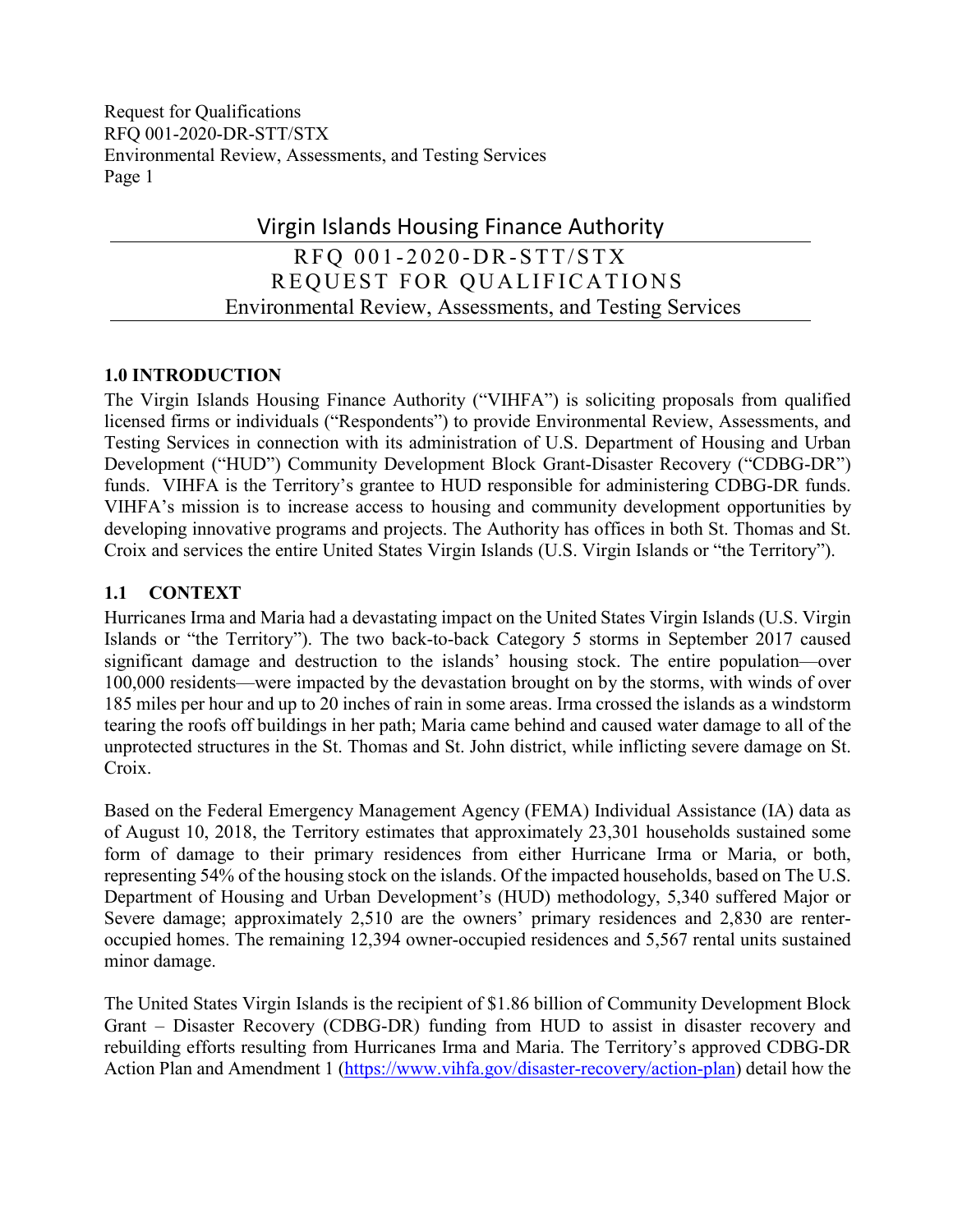# Virgin Islands Housing Finance Authority

## RFQ 001-2020-DR-STT/STX
## REQUEST FOR QUALIFICATIONS
## Environmental Review, Assessments, and Testing Services

### 1.0 INTRODUCTION

The Virgin Islands Housing Finance Authority ("VIHFA") is soliciting proposals from qualified licensed firms or individuals ("Respondents") to provide Environmental Review, Assessments, and Testing Services in connection with its administration of U.S. Department of Housing and Urban Development ("HUD") Community Development Block Grant-Disaster Recovery ("CDBG-DR") funds. VIHFA is the Territory's grantee to HUD responsible for administering CDBG-DR funds. VIHFA's mission is to increase access to housing and community development opportunities by developing innovative programs and projects. The Authority has offices in both St. Thomas and St. Croix and services the entire United States Virgin Islands (U.S. Virgin Islands or "the Territory").

### 1.1 CONTEXT

Hurricanes Irma and Maria had a devastating impact on the United States Virgin Islands (U.S. Virgin Islands or "the Territory"). The two back-to-back Category 5 storms in September 2017 caused significant damage and destruction to the islands' housing stock. The entire population—over 100,000 residents—were impacted by the devastation brought on by the storms, with winds of over 185 miles per hour and up to 20 inches of rain in some areas. Irma crossed the islands as a windstorm tearing the roofs off buildings in her path; Maria came behind and caused water damage to all of the unprotected structures in the St. Thomas and St. John district, while inflicting severe damage on St. Croix.

Based on the Federal Emergency Management Agency (FEMA) Individual Assistance (IA) data as of August 10, 2018, the Territory estimates that approximately 23,301 households sustained some form of damage to their primary residences from either Hurricane Irma or Maria, or both, representing 54% of the housing stock on the islands. Of the impacted households, based on The U.S. Department of Housing and Urban Development's (HUD) methodology, 5,340 suffered Major or Severe damage; approximately 2,510 are the owners' primary residences and 2,830 are renter-occupied homes. The remaining 12,394 owner-occupied residences and 5,567 rental units sustained minor damage.

The United States Virgin Islands is the recipient of $1.86 billion of Community Development Block Grant – Disaster Recovery (CDBG-DR) funding from HUD to assist in disaster recovery and rebuilding efforts resulting from Hurricanes Irma and Maria. The Territory's approved CDBG-DR Action Plan and Amendment 1 (https://www.vihfa.gov/disaster-recovery/action-plan) detail how the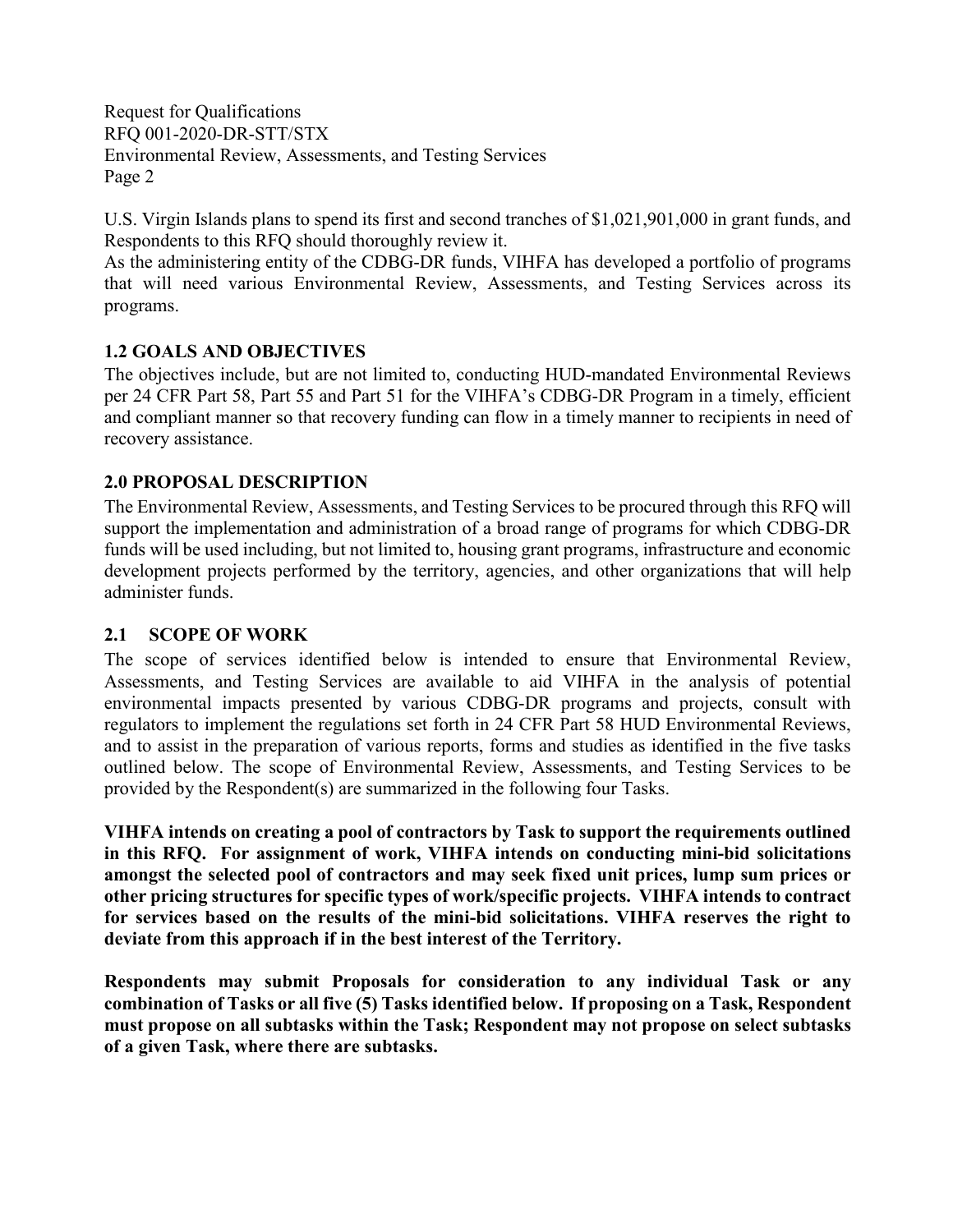U.S. Virgin Islands plans to spend its first and second tranches of $1,021,901,000 in grant funds, and Respondents to this RFQ should thoroughly review it.

As the administering entity of the CDBG-DR funds, VIHFA has developed a portfolio of programs that will need various Environmental Review, Assessments, and Testing Services across its programs.

### 1.2 GOALS AND OBJECTIVES

The objectives include, but are not limited to, conducting HUD-mandated Environmental Reviews per 24 CFR Part 58, Part 55 and Part 51 for the VIHFA's CDBG-DR Program in a timely, efficient and compliant manner so that recovery funding can flow in a timely manner to recipients in need of recovery assistance.

## 2.0 PROPOSAL DESCRIPTION

The Environmental Review, Assessments, and Testing Services to be procured through this RFQ will support the implementation and administration of a broad range of programs for which CDBG-DR funds will be used including, but not limited to, housing grant programs, infrastructure and economic development projects performed by the territory, agencies, and other organizations that will help administer funds.

### 2.1 SCOPE OF WORK

The scope of services identified below is intended to ensure that Environmental Review, Assessments, and Testing Services are available to aid VIHFA in the analysis of potential environmental impacts presented by various CDBG-DR programs and projects, consult with regulators to implement the regulations set forth in 24 CFR Part 58 HUD Environmental Reviews, and to assist in the preparation of various reports, forms and studies as identified in the five tasks outlined below. The scope of Environmental Review, Assessments, and Testing Services to be provided by the Respondent(s) are summarized in the following four Tasks.

**VIHFA intends on creating a pool of contractors by Task to support the requirements outlined in this RFQ. For assignment of work, VIHFA intends on conducting mini-bid solicitations amongst the selected pool of contractors and may seek fixed unit prices, lump sum prices or other pricing structures for specific types of work/specific projects. VIHFA intends to contract for services based on the results of the mini-bid solicitations. VIHFA reserves the right to deviate from this approach if in the best interest of the Territory.**

**Respondents may submit Proposals for consideration to any individual Task or any combination of Tasks or all five (5) Tasks identified below. If proposing on a Task, Respondent must propose on all subtasks within the Task; Respondent may not propose on select subtasks of a given Task, where there are subtasks.**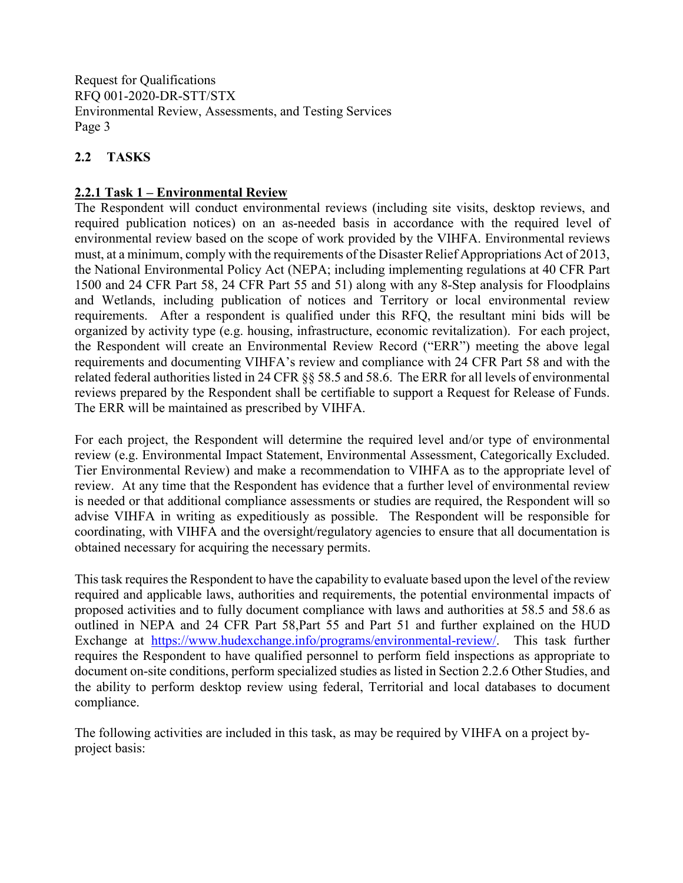## 2.2 TASKS

### 2.2.1 Task 1 – Environmental Review

The Respondent will conduct environmental reviews (including site visits, desktop reviews, and required publication notices) on an as-needed basis in accordance with the required level of environmental review based on the scope of work provided by the VIHFA. Environmental reviews must, at a minimum, comply with the requirements of the Disaster Relief Appropriations Act of 2013, the National Environmental Policy Act (NEPA; including implementing regulations at 40 CFR Part 1500 and 24 CFR Part 58, 24 CFR Part 55 and 51) along with any 8-Step analysis for Floodplains and Wetlands, including publication of notices and Territory or local environmental review requirements. After a respondent is qualified under this RFQ, the resultant mini bids will be organized by activity type (e.g. housing, infrastructure, economic revitalization). For each project, the Respondent will create an Environmental Review Record ("ERR") meeting the above legal requirements and documenting VIHFA's review and compliance with 24 CFR Part 58 and with the related federal authorities listed in 24 CFR §§ 58.5 and 58.6. The ERR for all levels of environmental reviews prepared by the Respondent shall be certifiable to support a Request for Release of Funds. The ERR will be maintained as prescribed by VIHFA.

For each project, the Respondent will determine the required level and/or type of environmental review (e.g. Environmental Impact Statement, Environmental Assessment, Categorically Excluded. Tier Environmental Review) and make a recommendation to VIHFA as to the appropriate level of review. At any time that the Respondent has evidence that a further level of environmental review is needed or that additional compliance assessments or studies are required, the Respondent will so advise VIHFA in writing as expeditiously as possible. The Respondent will be responsible for coordinating, with VIHFA and the oversight/regulatory agencies to ensure that all documentation is obtained necessary for acquiring the necessary permits.

This task requires the Respondent to have the capability to evaluate based upon the level of the review required and applicable laws, authorities and requirements, the potential environmental impacts of proposed activities and to fully document compliance with laws and authorities at 58.5 and 58.6 as outlined in NEPA and 24 CFR Part 58,Part 55 and Part 51 and further explained on the HUD Exchange at https://www.hudexchange.info/programs/environmental-review/. This task further requires the Respondent to have qualified personnel to perform field inspections as appropriate to document on-site conditions, perform specialized studies as listed in Section 2.2.6 Other Studies, and the ability to perform desktop review using federal, Territorial and local databases to document compliance.

The following activities are included in this task, as may be required by VIHFA on a project by-project basis: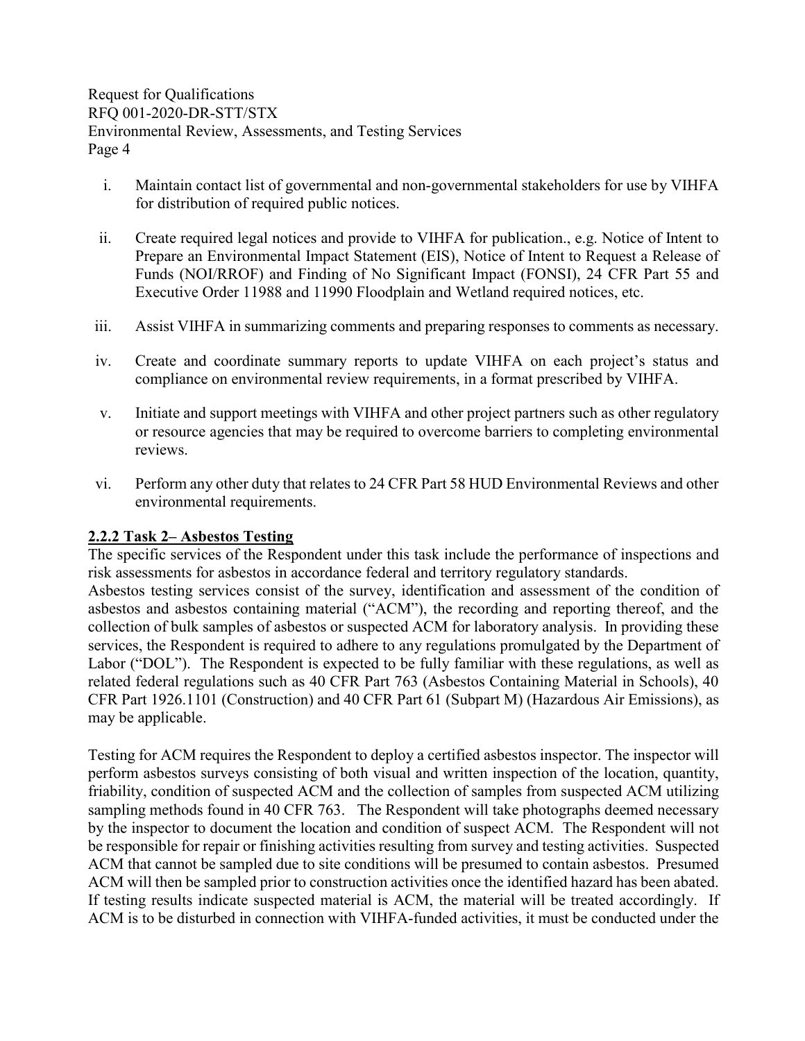i. Maintain contact list of governmental and non-governmental stakeholders for use by VIHFA for distribution of required public notices.

ii. Create required legal notices and provide to VIHFA for publication., e.g. Notice of Intent to Prepare an Environmental Impact Statement (EIS), Notice of Intent to Request a Release of Funds (NOI/RROF) and Finding of No Significant Impact (FONSI), 24 CFR Part 55 and Executive Order 11988 and 11990 Floodplain and Wetland required notices, etc.

iii. Assist VIHFA in summarizing comments and preparing responses to comments as necessary.

iv. Create and coordinate summary reports to update VIHFA on each project's status and compliance on environmental review requirements, in a format prescribed by VIHFA.

v. Initiate and support meetings with VIHFA and other project partners such as other regulatory or resource agencies that may be required to overcome barriers to completing environmental reviews.

vi. Perform any other duty that relates to 24 CFR Part 58 HUD Environmental Reviews and other environmental requirements.

### 2.2.2 Task 2– Asbestos Testing

The specific services of the Respondent under this task include the performance of inspections and risk assessments for asbestos in accordance federal and territory regulatory standards.

Asbestos testing services consist of the survey, identification and assessment of the condition of asbestos and asbestos containing material ("ACM"), the recording and reporting thereof, and the collection of bulk samples of asbestos or suspected ACM for laboratory analysis. In providing these services, the Respondent is required to adhere to any regulations promulgated by the Department of Labor ("DOL"). The Respondent is expected to be fully familiar with these regulations, as well as related federal regulations such as 40 CFR Part 763 (Asbestos Containing Material in Schools), 40 CFR Part 1926.1101 (Construction) and 40 CFR Part 61 (Subpart M) (Hazardous Air Emissions), as may be applicable.

Testing for ACM requires the Respondent to deploy a certified asbestos inspector. The inspector will perform asbestos surveys consisting of both visual and written inspection of the location, quantity, friability, condition of suspected ACM and the collection of samples from suspected ACM utilizing sampling methods found in 40 CFR 763. The Respondent will take photographs deemed necessary by the inspector to document the location and condition of suspect ACM. The Respondent will not be responsible for repair or finishing activities resulting from survey and testing activities. Suspected ACM that cannot be sampled due to site conditions will be presumed to contain asbestos. Presumed ACM will then be sampled prior to construction activities once the identified hazard has been abated. If testing results indicate suspected material is ACM, the material will be treated accordingly. If ACM is to be disturbed in connection with VIHFA-funded activities, it must be conducted under the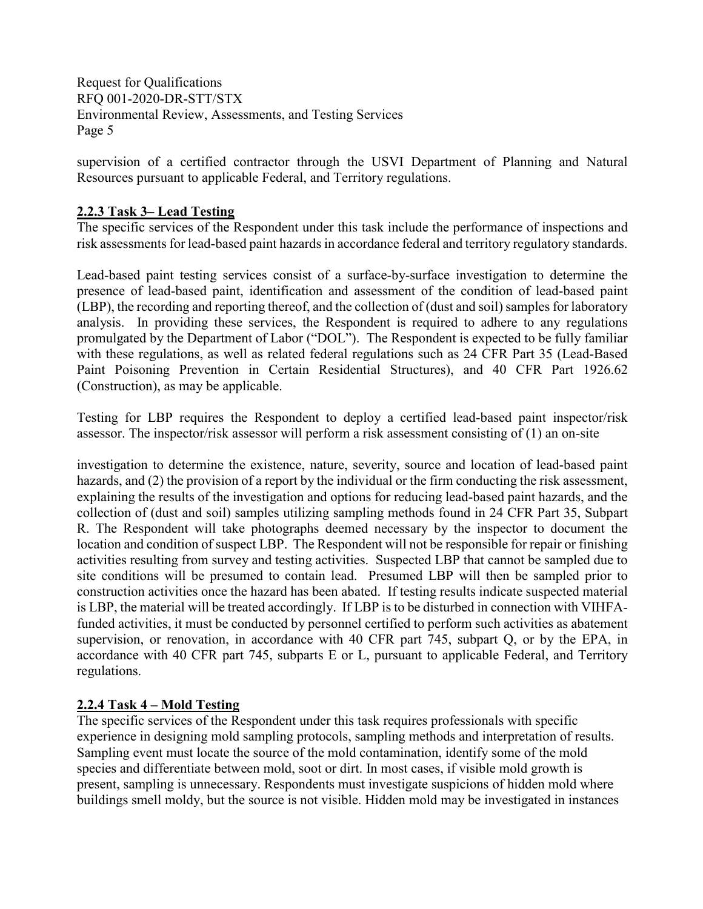supervision of a certified contractor through the USVI Department of Planning and Natural Resources pursuant to applicable Federal, and Territory regulations.

### 2.2.3 Task 3– Lead Testing

The specific services of the Respondent under this task include the performance of inspections and risk assessments for lead-based paint hazards in accordance federal and territory regulatory standards.

Lead-based paint testing services consist of a surface-by-surface investigation to determine the presence of lead-based paint, identification and assessment of the condition of lead-based paint (LBP), the recording and reporting thereof, and the collection of (dust and soil) samples for laboratory analysis. In providing these services, the Respondent is required to adhere to any regulations promulgated by the Department of Labor ("DOL"). The Respondent is expected to be fully familiar with these regulations, as well as related federal regulations such as 24 CFR Part 35 (Lead-Based Paint Poisoning Prevention in Certain Residential Structures), and 40 CFR Part 1926.62 (Construction), as may be applicable.

Testing for LBP requires the Respondent to deploy a certified lead-based paint inspector/risk assessor. The inspector/risk assessor will perform a risk assessment consisting of (1) an on-site investigation to determine the existence, nature, severity, source and location of lead-based paint hazards, and (2) the provision of a report by the individual or the firm conducting the risk assessment, explaining the results of the investigation and options for reducing lead-based paint hazards, and the collection of (dust and soil) samples utilizing sampling methods found in 24 CFR Part 35, Subpart R. The Respondent will take photographs deemed necessary by the inspector to document the location and condition of suspect LBP. The Respondent will not be responsible for repair or finishing activities resulting from survey and testing activities. Suspected LBP that cannot be sampled due to site conditions will be presumed to contain lead. Presumed LBP will then be sampled prior to construction activities once the hazard has been abated. If testing results indicate suspected material is LBP, the material will be treated accordingly. If LBP is to be disturbed in connection with VIHFA-funded activities, it must be conducted by personnel certified to perform such activities as abatement supervision, or renovation, in accordance with 40 CFR part 745, subpart Q, or by the EPA, in accordance with 40 CFR part 745, subparts E or L, pursuant to applicable Federal, and Territory regulations.

### 2.2.4 Task 4 – Mold Testing

The specific services of the Respondent under this task requires professionals with specific experience in designing mold sampling protocols, sampling methods and interpretation of results. Sampling event must locate the source of the mold contamination, identify some of the mold species and differentiate between mold, soot or dirt. In most cases, if visible mold growth is present, sampling is unnecessary. Respondents must investigate suspicions of hidden mold where buildings smell moldy, but the source is not visible. Hidden mold may be investigated in instances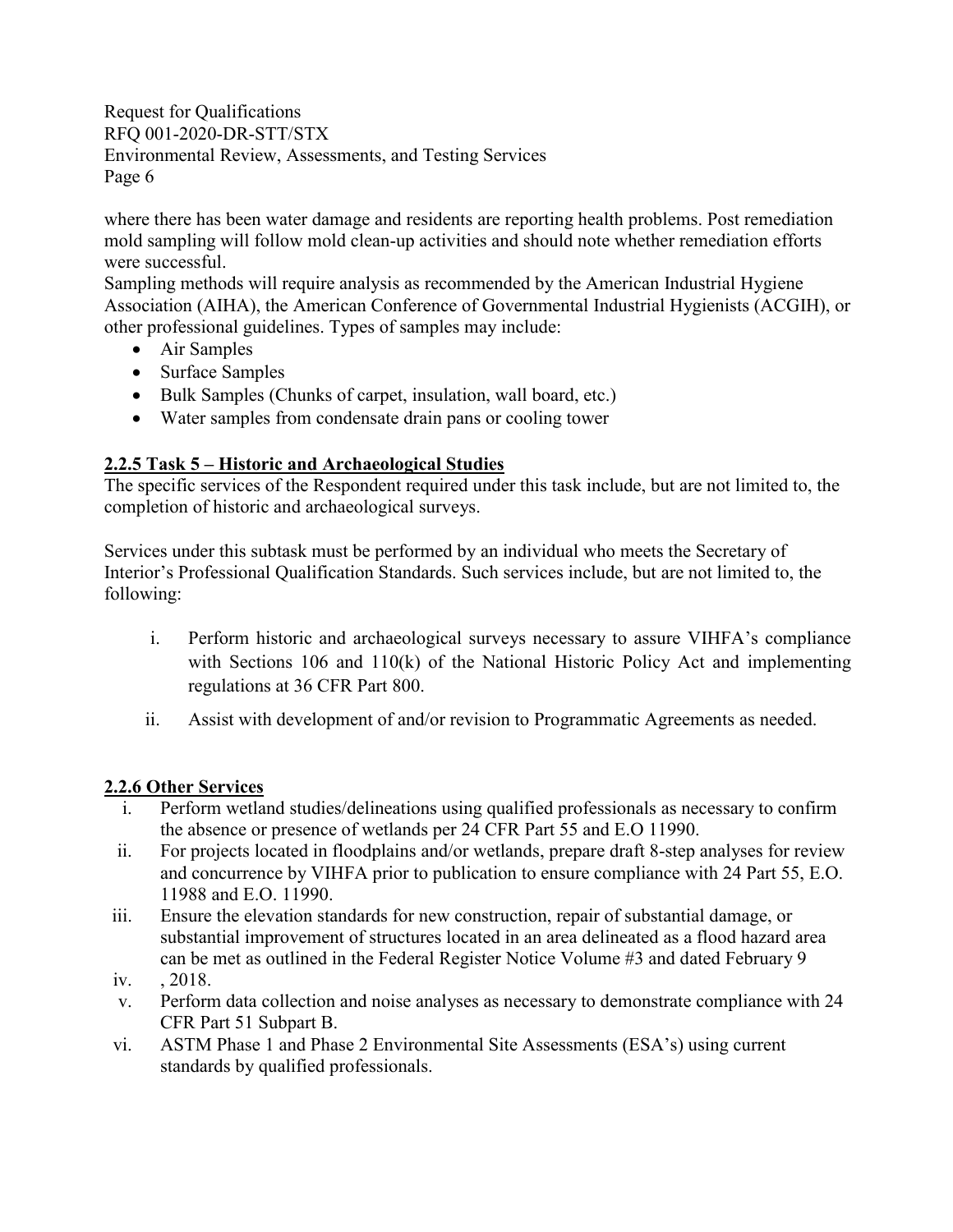where there has been water damage and residents are reporting health problems. Post remediation mold sampling will follow mold clean-up activities and should note whether remediation efforts were successful.

Sampling methods will require analysis as recommended by the American Industrial Hygiene Association (AIHA), the American Conference of Governmental Industrial Hygienists (ACGIH), or other professional guidelines. Types of samples may include:

- Air Samples
- Surface Samples
- Bulk Samples (Chunks of carpet, insulation, wall board, etc.)
- Water samples from condensate drain pans or cooling tower

### 2.2.5 Task 5 – Historic and Archaeological Studies

The specific services of the Respondent required under this task include, but are not limited to, the completion of historic and archaeological surveys.

Services under this subtask must be performed by an individual who meets the Secretary of Interior's Professional Qualification Standards. Such services include, but are not limited to, the following:

i. Perform historic and archaeological surveys necessary to assure VIHFA's compliance with Sections 106 and 110(k) of the National Historic Policy Act and implementing regulations at 36 CFR Part 800.

ii. Assist with development of and/or revision to Programmatic Agreements as needed.

### 2.2.6 Other Services

i. Perform wetland studies/delineations using qualified professionals as necessary to confirm the absence or presence of wetlands per 24 CFR Part 55 and E.O 11990.

ii. For projects located in floodplains and/or wetlands, prepare draft 8-step analyses for review and concurrence by VIHFA prior to publication to ensure compliance with 24 Part 55, E.O. 11988 and E.O. 11990.

iii. Ensure the elevation standards for new construction, repair of substantial damage, or substantial improvement of structures located in an area delineated as a flood hazard area can be met as outlined in the Federal Register Notice Volume #3 and dated February 9

iv. , 2018.

v. Perform data collection and noise analyses as necessary to demonstrate compliance with 24 CFR Part 51 Subpart B.

vi. ASTM Phase 1 and Phase 2 Environmental Site Assessments (ESA's) using current standards by qualified professionals.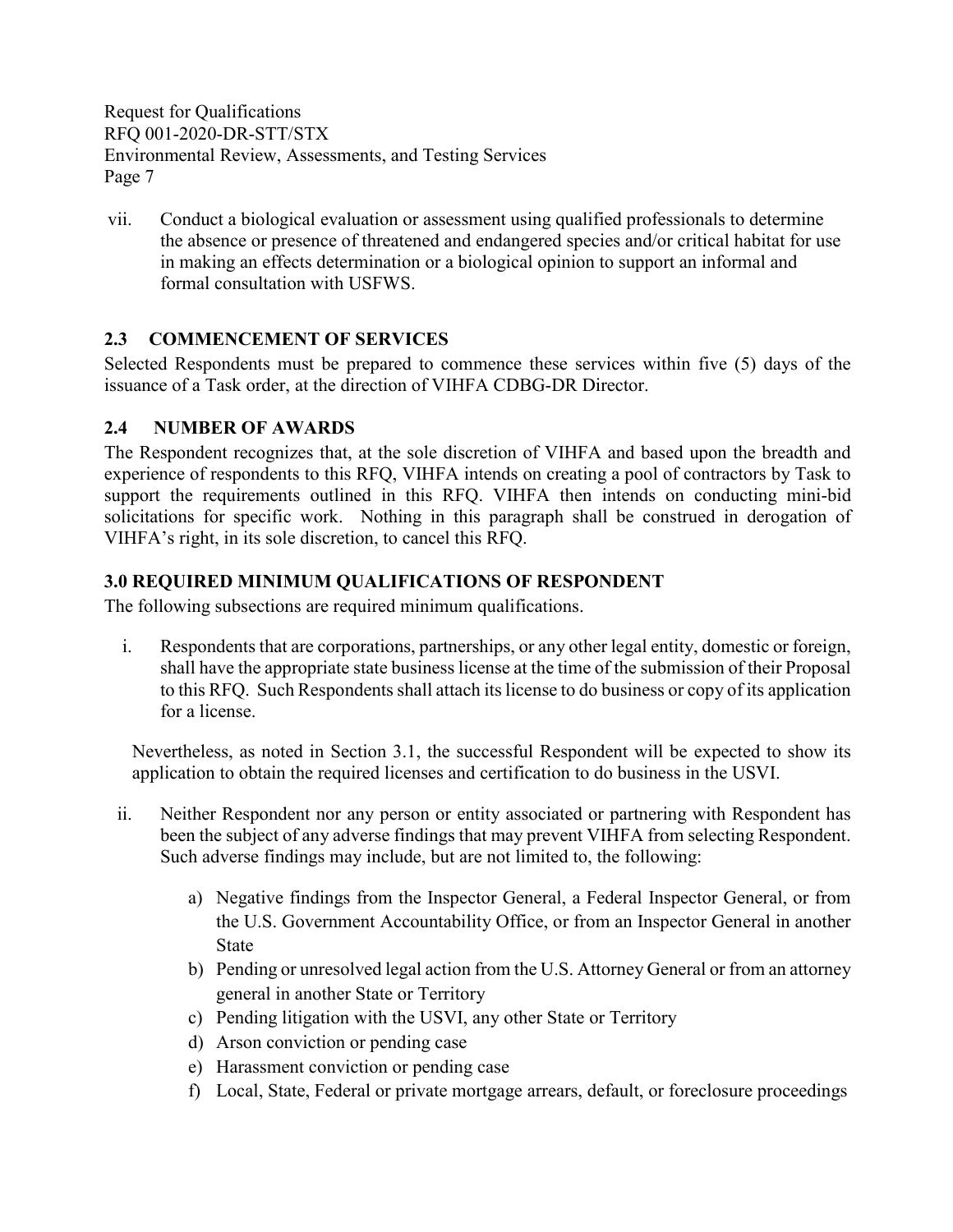vii. Conduct a biological evaluation or assessment using qualified professionals to determine the absence or presence of threatened and endangered species and/or critical habitat for use in making an effects determination or a biological opinion to support an informal and formal consultation with USFWS.

## 2.3 COMMENCEMENT OF SERVICES

Selected Respondents must be prepared to commence these services within five (5) days of the issuance of a Task order, at the direction of VIHFA CDBG-DR Director.

## 2.4 NUMBER OF AWARDS

The Respondent recognizes that, at the sole discretion of VIHFA and based upon the breadth and experience of respondents to this RFQ, VIHFA intends on creating a pool of contractors by Task to support the requirements outlined in this RFQ. VIHFA then intends on conducting mini-bid solicitations for specific work. Nothing in this paragraph shall be construed in derogation of VIHFA's right, in its sole discretion, to cancel this RFQ.

## 3.0 REQUIRED MINIMUM QUALIFICATIONS OF RESPONDENT

The following subsections are required minimum qualifications.

i. Respondents that are corporations, partnerships, or any other legal entity, domestic or foreign, shall have the appropriate state business license at the time of the submission of their Proposal to this RFQ. Such Respondents shall attach its license to do business or copy of its application for a license.

   Nevertheless, as noted in Section 3.1, the successful Respondent will be expected to show its application to obtain the required licenses and certification to do business in the USVI.

ii. Neither Respondent nor any person or entity associated or partnering with Respondent has been the subject of any adverse findings that may prevent VIHFA from selecting Respondent. Such adverse findings may include, but are not limited to, the following:

   a) Negative findings from the Inspector General, a Federal Inspector General, or from the U.S. Government Accountability Office, or from an Inspector General in another State
   b) Pending or unresolved legal action from the U.S. Attorney General or from an attorney general in another State or Territory
   c) Pending litigation with the USVI, any other State or Territory
   d) Arson conviction or pending case
   e) Harassment conviction or pending case
   f) Local, State, Federal or private mortgage arrears, default, or foreclosure proceedings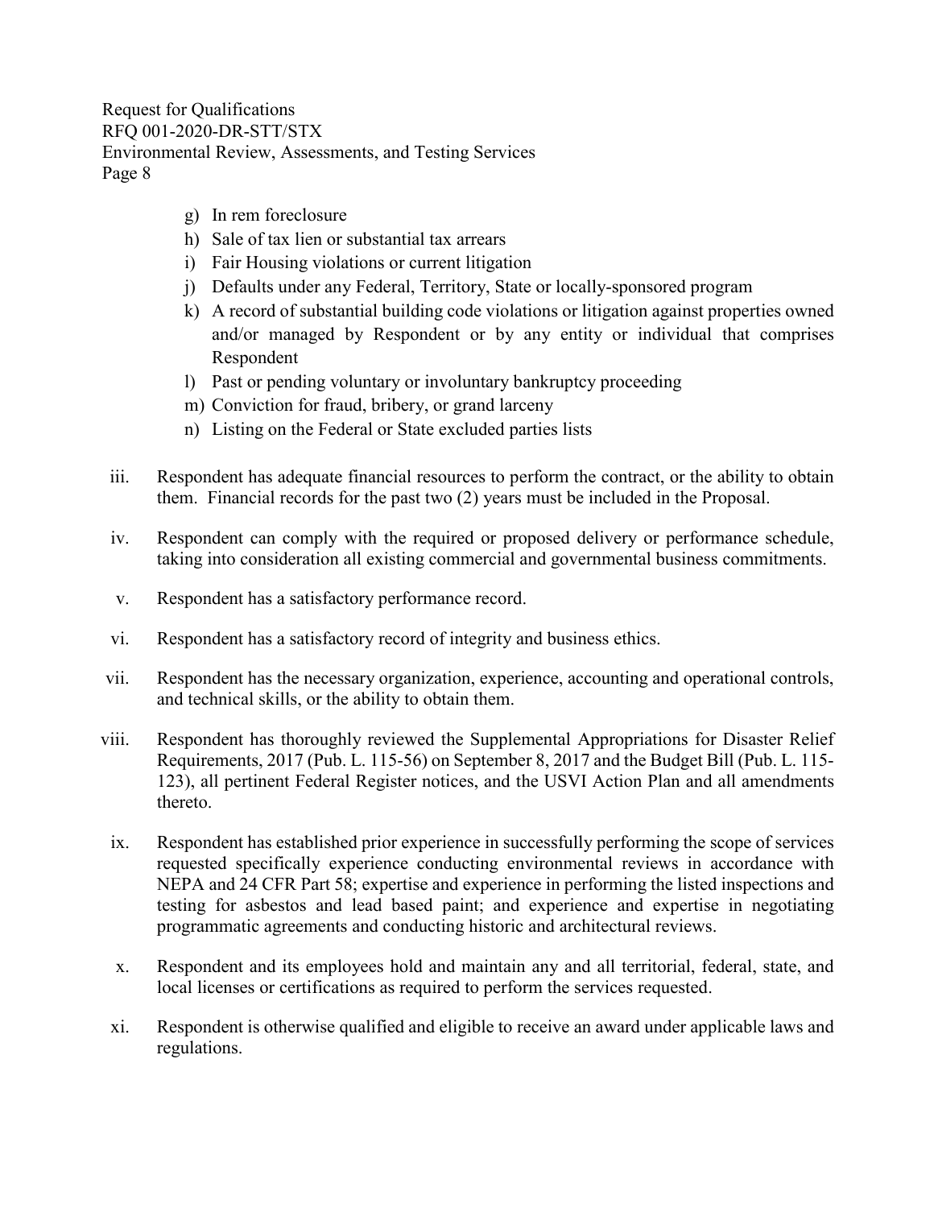g) In rem foreclosure
h) Sale of tax lien or substantial tax arrears
i) Fair Housing violations or current litigation
j) Defaults under any Federal, Territory, State or locally-sponsored program
k) A record of substantial building code violations or litigation against properties owned and/or managed by Respondent or by any entity or individual that comprises Respondent
l) Past or pending voluntary or involuntary bankruptcy proceeding
m) Conviction for fraud, bribery, or grand larceny
n) Listing on the Federal or State excluded parties lists

iii. Respondent has adequate financial resources to perform the contract, or the ability to obtain them. Financial records for the past two (2) years must be included in the Proposal.

iv. Respondent can comply with the required or proposed delivery or performance schedule, taking into consideration all existing commercial and governmental business commitments.

v. Respondent has a satisfactory performance record.

vi. Respondent has a satisfactory record of integrity and business ethics.

vii. Respondent has the necessary organization, experience, accounting and operational controls, and technical skills, or the ability to obtain them.

viii. Respondent has thoroughly reviewed the Supplemental Appropriations for Disaster Relief Requirements, 2017 (Pub. L. 115-56) on September 8, 2017 and the Budget Bill (Pub. L. 115-123), all pertinent Federal Register notices, and the USVI Action Plan and all amendments thereto.

ix. Respondent has established prior experience in successfully performing the scope of services requested specifically experience conducting environmental reviews in accordance with NEPA and 24 CFR Part 58; expertise and experience in performing the listed inspections and testing for asbestos and lead based paint; and experience and expertise in negotiating programmatic agreements and conducting historic and architectural reviews.

x. Respondent and its employees hold and maintain any and all territorial, federal, state, and local licenses or certifications as required to perform the services requested.

xi. Respondent is otherwise qualified and eligible to receive an award under applicable laws and regulations.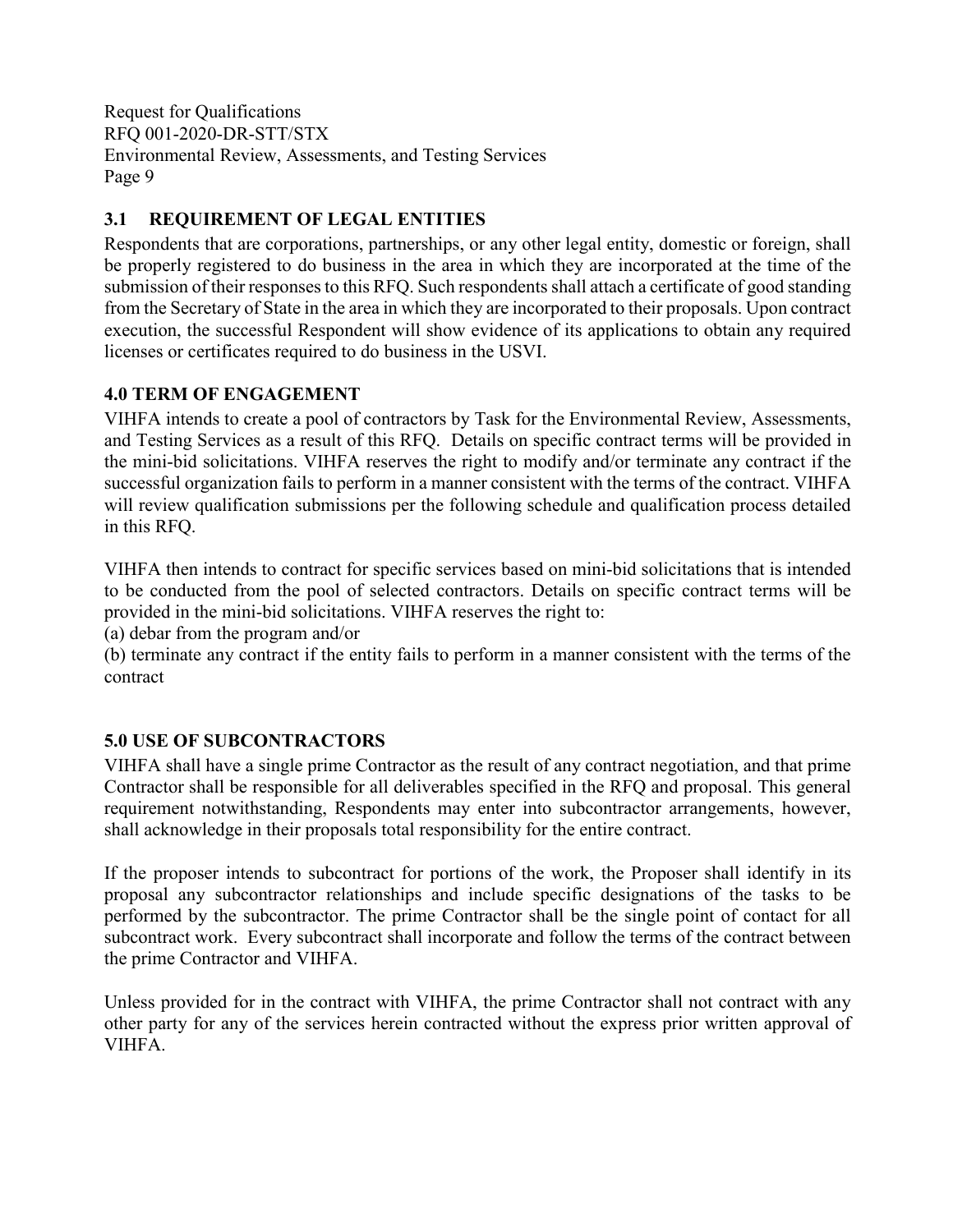### 3.1 REQUIREMENT OF LEGAL ENTITIES

Respondents that are corporations, partnerships, or any other legal entity, domestic or foreign, shall be properly registered to do business in the area in which they are incorporated at the time of the submission of their responses to this RFQ. Such respondents shall attach a certificate of good standing from the Secretary of State in the area in which they are incorporated to their proposals. Upon contract execution, the successful Respondent will show evidence of its applications to obtain any required licenses or certificates required to do business in the USVI.

## 4.0 TERM OF ENGAGEMENT

VIHFA intends to create a pool of contractors by Task for the Environmental Review, Assessments, and Testing Services as a result of this RFQ. Details on specific contract terms will be provided in the mini-bid solicitations. VIHFA reserves the right to modify and/or terminate any contract if the successful organization fails to perform in a manner consistent with the terms of the contract. VIHFA will review qualification submissions per the following schedule and qualification process detailed in this RFQ.

VIHFA then intends to contract for specific services based on mini-bid solicitations that is intended to be conducted from the pool of selected contractors. Details on specific contract terms will be provided in the mini-bid solicitations. VIHFA reserves the right to:

(a) debar from the program and/or

(b) terminate any contract if the entity fails to perform in a manner consistent with the terms of the contract

## 5.0 USE OF SUBCONTRACTORS

VIHFA shall have a single prime Contractor as the result of any contract negotiation, and that prime Contractor shall be responsible for all deliverables specified in the RFQ and proposal. This general requirement notwithstanding, Respondents may enter into subcontractor arrangements, however, shall acknowledge in their proposals total responsibility for the entire contract.

If the proposer intends to subcontract for portions of the work, the Proposer shall identify in its proposal any subcontractor relationships and include specific designations of the tasks to be performed by the subcontractor. The prime Contractor shall be the single point of contact for all subcontract work. Every subcontract shall incorporate and follow the terms of the contract between the prime Contractor and VIHFA.

Unless provided for in the contract with VIHFA, the prime Contractor shall not contract with any other party for any of the services herein contracted without the express prior written approval of VIHFA.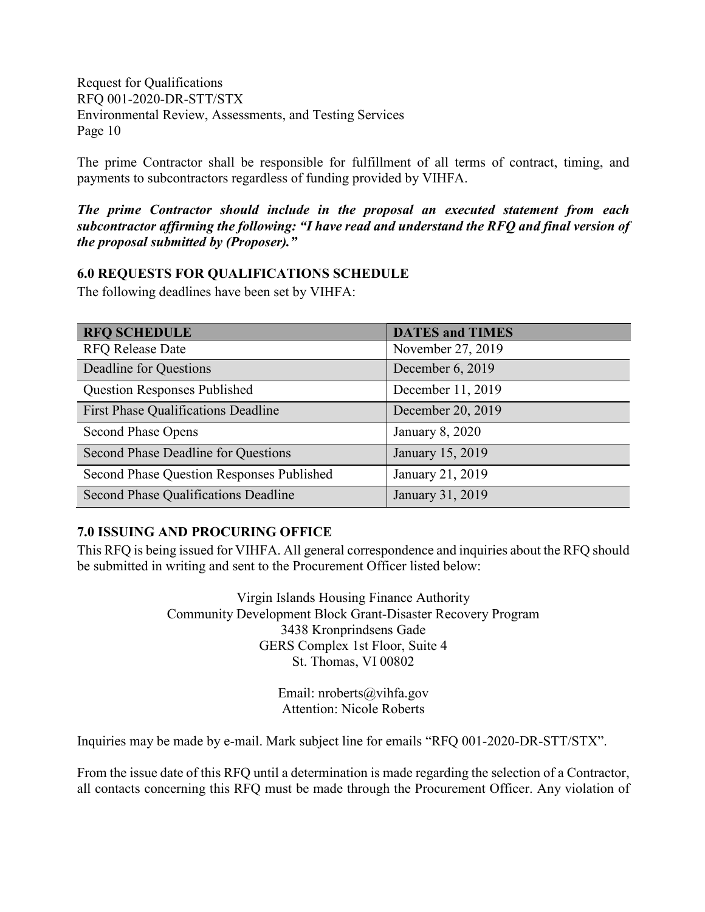The prime Contractor shall be responsible for fulfillment of all terms of contract, timing, and payments to subcontractors regardless of funding provided by VIHFA.

***The prime Contractor should include in the proposal an executed statement from each subcontractor affirming the following: "I have read and understand the RFQ and final version of the proposal submitted by (Proposer)."***

## 6.0 REQUESTS FOR QUALIFICATIONS SCHEDULE

The following deadlines have been set by VIHFA:

| RFQ SCHEDULE | DATES and TIMES |
|---|---|
| RFQ Release Date | November 27, 2019 |
| Deadline for Questions | December 6, 2019 |
| Question Responses Published | December 11, 2019 |
| First Phase Qualifications Deadline | December 20, 2019 |
| Second Phase Opens | January 8, 2020 |
| Second Phase Deadline for Questions | January 15, 2019 |
| Second Phase Question Responses Published | January 21, 2019 |
| Second Phase Qualifications Deadline | January 31, 2019 |

## 7.0 ISSUING AND PROCURING OFFICE

This RFQ is being issued for VIHFA. All general correspondence and inquiries about the RFQ should be submitted in writing and sent to the Procurement Officer listed below:

Virgin Islands Housing Finance Authority
Community Development Block Grant-Disaster Recovery Program
3438 Kronprindsens Gade
GERS Complex 1st Floor, Suite 4
St. Thomas, VI 00802

Email: nroberts@vihfa.gov
Attention: Nicole Roberts

Inquiries may be made by e-mail. Mark subject line for emails "RFQ 001-2020-DR-STT/STX".

From the issue date of this RFQ until a determination is made regarding the selection of a Contractor, all contacts concerning this RFQ must be made through the Procurement Officer. Any violation of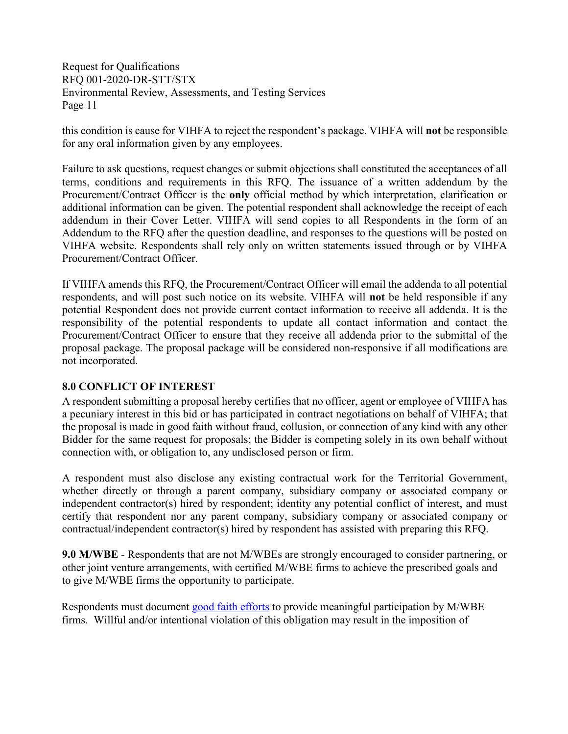this condition is cause for VIHFA to reject the respondent's package. VIHFA will **not** be responsible for any oral information given by any employees.

Failure to ask questions, request changes or submit objections shall constituted the acceptances of all terms, conditions and requirements in this RFQ. The issuance of a written addendum by the Procurement/Contract Officer is the **only** official method by which interpretation, clarification or additional information can be given. The potential respondent shall acknowledge the receipt of each addendum in their Cover Letter. VIHFA will send copies to all Respondents in the form of an Addendum to the RFQ after the question deadline, and responses to the questions will be posted on VIHFA website. Respondents shall rely only on written statements issued through or by VIHFA Procurement/Contract Officer.

If VIHFA amends this RFQ, the Procurement/Contract Officer will email the addenda to all potential respondents, and will post such notice on its website. VIHFA will **not** be held responsible if any potential Respondent does not provide current contact information to receive all addenda. It is the responsibility of the potential respondents to update all contact information and contact the Procurement/Contract Officer to ensure that they receive all addenda prior to the submittal of the proposal package. The proposal package will be considered non-responsive if all modifications are not incorporated.

## 8.0 CONFLICT OF INTEREST

A respondent submitting a proposal hereby certifies that no officer, agent or employee of VIHFA has a pecuniary interest in this bid or has participated in contract negotiations on behalf of VIHFA; that the proposal is made in good faith without fraud, collusion, or connection of any kind with any other Bidder for the same request for proposals; the Bidder is competing solely in its own behalf without connection with, or obligation to, any undisclosed person or firm.

A respondent must also disclose any existing contractual work for the Territorial Government, whether directly or through a parent company, subsidiary company or associated company or independent contractor(s) hired by respondent; identity any potential conflict of interest, and must certify that respondent nor any parent company, subsidiary company or associated company or contractual/independent contractor(s) hired by respondent has assisted with preparing this RFQ.

**9.0 M/WBE** - Respondents that are not M/WBEs are strongly encouraged to consider partnering, or other joint venture arrangements, with certified M/WBE firms to achieve the prescribed goals and to give M/WBE firms the opportunity to participate.

Respondents must document good faith efforts to provide meaningful participation by M/WBE firms. Willful and/or intentional violation of this obligation may result in the imposition of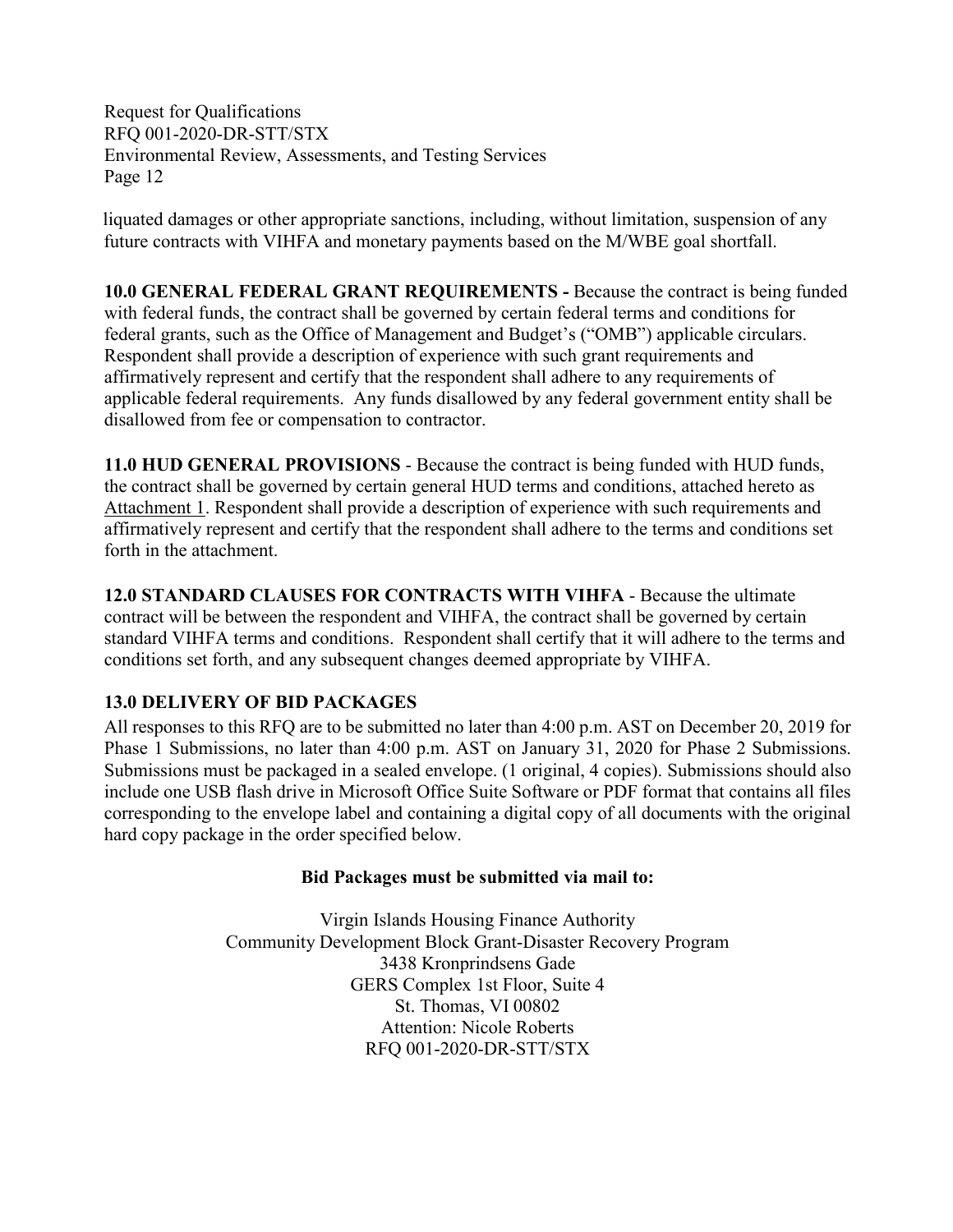liquated damages or other appropriate sanctions, including, without limitation, suspension of any future contracts with VIHFA and monetary payments based on the M/WBE goal shortfall.

**10.0 GENERAL FEDERAL GRANT REQUIREMENTS -** Because the contract is being funded with federal funds, the contract shall be governed by certain federal terms and conditions for federal grants, such as the Office of Management and Budget's ("OMB") applicable circulars. Respondent shall provide a description of experience with such grant requirements and affirmatively represent and certify that the respondent shall adhere to any requirements of applicable federal requirements. Any funds disallowed by any federal government entity shall be disallowed from fee or compensation to contractor.

**11.0 HUD GENERAL PROVISIONS** - Because the contract is being funded with HUD funds, the contract shall be governed by certain general HUD terms and conditions, attached hereto as Attachment 1. Respondent shall provide a description of experience with such requirements and affirmatively represent and certify that the respondent shall adhere to the terms and conditions set forth in the attachment.

**12.0 STANDARD CLAUSES FOR CONTRACTS WITH VIHFA** - Because the ultimate contract will be between the respondent and VIHFA, the contract shall be governed by certain standard VIHFA terms and conditions. Respondent shall certify that it will adhere to the terms and conditions set forth, and any subsequent changes deemed appropriate by VIHFA.

## 13.0 DELIVERY OF BID PACKAGES

All responses to this RFQ are to be submitted no later than 4:00 p.m. AST on December 20, 2019 for Phase 1 Submissions, no later than 4:00 p.m. AST on January 31, 2020 for Phase 2 Submissions. Submissions must be packaged in a sealed envelope. (1 original, 4 copies). Submissions should also include one USB flash drive in Microsoft Office Suite Software or PDF format that contains all files corresponding to the envelope label and containing a digital copy of all documents with the original hard copy package in the order specified below.

**Bid Packages must be submitted via mail to:**

Virgin Islands Housing Finance Authority
Community Development Block Grant-Disaster Recovery Program
3438 Kronprindsens Gade
GERS Complex 1st Floor, Suite 4
St. Thomas, VI 00802
Attention: Nicole Roberts
RFQ 001-2020-DR-STT/STX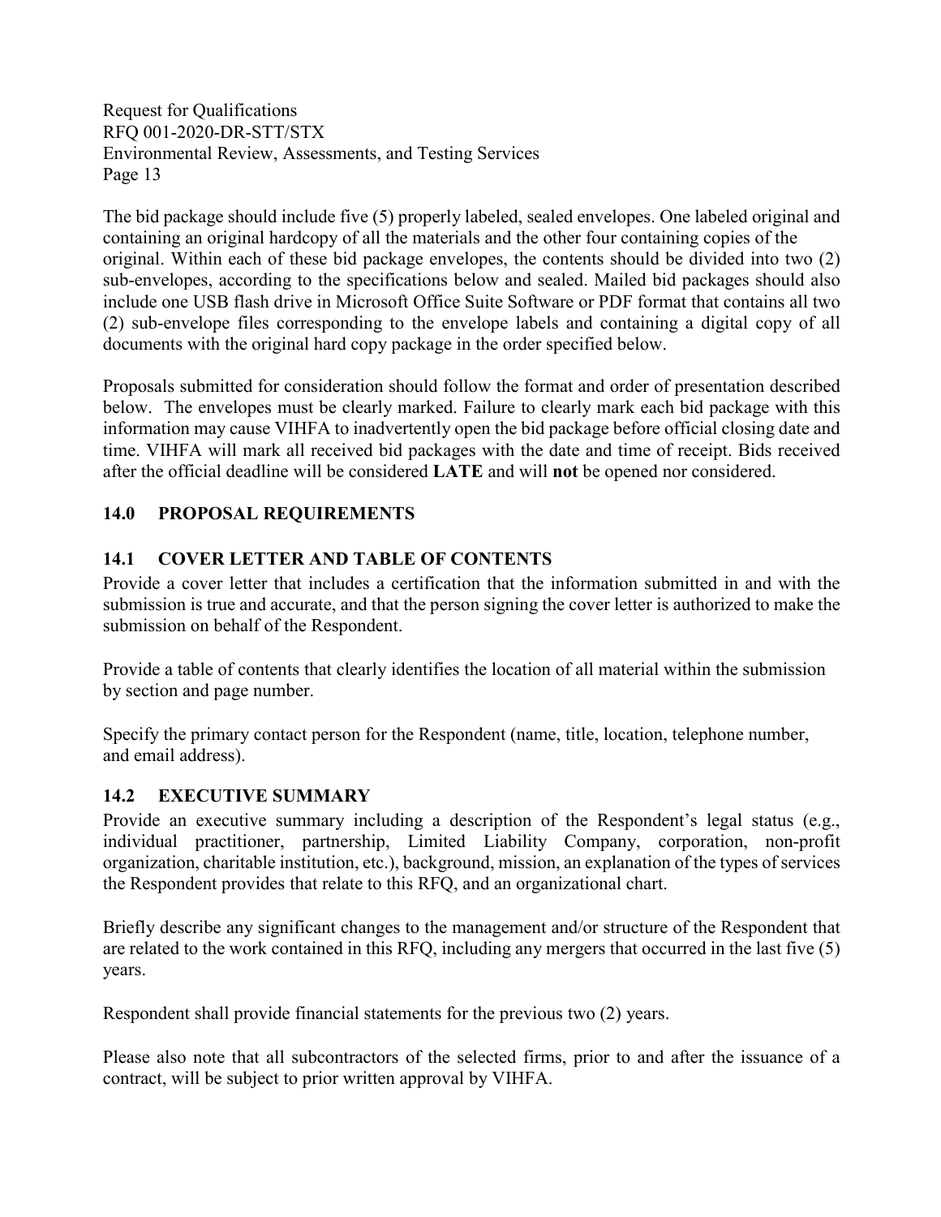The bid package should include five (5) properly labeled, sealed envelopes. One labeled original and containing an original hardcopy of all the materials and the other four containing copies of the original. Within each of these bid package envelopes, the contents should be divided into two (2) sub-envelopes, according to the specifications below and sealed. Mailed bid packages should also include one USB flash drive in Microsoft Office Suite Software or PDF format that contains all two (2) sub-envelope files corresponding to the envelope labels and containing a digital copy of all documents with the original hard copy package in the order specified below.

Proposals submitted for consideration should follow the format and order of presentation described below. The envelopes must be clearly marked. Failure to clearly mark each bid package with this information may cause VIHFA to inadvertently open the bid package before official closing date and time. VIHFA will mark all received bid packages with the date and time of receipt. Bids received after the official deadline will be considered **LATE** and will **not** be opened nor considered.

## 14.0 PROPOSAL REQUIREMENTS

### 14.1 COVER LETTER AND TABLE OF CONTENTS

Provide a cover letter that includes a certification that the information submitted in and with the submission is true and accurate, and that the person signing the cover letter is authorized to make the submission on behalf of the Respondent.

Provide a table of contents that clearly identifies the location of all material within the submission by section and page number.

Specify the primary contact person for the Respondent (name, title, location, telephone number, and email address).

### 14.2 EXECUTIVE SUMMARY

Provide an executive summary including a description of the Respondent's legal status (e.g., individual practitioner, partnership, Limited Liability Company, corporation, non-profit organization, charitable institution, etc.), background, mission, an explanation of the types of services the Respondent provides that relate to this RFQ, and an organizational chart.

Briefly describe any significant changes to the management and/or structure of the Respondent that are related to the work contained in this RFQ, including any mergers that occurred in the last five (5) years.

Respondent shall provide financial statements for the previous two (2) years.

Please also note that all subcontractors of the selected firms, prior to and after the issuance of a contract, will be subject to prior written approval by VIHFA.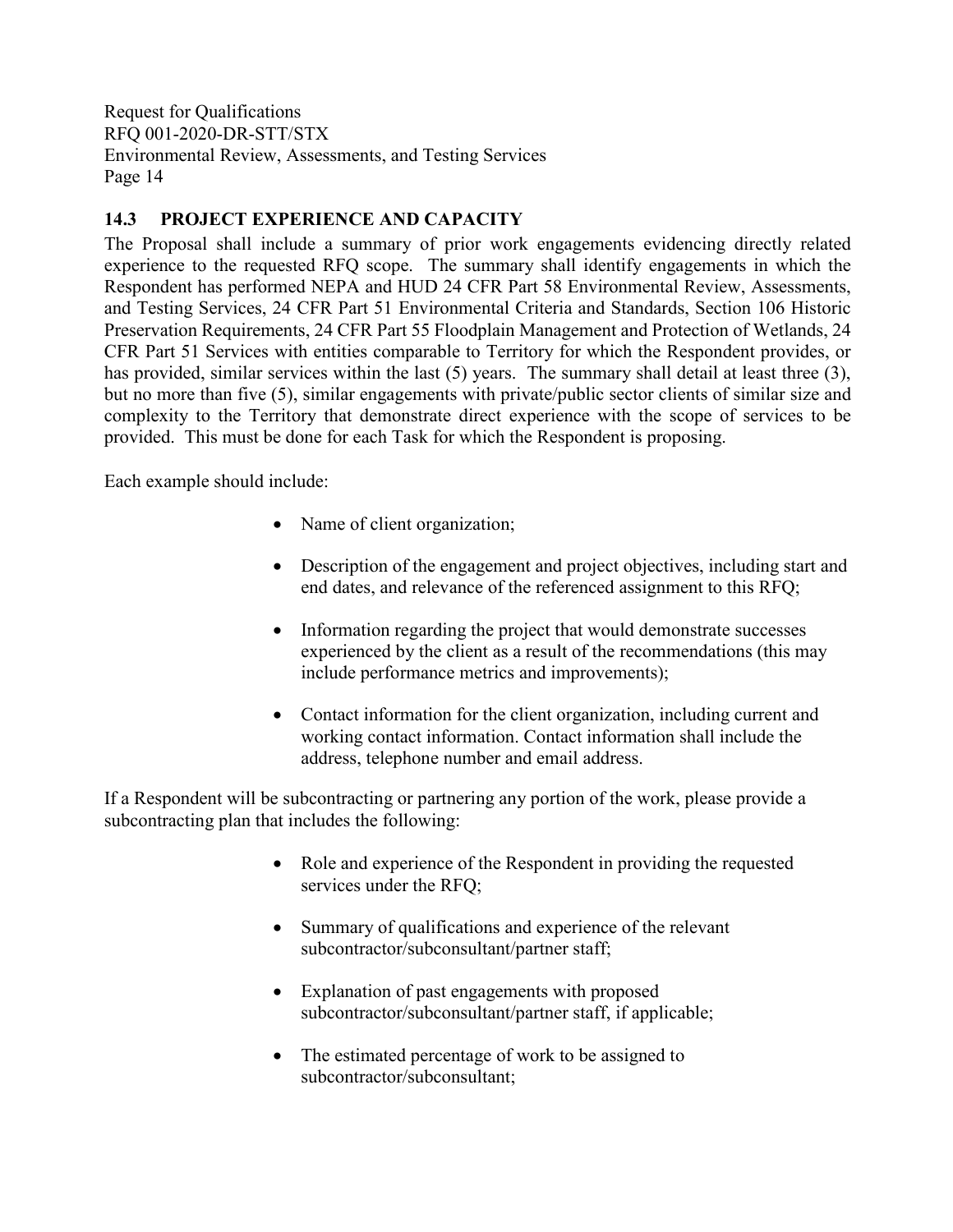### 14.3 PROJECT EXPERIENCE AND CAPACITY

The Proposal shall include a summary of prior work engagements evidencing directly related experience to the requested RFQ scope. The summary shall identify engagements in which the Respondent has performed NEPA and HUD 24 CFR Part 58 Environmental Review, Assessments, and Testing Services, 24 CFR Part 51 Environmental Criteria and Standards, Section 106 Historic Preservation Requirements, 24 CFR Part 55 Floodplain Management and Protection of Wetlands, 24 CFR Part 51 Services with entities comparable to Territory for which the Respondent provides, or has provided, similar services within the last (5) years. The summary shall detail at least three (3), but no more than five (5), similar engagements with private/public sector clients of similar size and complexity to the Territory that demonstrate direct experience with the scope of services to be provided. This must be done for each Task for which the Respondent is proposing.

Each example should include:

- Name of client organization;
- Description of the engagement and project objectives, including start and end dates, and relevance of the referenced assignment to this RFQ;
- Information regarding the project that would demonstrate successes experienced by the client as a result of the recommendations (this may include performance metrics and improvements);
- Contact information for the client organization, including current and working contact information. Contact information shall include the address, telephone number and email address.

If a Respondent will be subcontracting or partnering any portion of the work, please provide a subcontracting plan that includes the following:

- Role and experience of the Respondent in providing the requested services under the RFQ;
- Summary of qualifications and experience of the relevant subcontractor/subconsultant/partner staff;
- Explanation of past engagements with proposed subcontractor/subconsultant/partner staff, if applicable;
- The estimated percentage of work to be assigned to subcontractor/subconsultant;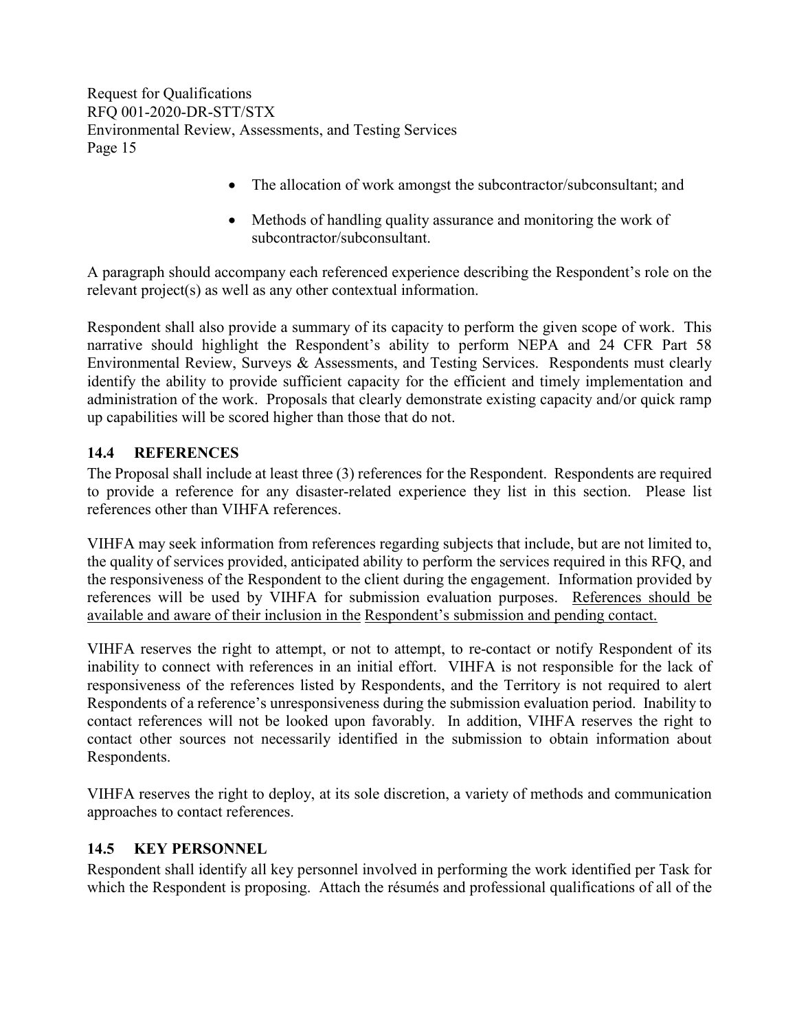- The allocation of work amongst the subcontractor/subconsultant; and
- Methods of handling quality assurance and monitoring the work of subcontractor/subconsultant.

A paragraph should accompany each referenced experience describing the Respondent's role on the relevant project(s) as well as any other contextual information.

Respondent shall also provide a summary of its capacity to perform the given scope of work. This narrative should highlight the Respondent's ability to perform NEPA and 24 CFR Part 58 Environmental Review, Surveys & Assessments, and Testing Services. Respondents must clearly identify the ability to provide sufficient capacity for the efficient and timely implementation and administration of the work. Proposals that clearly demonstrate existing capacity and/or quick ramp up capabilities will be scored higher than those that do not.

## 14.4 REFERENCES

The Proposal shall include at least three (3) references for the Respondent. Respondents are required to provide a reference for any disaster-related experience they list in this section. Please list references other than VIHFA references.

VIHFA may seek information from references regarding subjects that include, but are not limited to, the quality of services provided, anticipated ability to perform the services required in this RFQ, and the responsiveness of the Respondent to the client during the engagement. Information provided by references will be used by VIHFA for submission evaluation purposes. <u>References should be available and aware of their inclusion in the Respondent's submission and pending contact.</u>

VIHFA reserves the right to attempt, or not to attempt, to re-contact or notify Respondent of its inability to connect with references in an initial effort. VIHFA is not responsible for the lack of responsiveness of the references listed by Respondents, and the Territory is not required to alert Respondents of a reference's unresponsiveness during the submission evaluation period. Inability to contact references will not be looked upon favorably. In addition, VIHFA reserves the right to contact other sources not necessarily identified in the submission to obtain information about Respondents.

VIHFA reserves the right to deploy, at its sole discretion, a variety of methods and communication approaches to contact references.

## 14.5 KEY PERSONNEL

Respondent shall identify all key personnel involved in performing the work identified per Task for which the Respondent is proposing. Attach the résumés and professional qualifications of all of the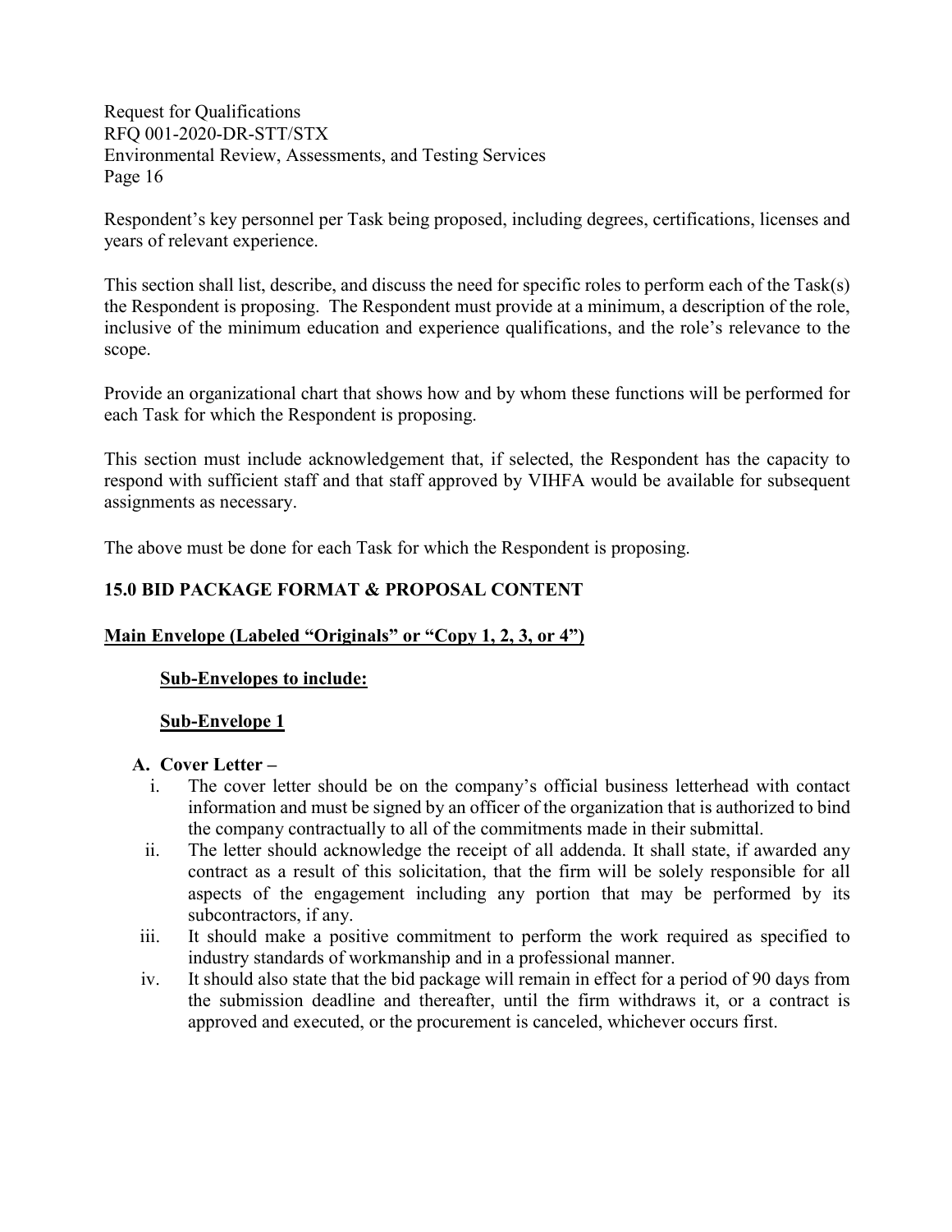Respondent's key personnel per Task being proposed, including degrees, certifications, licenses and years of relevant experience.

This section shall list, describe, and discuss the need for specific roles to perform each of the Task(s) the Respondent is proposing. The Respondent must provide at a minimum, a description of the role, inclusive of the minimum education and experience qualifications, and the role's relevance to the scope.

Provide an organizational chart that shows how and by whom these functions will be performed for each Task for which the Respondent is proposing.

This section must include acknowledgement that, if selected, the Respondent has the capacity to respond with sufficient staff and that staff approved by VIHFA would be available for subsequent assignments as necessary.

The above must be done for each Task for which the Respondent is proposing.

## 15.0 BID PACKAGE FORMAT & PROPOSAL CONTENT

**Main Envelope (Labeled "Originals" or "Copy 1, 2, 3, or 4")**

**Sub-Envelopes to include:**

**Sub-Envelope 1**

**A. Cover Letter –**

i. The cover letter should be on the company's official business letterhead with contact information and must be signed by an officer of the organization that is authorized to bind the company contractually to all of the commitments made in their submittal.

ii. The letter should acknowledge the receipt of all addenda. It shall state, if awarded any contract as a result of this solicitation, that the firm will be solely responsible for all aspects of the engagement including any portion that may be performed by its subcontractors, if any.

iii. It should make a positive commitment to perform the work required as specified to industry standards of workmanship and in a professional manner.

iv. It should also state that the bid package will remain in effect for a period of 90 days from the submission deadline and thereafter, until the firm withdraws it, or a contract is approved and executed, or the procurement is canceled, whichever occurs first.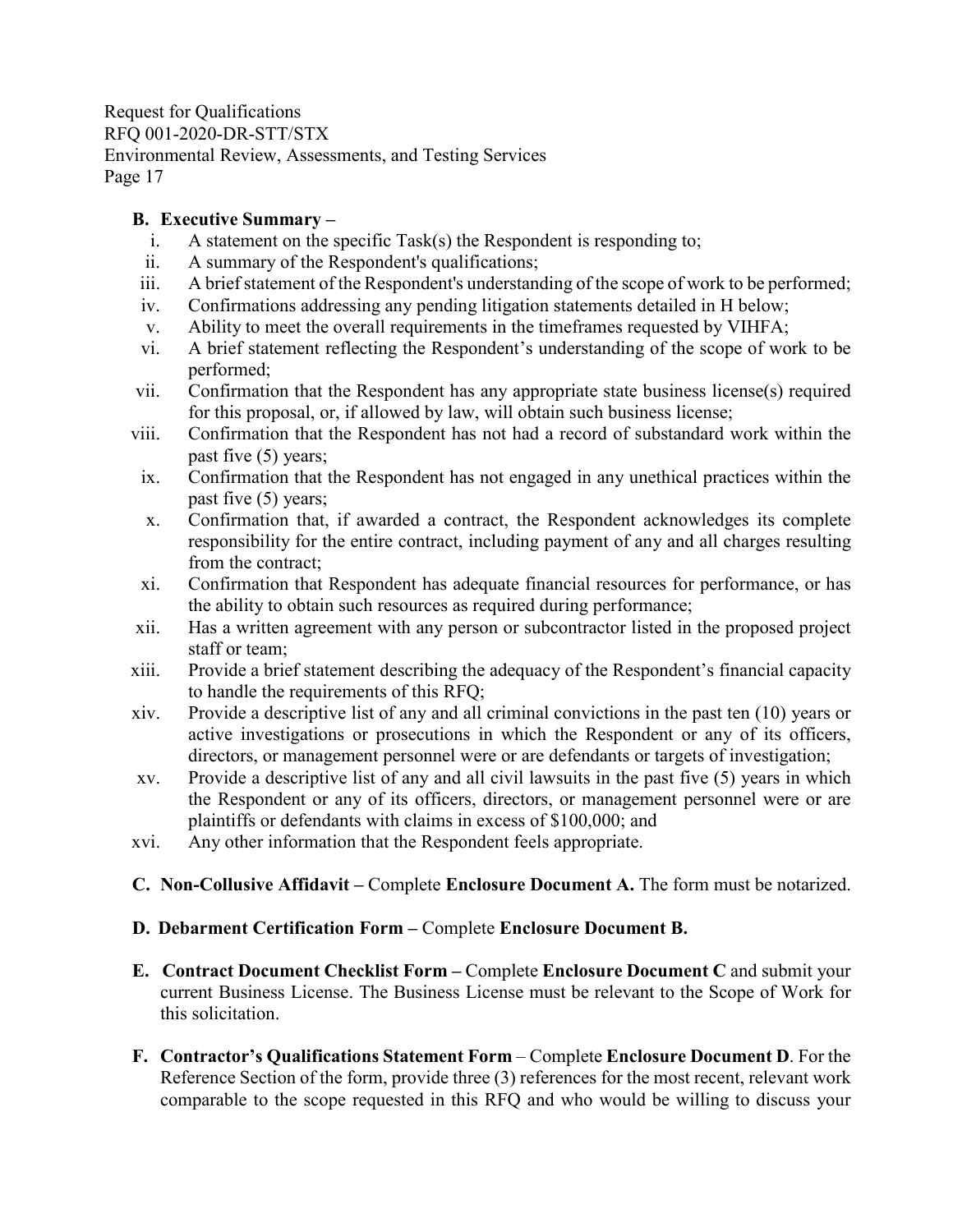**B. Executive Summary –**

i. A statement on the specific Task(s) the Respondent is responding to;
ii. A summary of the Respondent's qualifications;
iii. A brief statement of the Respondent's understanding of the scope of work to be performed;
iv. Confirmations addressing any pending litigation statements detailed in H below;
v. Ability to meet the overall requirements in the timeframes requested by VIHFA;
vi. A brief statement reflecting the Respondent's understanding of the scope of work to be performed;
vii. Confirmation that the Respondent has any appropriate state business license(s) required for this proposal, or, if allowed by law, will obtain such business license;
viii. Confirmation that the Respondent has not had a record of substandard work within the past five (5) years;
ix. Confirmation that the Respondent has not engaged in any unethical practices within the past five (5) years;
x. Confirmation that, if awarded a contract, the Respondent acknowledges its complete responsibility for the entire contract, including payment of any and all charges resulting from the contract;
xi. Confirmation that Respondent has adequate financial resources for performance, or has the ability to obtain such resources as required during performance;
xii. Has a written agreement with any person or subcontractor listed in the proposed project staff or team;
xiii. Provide a brief statement describing the adequacy of the Respondent's financial capacity to handle the requirements of this RFQ;
xiv. Provide a descriptive list of any and all criminal convictions in the past ten (10) years or active investigations or prosecutions in which the Respondent or any of its officers, directors, or management personnel were or are defendants or targets of investigation;
xv. Provide a descriptive list of any and all civil lawsuits in the past five (5) years in which the Respondent or any of its officers, directors, or management personnel were or are plaintiffs or defendants with claims in excess of $100,000; and
xvi. Any other information that the Respondent feels appropriate.

**C. Non-Collusive Affidavit –** Complete **Enclosure Document A.** The form must be notarized.

**D. Debarment Certification Form –** Complete **Enclosure Document B.**

**E. Contract Document Checklist Form –** Complete **Enclosure Document C** and submit your current Business License. The Business License must be relevant to the Scope of Work for this solicitation.

**F. Contractor's Qualifications Statement Form** – Complete **Enclosure Document D**. For the Reference Section of the form, provide three (3) references for the most recent, relevant work comparable to the scope requested in this RFQ and who would be willing to discuss your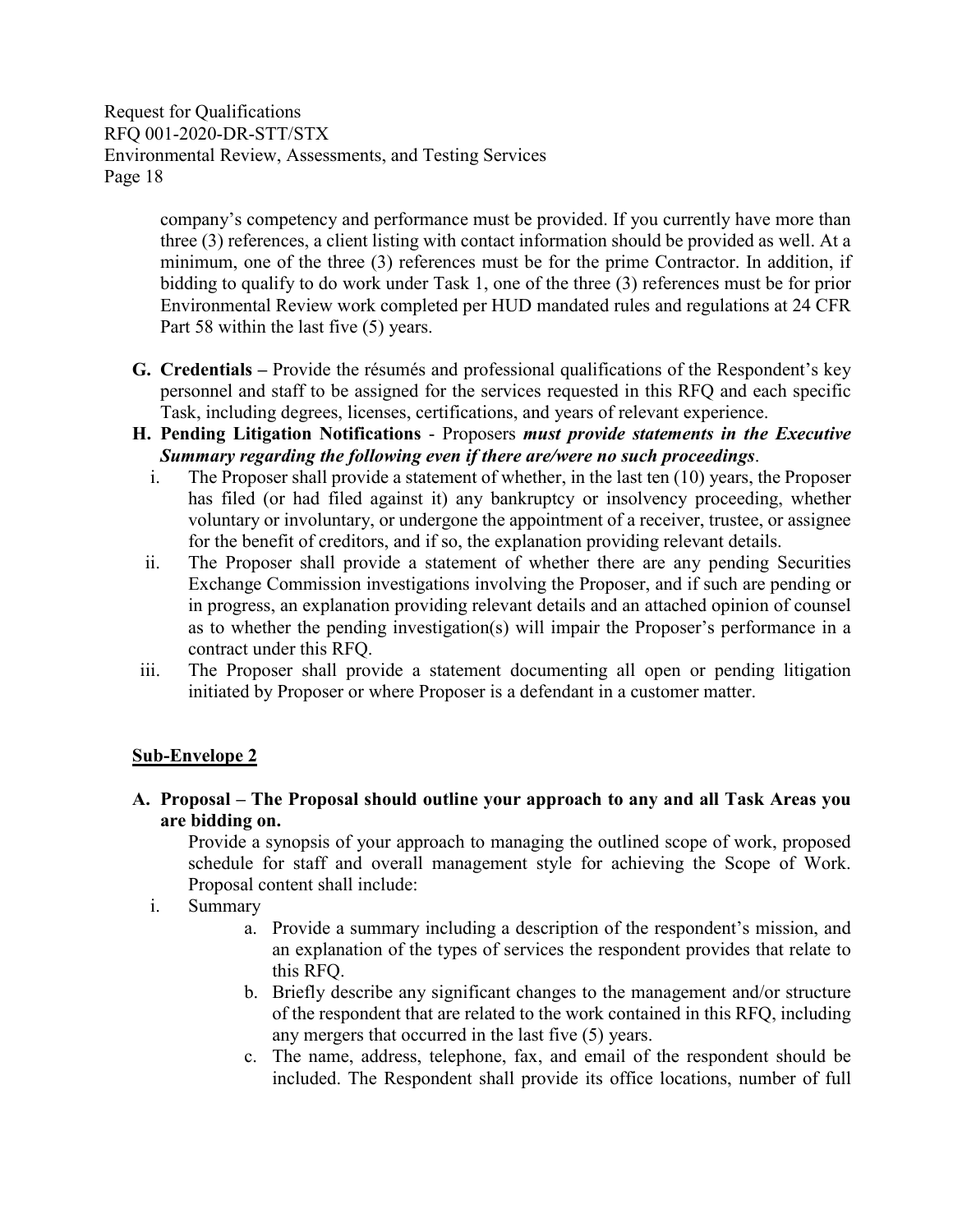company's competency and performance must be provided. If you currently have more than three (3) references, a client listing with contact information should be provided as well. At a minimum, one of the three (3) references must be for the prime Contractor. In addition, if bidding to qualify to do work under Task 1, one of the three (3) references must be for prior Environmental Review work completed per HUD mandated rules and regulations at 24 CFR Part 58 within the last five (5) years.

**G. Credentials –** Provide the résumés and professional qualifications of the Respondent's key personnel and staff to be assigned for the services requested in this RFQ and each specific Task, including degrees, licenses, certifications, and years of relevant experience.

**H. Pending Litigation Notifications** - Proposers ***must provide statements in the Executive Summary regarding the following even if there are/were no such proceedings***.

i. The Proposer shall provide a statement of whether, in the last ten (10) years, the Proposer has filed (or had filed against it) any bankruptcy or insolvency proceeding, whether voluntary or involuntary, or undergone the appointment of a receiver, trustee, or assignee for the benefit of creditors, and if so, the explanation providing relevant details.

ii. The Proposer shall provide a statement of whether there are any pending Securities Exchange Commission investigations involving the Proposer, and if such are pending or in progress, an explanation providing relevant details and an attached opinion of counsel as to whether the pending investigation(s) will impair the Proposer's performance in a contract under this RFQ.

iii. The Proposer shall provide a statement documenting all open or pending litigation initiated by Proposer or where Proposer is a defendant in a customer matter.

## Sub-Envelope 2

**A. Proposal – The Proposal should outline your approach to any and all Task Areas you are bidding on.**

Provide a synopsis of your approach to managing the outlined scope of work, proposed schedule for staff and overall management style for achieving the Scope of Work. Proposal content shall include:

i. Summary

a. Provide a summary including a description of the respondent's mission, and an explanation of the types of services the respondent provides that relate to this RFQ.

b. Briefly describe any significant changes to the management and/or structure of the respondent that are related to the work contained in this RFQ, including any mergers that occurred in the last five (5) years.

c. The name, address, telephone, fax, and email of the respondent should be included. The Respondent shall provide its office locations, number of full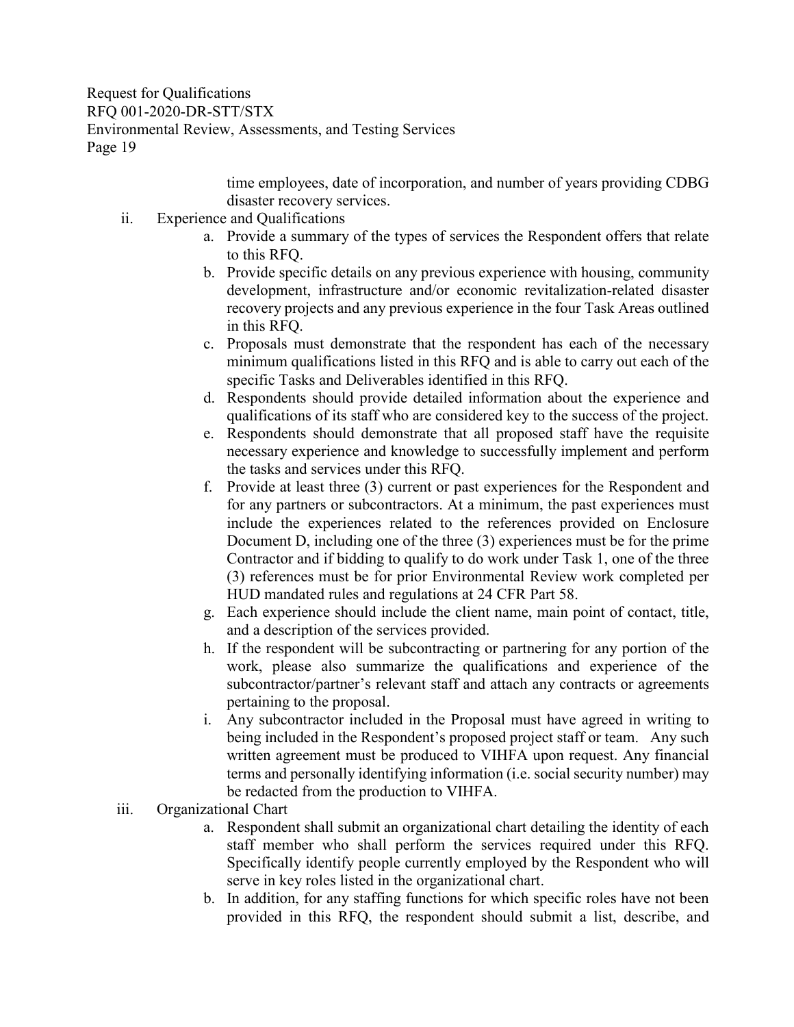time employees, date of incorporation, and number of years providing CDBG disaster recovery services.

ii. Experience and Qualifications

a. Provide a summary of the types of services the Respondent offers that relate to this RFQ.

b. Provide specific details on any previous experience with housing, community development, infrastructure and/or economic revitalization-related disaster recovery projects and any previous experience in the four Task Areas outlined in this RFQ.

c. Proposals must demonstrate that the respondent has each of the necessary minimum qualifications listed in this RFQ and is able to carry out each of the specific Tasks and Deliverables identified in this RFQ.

d. Respondents should provide detailed information about the experience and qualifications of its staff who are considered key to the success of the project.

e. Respondents should demonstrate that all proposed staff have the requisite necessary experience and knowledge to successfully implement and perform the tasks and services under this RFQ.

f. Provide at least three (3) current or past experiences for the Respondent and for any partners or subcontractors. At a minimum, the past experiences must include the experiences related to the references provided on Enclosure Document D, including one of the three (3) experiences must be for the prime Contractor and if bidding to qualify to do work under Task 1, one of the three (3) references must be for prior Environmental Review work completed per HUD mandated rules and regulations at 24 CFR Part 58.

g. Each experience should include the client name, main point of contact, title, and a description of the services provided.

h. If the respondent will be subcontracting or partnering for any portion of the work, please also summarize the qualifications and experience of the subcontractor/partner's relevant staff and attach any contracts or agreements pertaining to the proposal.

i. Any subcontractor included in the Proposal must have agreed in writing to being included in the Respondent's proposed project staff or team. Any such written agreement must be produced to VIHFA upon request. Any financial terms and personally identifying information (i.e. social security number) may be redacted from the production to VIHFA.

iii. Organizational Chart

a. Respondent shall submit an organizational chart detailing the identity of each staff member who shall perform the services required under this RFQ. Specifically identify people currently employed by the Respondent who will serve in key roles listed in the organizational chart.

b. In addition, for any staffing functions for which specific roles have not been provided in this RFQ, the respondent should submit a list, describe, and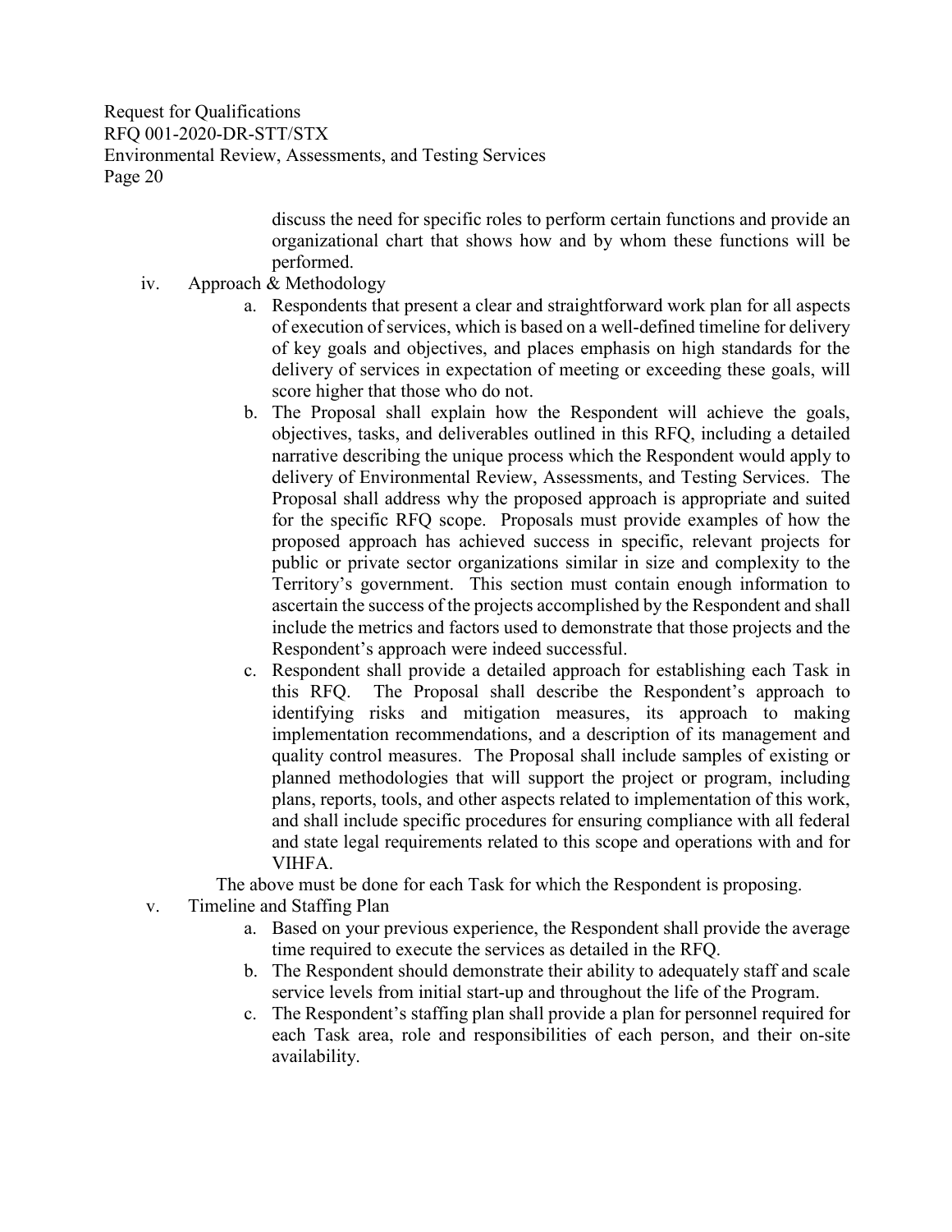discuss the need for specific roles to perform certain functions and provide an organizational chart that shows how and by whom these functions will be performed.

iv. Approach & Methodology

   a. Respondents that present a clear and straightforward work plan for all aspects of execution of services, which is based on a well-defined timeline for delivery of key goals and objectives, and places emphasis on high standards for the delivery of services in expectation of meeting or exceeding these goals, will score higher that those who do not.

   b. The Proposal shall explain how the Respondent will achieve the goals, objectives, tasks, and deliverables outlined in this RFQ, including a detailed narrative describing the unique process which the Respondent would apply to delivery of Environmental Review, Assessments, and Testing Services. The Proposal shall address why the proposed approach is appropriate and suited for the specific RFQ scope. Proposals must provide examples of how the proposed approach has achieved success in specific, relevant projects for public or private sector organizations similar in size and complexity to the Territory's government. This section must contain enough information to ascertain the success of the projects accomplished by the Respondent and shall include the metrics and factors used to demonstrate that those projects and the Respondent's approach were indeed successful.

   c. Respondent shall provide a detailed approach for establishing each Task in this RFQ. The Proposal shall describe the Respondent's approach to identifying risks and mitigation measures, its approach to making implementation recommendations, and a description of its management and quality control measures. The Proposal shall include samples of existing or planned methodologies that will support the project or program, including plans, reports, tools, and other aspects related to implementation of this work, and shall include specific procedures for ensuring compliance with all federal and state legal requirements related to this scope and operations with and for VIHFA.

The above must be done for each Task for which the Respondent is proposing.

v. Timeline and Staffing Plan

   a. Based on your previous experience, the Respondent shall provide the average time required to execute the services as detailed in the RFQ.

   b. The Respondent should demonstrate their ability to adequately staff and scale service levels from initial start-up and throughout the life of the Program.

   c. The Respondent's staffing plan shall provide a plan for personnel required for each Task area, role and responsibilities of each person, and their on-site availability.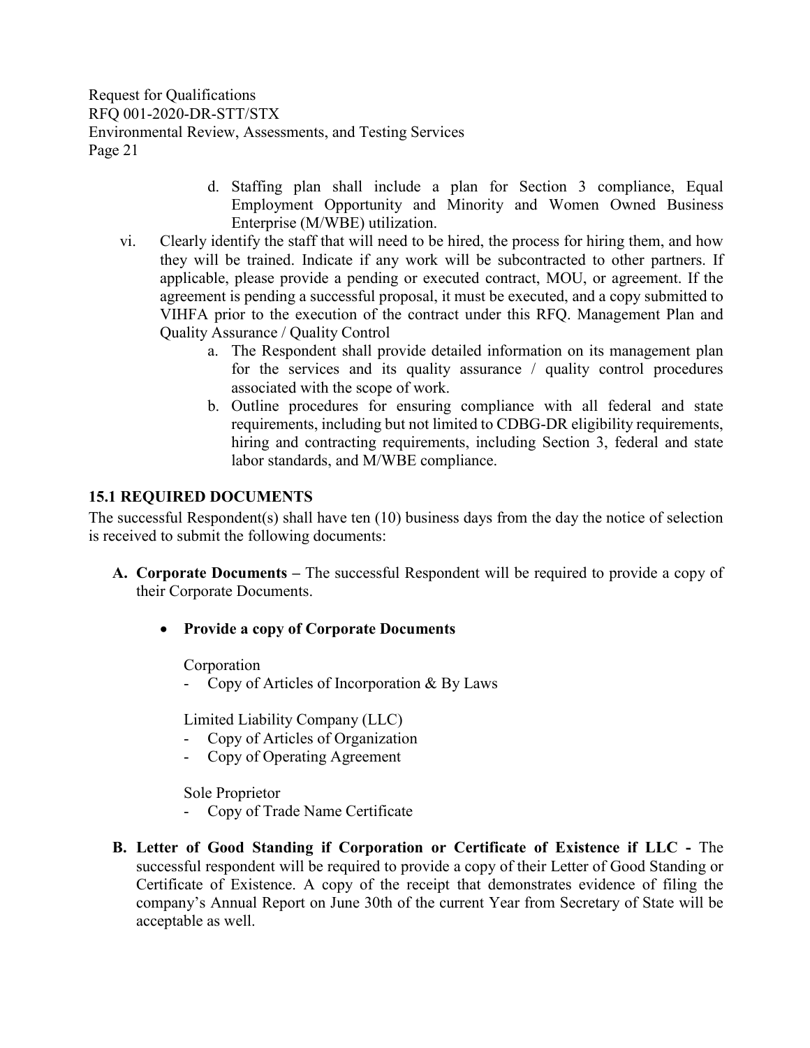d. Staffing plan shall include a plan for Section 3 compliance, Equal Employment Opportunity and Minority and Women Owned Business Enterprise (M/WBE) utilization.

vi. Clearly identify the staff that will need to be hired, the process for hiring them, and how they will be trained. Indicate if any work will be subcontracted to other partners. If applicable, please provide a pending or executed contract, MOU, or agreement. If the agreement is pending a successful proposal, it must be executed, and a copy submitted to VIHFA prior to the execution of the contract under this RFQ. Management Plan and Quality Assurance / Quality Control

   a. The Respondent shall provide detailed information on its management plan for the services and its quality assurance / quality control procedures associated with the scope of work.
   b. Outline procedures for ensuring compliance with all federal and state requirements, including but not limited to CDBG-DR eligibility requirements, hiring and contracting requirements, including Section 3, federal and state labor standards, and M/WBE compliance.

## 15.1 REQUIRED DOCUMENTS

The successful Respondent(s) shall have ten (10) business days from the day the notice of selection is received to submit the following documents:

**A. Corporate Documents –** The successful Respondent will be required to provide a copy of their Corporate Documents.

- **Provide a copy of Corporate Documents**

  Corporation
  - Copy of Articles of Incorporation & By Laws

  Limited Liability Company (LLC)
  - Copy of Articles of Organization
  - Copy of Operating Agreement

  Sole Proprietor
  - Copy of Trade Name Certificate

**B. Letter of Good Standing if Corporation or Certificate of Existence if LLC -** The successful respondent will be required to provide a copy of their Letter of Good Standing or Certificate of Existence. A copy of the receipt that demonstrates evidence of filing the company's Annual Report on June 30th of the current Year from Secretary of State will be acceptable as well.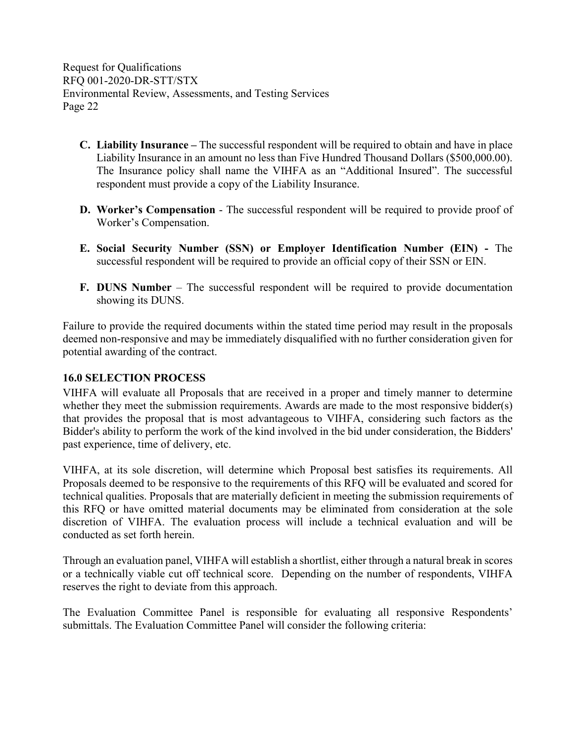C. **Liability Insurance –** The successful respondent will be required to obtain and have in place Liability Insurance in an amount no less than Five Hundred Thousand Dollars ($500,000.00). The Insurance policy shall name the VIHFA as an "Additional Insured". The successful respondent must provide a copy of the Liability Insurance.

D. **Worker's Compensation** - The successful respondent will be required to provide proof of Worker's Compensation.

E. **Social Security Number (SSN) or Employer Identification Number (EIN) -** The successful respondent will be required to provide an official copy of their SSN or EIN.

F. **DUNS Number** – The successful respondent will be required to provide documentation showing its DUNS.

Failure to provide the required documents within the stated time period may result in the proposals deemed non-responsive and may be immediately disqualified with no further consideration given for potential awarding of the contract.

## 16.0 SELECTION PROCESS

VIHFA will evaluate all Proposals that are received in a proper and timely manner to determine whether they meet the submission requirements. Awards are made to the most responsive bidder(s) that provides the proposal that is most advantageous to VIHFA, considering such factors as the Bidder's ability to perform the work of the kind involved in the bid under consideration, the Bidders' past experience, time of delivery, etc.

VIHFA, at its sole discretion, will determine which Proposal best satisfies its requirements. All Proposals deemed to be responsive to the requirements of this RFQ will be evaluated and scored for technical qualities. Proposals that are materially deficient in meeting the submission requirements of this RFQ or have omitted material documents may be eliminated from consideration at the sole discretion of VIHFA. The evaluation process will include a technical evaluation and will be conducted as set forth herein.

Through an evaluation panel, VIHFA will establish a shortlist, either through a natural break in scores or a technically viable cut off technical score. Depending on the number of respondents, VIHFA reserves the right to deviate from this approach.

The Evaluation Committee Panel is responsible for evaluating all responsive Respondents' submittals. The Evaluation Committee Panel will consider the following criteria: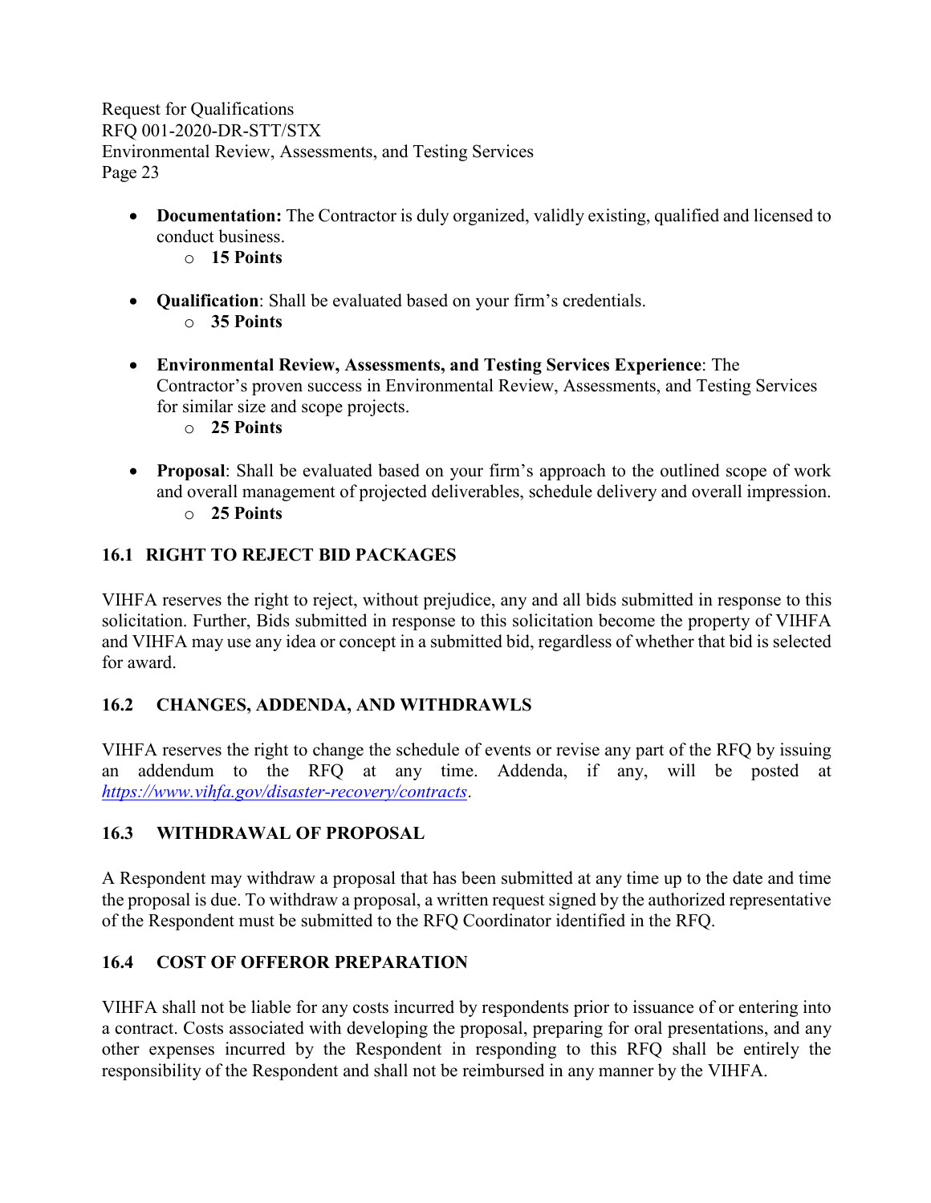- **Documentation:** The Contractor is duly organized, validly existing, qualified and licensed to conduct business.
  - **15 Points**

- **Qualification**: Shall be evaluated based on your firm's credentials.
  - **35 Points**

- **Environmental Review, Assessments, and Testing Services Experience**: The Contractor's proven success in Environmental Review, Assessments, and Testing Services for similar size and scope projects.
  - **25 Points**

- **Proposal**: Shall be evaluated based on your firm's approach to the outlined scope of work and overall management of projected deliverables, schedule delivery and overall impression.
  - **25 Points**

## 16.1 RIGHT TO REJECT BID PACKAGES

VIHFA reserves the right to reject, without prejudice, any and all bids submitted in response to this solicitation. Further, Bids submitted in response to this solicitation become the property of VIHFA and VIHFA may use any idea or concept in a submitted bid, regardless of whether that bid is selected for award.

## 16.2 CHANGES, ADDENDA, AND WITHDRAWLS

VIHFA reserves the right to change the schedule of events or revise any part of the RFQ by issuing an addendum to the RFQ at any time. Addenda, if any, will be posted at *https://www.vihfa.gov/disaster-recovery/contracts*.

## 16.3 WITHDRAWAL OF PROPOSAL

A Respondent may withdraw a proposal that has been submitted at any time up to the date and time the proposal is due. To withdraw a proposal, a written request signed by the authorized representative of the Respondent must be submitted to the RFQ Coordinator identified in the RFQ.

## 16.4 COST OF OFFEROR PREPARATION

VIHFA shall not be liable for any costs incurred by respondents prior to issuance of or entering into a contract. Costs associated with developing the proposal, preparing for oral presentations, and any other expenses incurred by the Respondent in responding to this RFQ shall be entirely the responsibility of the Respondent and shall not be reimbursed in any manner by the VIHFA.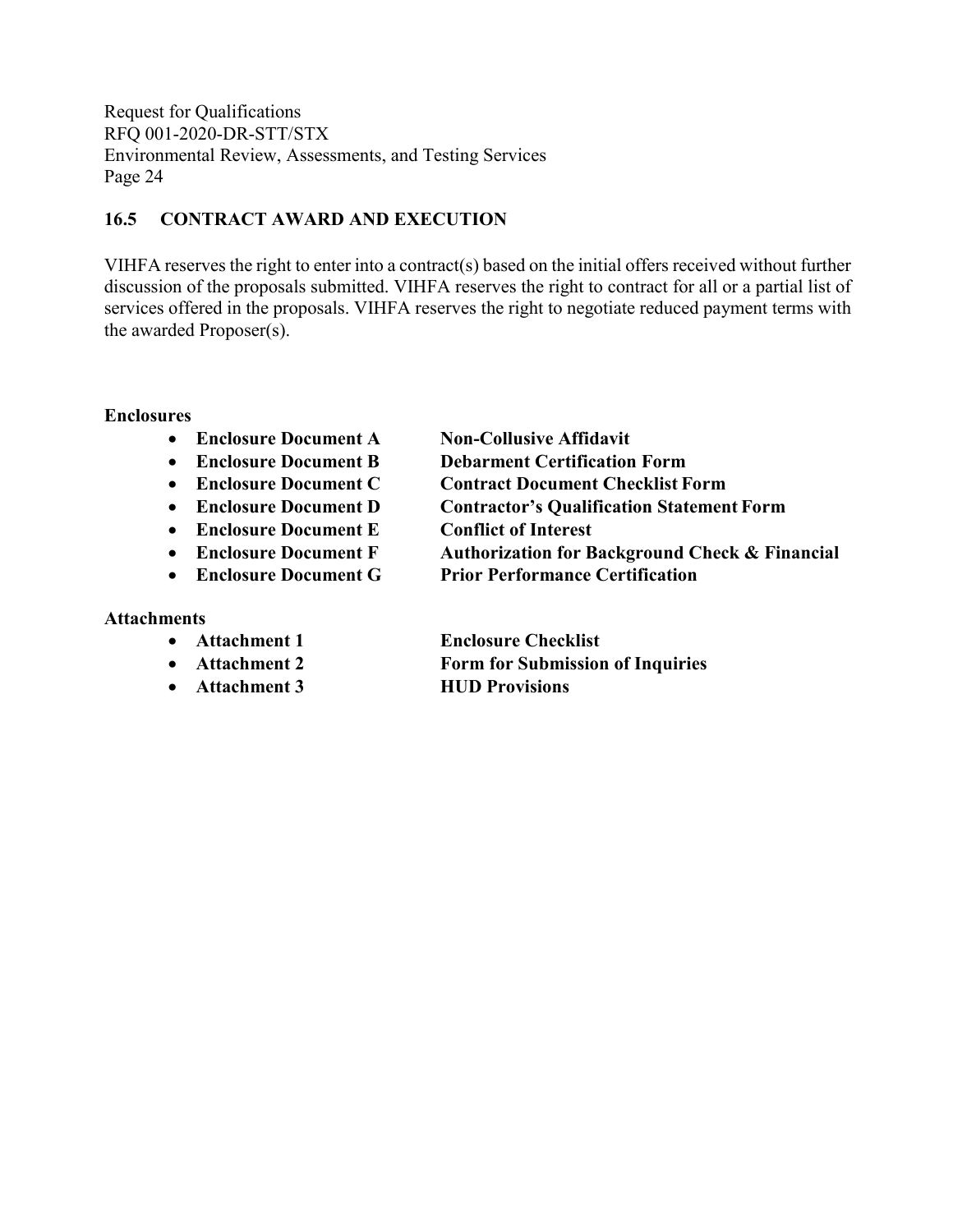### 16.5 CONTRACT AWARD AND EXECUTION

VIHFA reserves the right to enter into a contract(s) based on the initial offers received without further discussion of the proposals submitted. VIHFA reserves the right to contract for all or a partial list of services offered in the proposals. VIHFA reserves the right to negotiate reduced payment terms with the awarded Proposer(s).

**Enclosures**

- **Enclosure Document A** **Non-Collusive Affidavit**
- **Enclosure Document B** **Debarment Certification Form**
- **Enclosure Document C** **Contract Document Checklist Form**
- **Enclosure Document D** **Contractor's Qualification Statement Form**
- **Enclosure Document E** **Conflict of Interest**
- **Enclosure Document F** **Authorization for Background Check & Financial**
- **Enclosure Document G** **Prior Performance Certification**

**Attachments**

- **Attachment 1** **Enclosure Checklist**
- **Attachment 2** **Form for Submission of Inquiries**
- **Attachment 3** **HUD Provisions**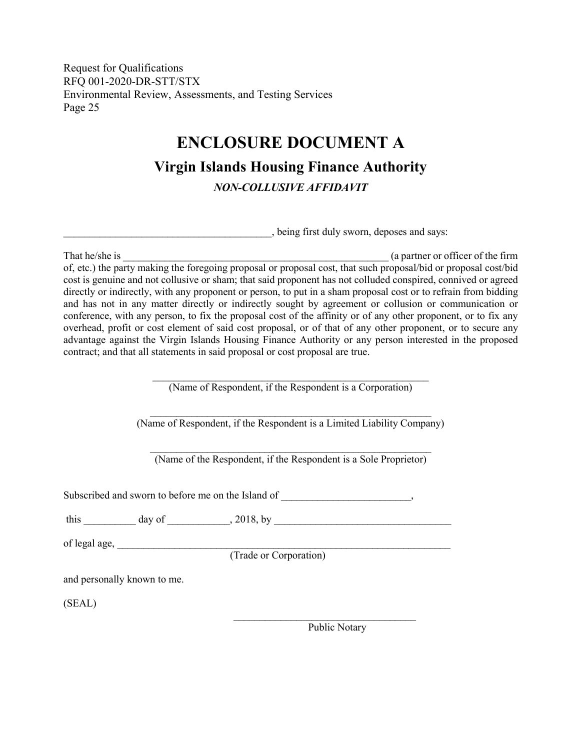# ENCLOSURE DOCUMENT A

## Virgin Islands Housing Finance Authority

### *NON-COLLUSIVE AFFIDAVIT*

________________________________________, being first duly sworn, deposes and says:

That he/she is _____________________________________________________ (a partner or officer of the firm of, etc.) the party making the foregoing proposal or proposal cost, that such proposal/bid or proposal cost/bid cost is genuine and not collusive or sham; that said proponent has not colluded conspired, connived or agreed directly or indirectly, with any proponent or person, to put in a sham proposal cost or to refrain from bidding and has not in any matter directly or indirectly sought by agreement or collusion or communication or conference, with any person, to fix the proposal cost of the affinity or of any other proponent, or to fix any overhead, profit or cost element of said cost proposal, or of that of any other proponent, or to secure any advantage against the Virgin Islands Housing Finance Authority or any person interested in the proposed contract; and that all statements in said proposal or cost proposal are true.

_______________________________________________________
(Name of Respondent, if the Respondent is a Corporation)

_______________________________________________________
(Name of Respondent, if the Respondent is a Limited Liability Company)

_______________________________________________________
(Name of the Respondent, if the Respondent is a Sole Proprietor)

Subscribed and sworn to before me on the Island of _________________________,

this __________ day of ____________, 2018, by __________________________________

of legal age, ___________________________________________________________________
(Trade or Corporation)

and personally known to me.

(SEAL)

____________________________________
Public Notary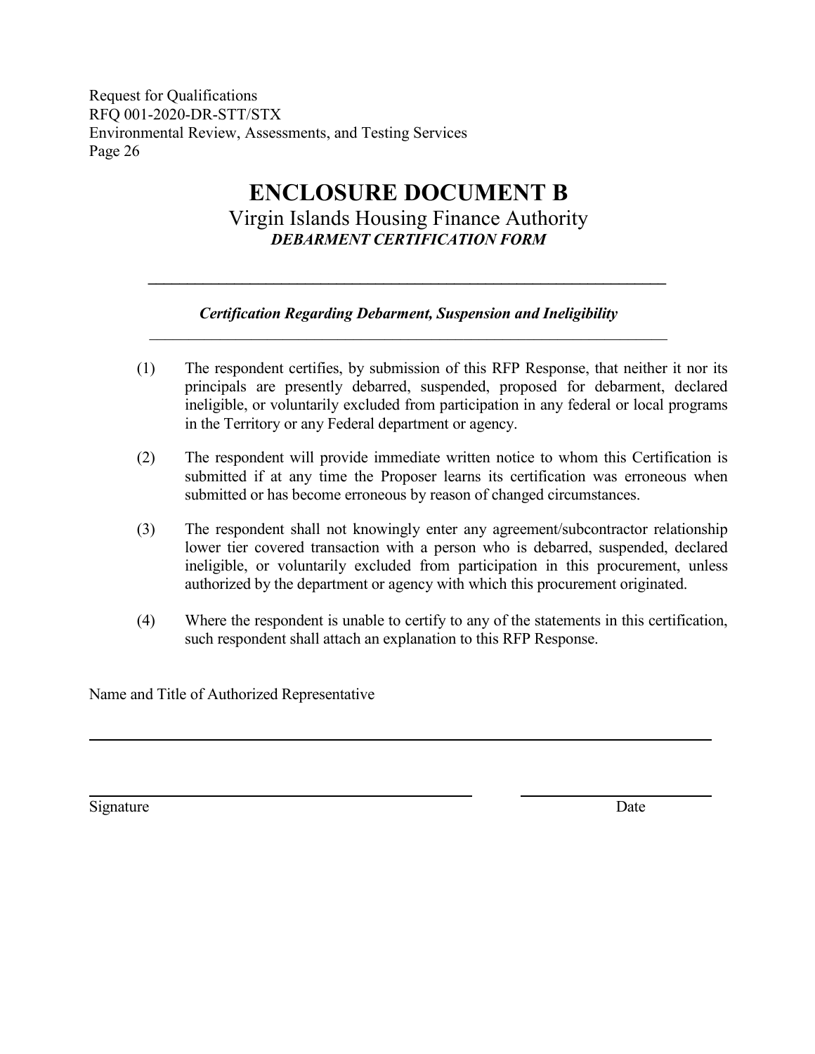# ENCLOSURE DOCUMENT B

Virgin Islands Housing Finance Authority

***DEBARMENT CERTIFICATION FORM***

---

***Certification Regarding Debarment, Suspension and Ineligibility***

---

(1) The respondent certifies, by submission of this RFP Response, that neither it nor its principals are presently debarred, suspended, proposed for debarment, declared ineligible, or voluntarily excluded from participation in any federal or local programs in the Territory or any Federal department or agency.

(2) The respondent will provide immediate written notice to whom this Certification is submitted if at any time the Proposer learns its certification was erroneous when submitted or has become erroneous by reason of changed circumstances.

(3) The respondent shall not knowingly enter any agreement/subcontractor relationship lower tier covered transaction with a person who is debarred, suspended, declared ineligible, or voluntarily excluded from participation in this procurement, unless authorized by the department or agency with which this procurement originated.

(4) Where the respondent is unable to certify to any of the statements in this certification, such respondent shall attach an explanation to this RFP Response.

Name and Title of Authorized Representative

______________________________________________________________

______________________________________ ____________________

Signature Date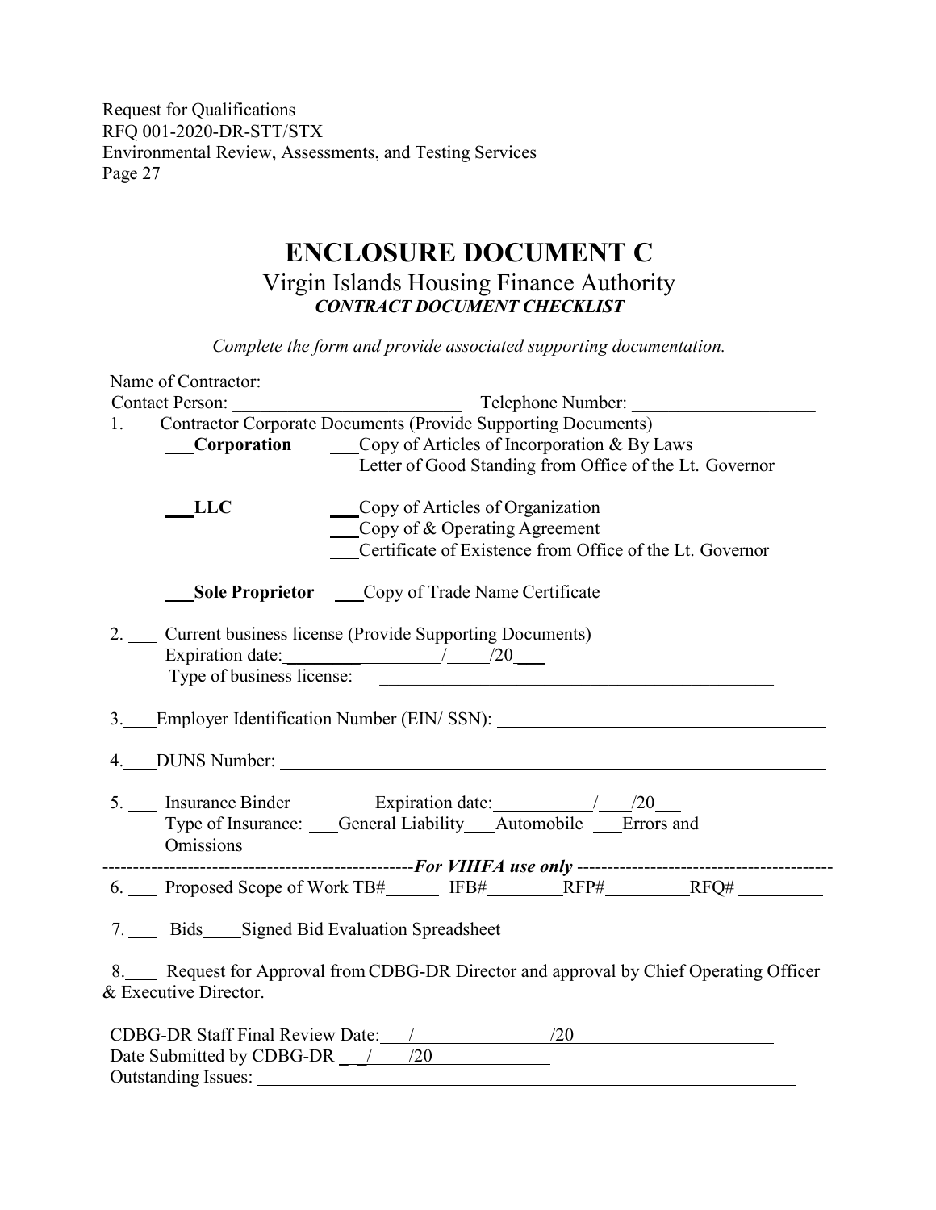# ENCLOSURE DOCUMENT C

## Virgin Islands Housing Finance Authority

### *CONTRACT DOCUMENT CHECKLIST*

*Complete the form and provide associated supporting documentation.*

Name of Contractor: ______________________________________________

Contact Person: __________________________ Telephone Number: ____________________

1.____Contractor Corporate Documents (Provide Supporting Documents)

___**Corporation** ___Copy of Articles of Incorporation & By Laws
___Letter of Good Standing from Office of the Lt. Governor

___**LLC** ___Copy of Articles of Organization
___Copy of & Operating Agreement
___Certificate of Existence from Office of the Lt. Governor

___**Sole Proprietor** ___Copy of Trade Name Certificate

2. ___ Current business license (Provide Supporting Documents)
Expiration date:__________________/_____/20___
Type of business license: ____________________________________________

3.____Employer Identification Number (EIN/ SSN): ____________________________________

4.____DUNS Number: ______________________________________________________________

5. ___ Insurance Binder Expiration date:___________/___/20___
Type of Insurance: ___General Liability___Automobile ___Errors and Omissions

---------------------------------------------------*For VIHFA use only* ------------------------------------------

6. ___ Proposed Scope of Work TB#______ IFB#________RFP#_________RFQ# _________

7. ___ Bids____Signed Bid Evaluation Spreadsheet

8.____ Request for Approval from CDBG-DR Director and approval by Chief Operating Officer & Executive Director.

CDBG-DR Staff Final Review Date:___/_______________/20______________________

Date Submitted by CDBG-DR ___/____/20______________

Outstanding Issues: ______________________________________________________________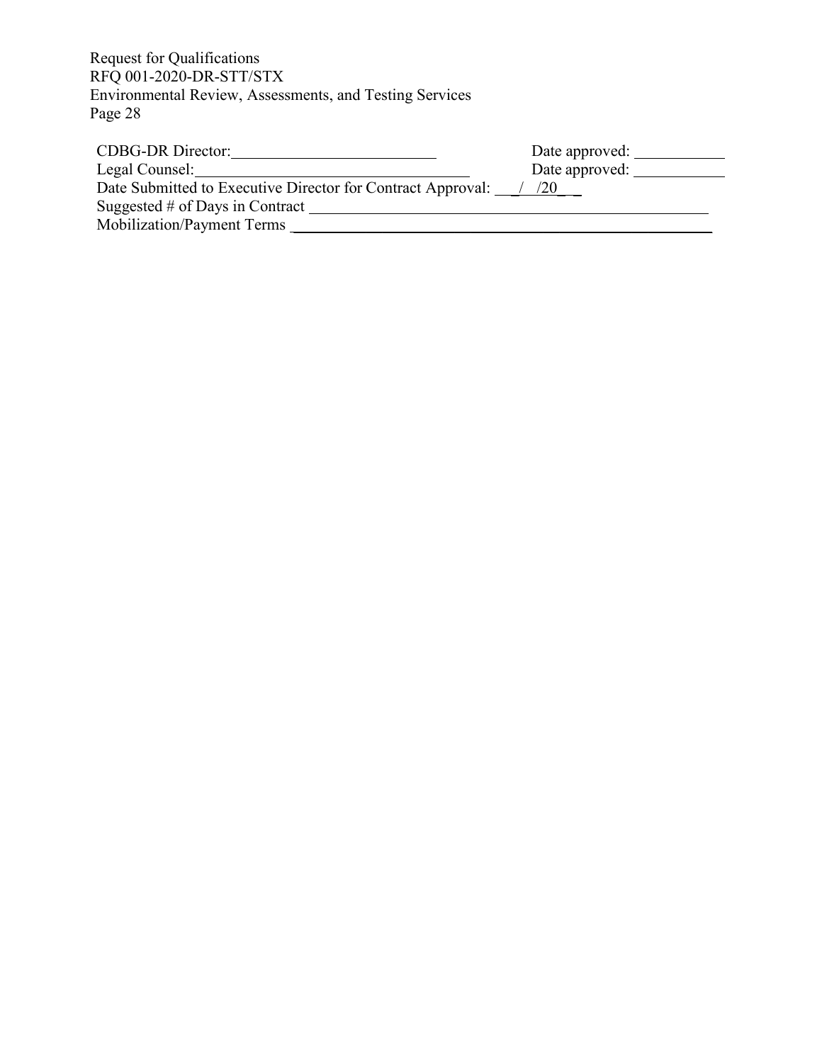CDBG-DR Director:__________________________ Date approved: ___________

Legal Counsel:__________________________________ Date approved: ___________

Date Submitted to Executive Director for Contract Approval: __/__/20__

Suggested # of Days in Contract ___________________________________________________

Mobilization/Payment Terms _______________________________________________________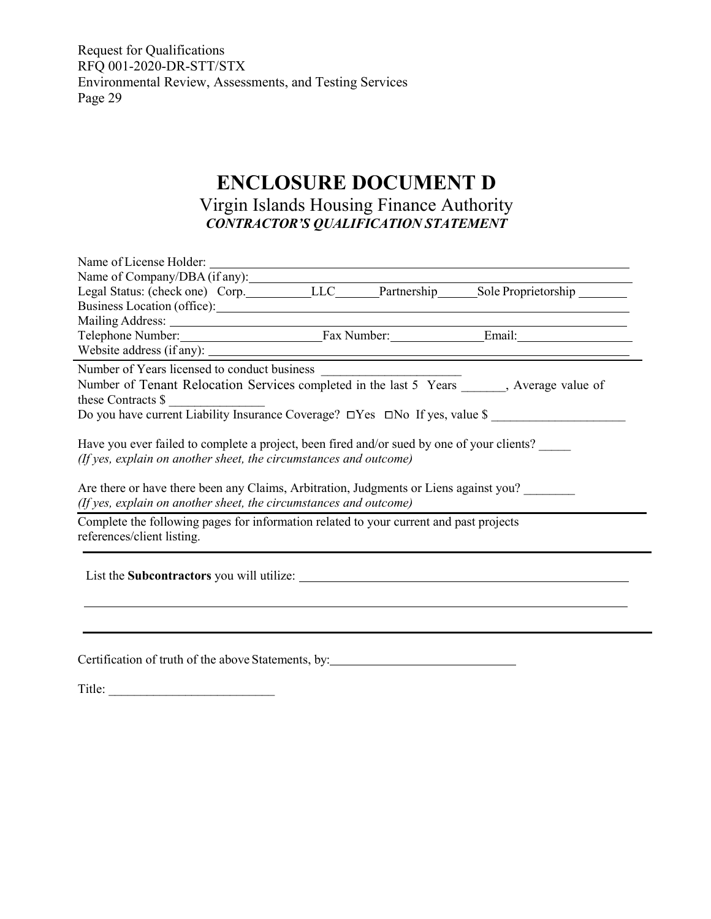# ENCLOSURE DOCUMENT D

## Virgin Islands Housing Finance Authority

***CONTRACTOR'S QUALIFICATION STATEMENT***

Name of License Holder: ______________________________

Name of Company/DBA (if any): ______________________________

Legal Status: (check one) Corp.__________LLC_______Partnership______Sole Proprietorship ________

Business Location (office): ______________________________

Mailing Address: ______________________________

Telephone Number: ______________________Fax Number: ______________Email: ______________

Website address (if any): ______________________________

---

Number of Years licensed to conduct business ______________________

Number of Tenant Relocation Services completed in the last 5 Years _______, Average value of these Contracts $ _______________

Do you have current Liability Insurance Coverage? ☐Yes ☐No If yes, value $ _____________________

Have you ever failed to complete a project, been fired and/or sued by one of your clients? _____
*(If yes, explain on another sheet, the circumstances and outcome)*

Are there or have there been any Claims, Arbitration, Judgments or Liens against you? ________
*(If yes, explain on another sheet, the circumstances and outcome)*

---

Complete the following pages for information related to your current and past projects references/client listing.

---

List the **Subcontractors** you will utilize: ______________________________

______________________________

---

Certification of truth of the above Statements, by: ______________________________

Title: __________________________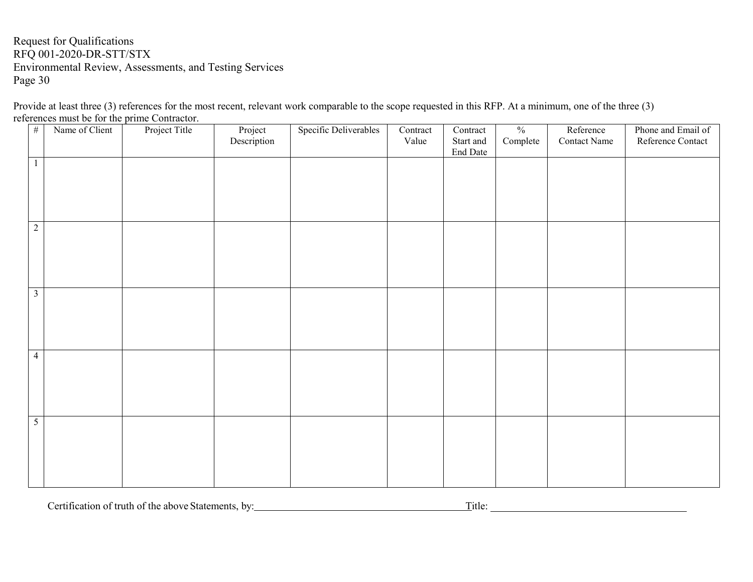Provide at least three (3) references for the most recent, relevant work comparable to the scope requested in this RFP. At a minimum, one of the three (3) references must be for the prime Contractor.

| # | Name of Client | Project Title | Project Description | Specific Deliverables | Contract Value | Contract Start and End Date | % Complete | Reference Contact Name | Phone and Email of Reference Contact |
|---|---|---|---|---|---|---|---|---|---|
| 1 | | | | | | | | | |
| 2 | | | | | | | | | |
| 3 | | | | | | | | | |
| 4 | | | | | | | | | |
| 5 | | | | | | | | | |

Certification of truth of the above Statements, by:\_\_\_\_\_\_\_\_\_\_\_\_\_\_\_\_\_\_\_\_\_\_\_\_\_\_\_\_\_\_\_\_\_\_\_\_\_\_\_\_ Title: \_\_\_\_\_\_\_\_\_\_\_\_\_\_\_\_\_\_\_\_\_\_\_\_\_\_\_\_\_\_\_\_\_\_\_\_\_\_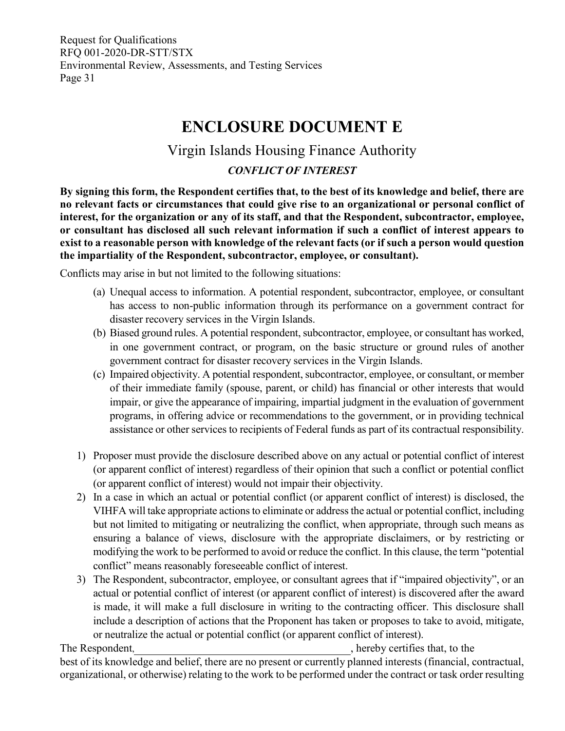# ENCLOSURE DOCUMENT E

## Virgin Islands Housing Finance Authority

### *CONFLICT OF INTEREST*

**By signing this form, the Respondent certifies that, to the best of its knowledge and belief, there are no relevant facts or circumstances that could give rise to an organizational or personal conflict of interest, for the organization or any of its staff, and that the Respondent, subcontractor, employee, or consultant has disclosed all such relevant information if such a conflict of interest appears to exist to a reasonable person with knowledge of the relevant facts (or if such a person would question the impartiality of the Respondent, subcontractor, employee, or consultant).**

Conflicts may arise in but not limited to the following situations:

(a) Unequal access to information. A potential respondent, subcontractor, employee, or consultant has access to non-public information through its performance on a government contract for disaster recovery services in the Virgin Islands.

(b) Biased ground rules. A potential respondent, subcontractor, employee, or consultant has worked, in one government contract, or program, on the basic structure or ground rules of another government contract for disaster recovery services in the Virgin Islands.

(c) Impaired objectivity. A potential respondent, subcontractor, employee, or consultant, or member of their immediate family (spouse, parent, or child) has financial or other interests that would impair, or give the appearance of impairing, impartial judgment in the evaluation of government programs, in offering advice or recommendations to the government, or in providing technical assistance or other services to recipients of Federal funds as part of its contractual responsibility.

1) Proposer must provide the disclosure described above on any actual or potential conflict of interest (or apparent conflict of interest) regardless of their opinion that such a conflict or potential conflict (or apparent conflict of interest) would not impair their objectivity.
2) In a case in which an actual or potential conflict (or apparent conflict of interest) is disclosed, the VIHFA will take appropriate actions to eliminate or address the actual or potential conflict, including but not limited to mitigating or neutralizing the conflict, when appropriate, through such means as ensuring a balance of views, disclosure with the appropriate disclaimers, or by restricting or modifying the work to be performed to avoid or reduce the conflict. In this clause, the term "potential conflict" means reasonably foreseeable conflict of interest.
3) The Respondent, subcontractor, employee, or consultant agrees that if "impaired objectivity", or an actual or potential conflict of interest (or apparent conflict of interest) is discovered after the award is made, it will make a full disclosure in writing to the contracting officer. This disclosure shall include a description of actions that the Proponent has taken or proposes to take to avoid, mitigate, or neutralize the actual or potential conflict (or apparent conflict of interest).

The Respondent,_______________________________________, hereby certifies that, to the best of its knowledge and belief, there are no present or currently planned interests (financial, contractual, organizational, or otherwise) relating to the work to be performed under the contract or task order resulting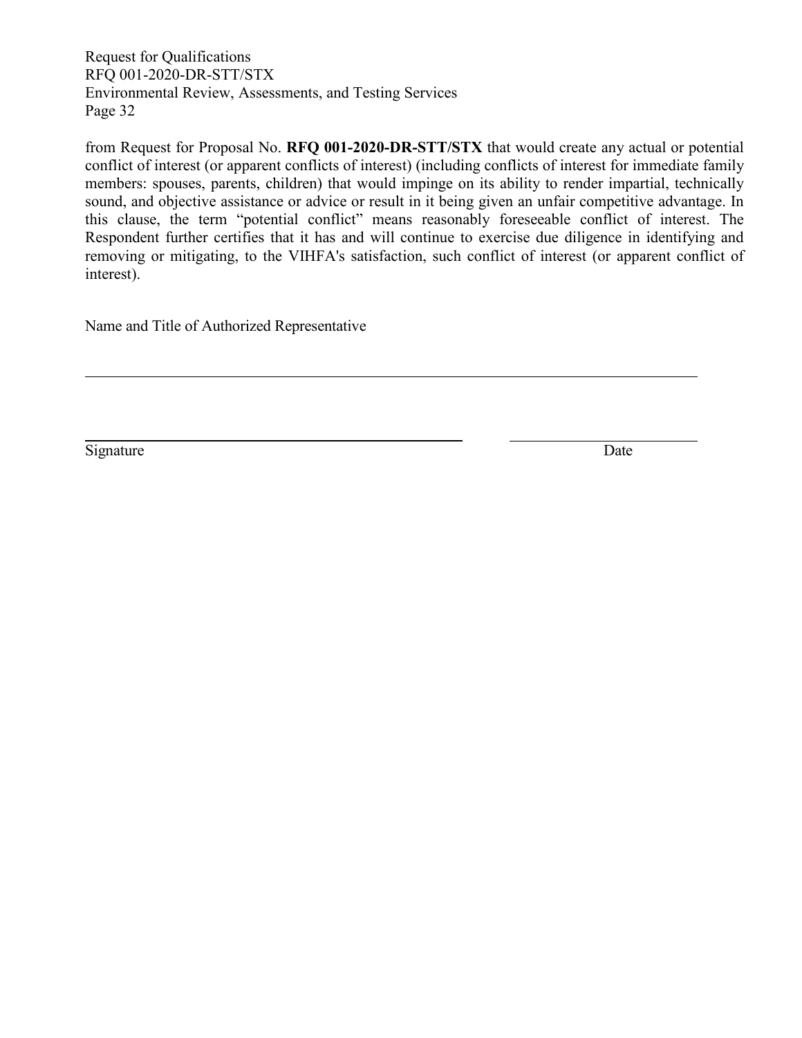from Request for Proposal No. **RFQ 001-2020-DR-STT/STX** that would create any actual or potential conflict of interest (or apparent conflicts of interest) (including conflicts of interest for immediate family members: spouses, parents, children) that would impinge on its ability to render impartial, technically sound, and objective assistance or advice or result in it being given an unfair competitive advantage. In this clause, the term "potential conflict" means reasonably foreseeable conflict of interest. The Respondent further certifies that it has and will continue to exercise due diligence in identifying and removing or mitigating, to the VIHFA's satisfaction, such conflict of interest (or apparent conflict of interest).

Name and Title of Authorized Representative

\_\_\_\_\_\_\_\_\_\_\_\_\_\_\_\_\_\_\_\_\_\_\_\_\_\_\_\_\_\_\_\_\_\_\_\_\_\_\_\_\_\_\_\_\_\_\_\_\_\_\_\_\_\_\_\_\_\_\_\_\_\_\_\_

\_\_\_\_\_\_\_\_\_\_\_\_\_\_\_\_\_\_\_\_\_\_\_\_\_\_\_\_\_\_\_\_\_\_\_\_\_\_\_\_ \_\_\_\_\_\_\_\_\_\_\_\_\_\_\_\_\_\_\_\_

Signature Date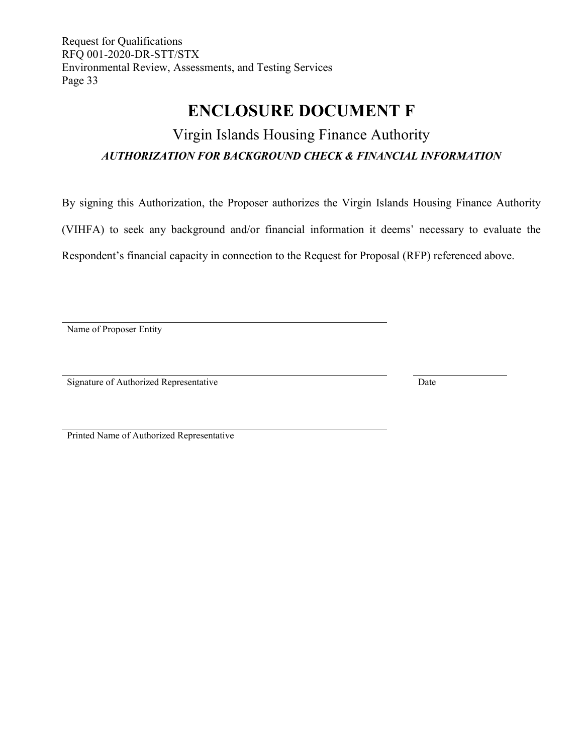# ENCLOSURE DOCUMENT F

## Virgin Islands Housing Finance Authority

***AUTHORIZATION FOR BACKGROUND CHECK & FINANCIAL INFORMATION***

By signing this Authorization, the Proposer authorizes the Virgin Islands Housing Finance Authority (VIHFA) to seek any background and/or financial information it deems' necessary to evaluate the Respondent's financial capacity in connection to the Request for Proposal (RFP) referenced above.

\_\_\_\_\_\_\_\_\_\_\_\_\_\_\_\_\_\_\_\_\_\_\_\_\_\_\_\_\_\_\_\_\_\_\_\_\_\_\_\_\_\_\_\_\_\_
Name of Proposer Entity

\_\_\_\_\_\_\_\_\_\_\_\_\_\_\_\_\_\_\_\_\_\_\_\_\_\_\_\_\_\_\_\_\_\_\_\_\_\_\_\_\_\_\_\_\_\_ \_\_\_\_\_\_\_\_\_\_\_\_\_\_
Signature of Authorized Representative Date

\_\_\_\_\_\_\_\_\_\_\_\_\_\_\_\_\_\_\_\_\_\_\_\_\_\_\_\_\_\_\_\_\_\_\_\_\_\_\_\_\_\_\_\_\_\_
Printed Name of Authorized Representative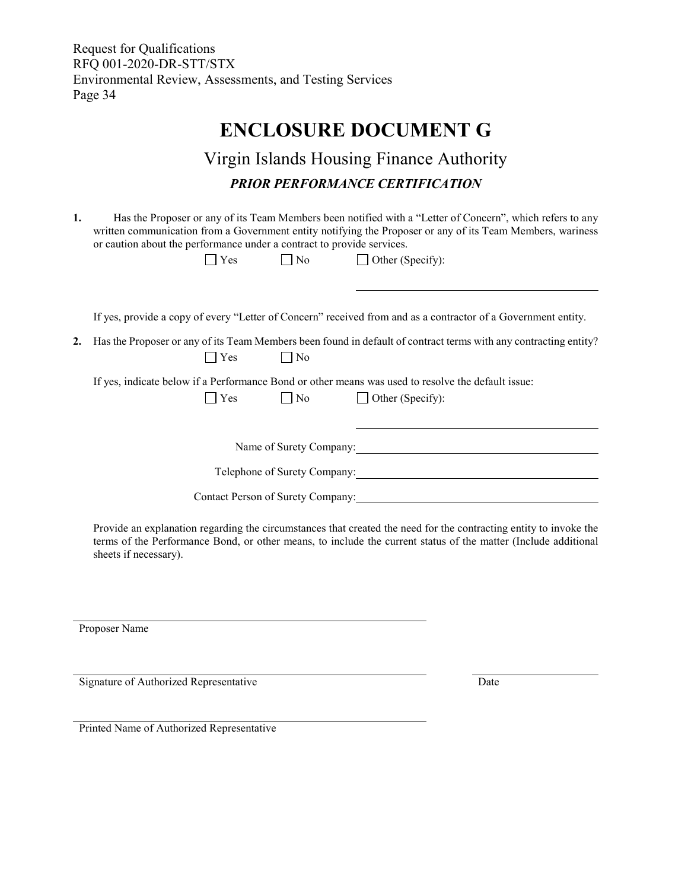# ENCLOSURE DOCUMENT G

## Virgin Islands Housing Finance Authority

### *PRIOR PERFORMANCE CERTIFICATION*

**1.** Has the Proposer or any of its Team Members been notified with a "Letter of Concern", which refers to any written communication from a Government entity notifying the Proposer or any of its Team Members, wariness or caution about the performance under a contract to provide services.

☐ Yes ☐ No ☐ Other (Specify): \_\_\_\_\_\_\_\_\_\_\_\_\_\_\_\_\_\_\_\_\_\_\_\_\_\_\_\_\_\_\_\_\_\_\_\_\_\_\_\_

If yes, provide a copy of every "Letter of Concern" received from and as a contractor of a Government entity.

**2.** Has the Proposer or any of its Team Members been found in default of contract terms with any contracting entity?

☐ Yes ☐ No

If yes, indicate below if a Performance Bond or other means was used to resolve the default issue:

☐ Yes ☐ No ☐ Other (Specify): \_\_\_\_\_\_\_\_\_\_\_\_\_\_\_\_\_\_\_\_\_\_\_\_\_\_\_\_\_\_\_\_\_\_\_\_\_\_\_\_

Name of Surety Company: \_\_\_\_\_\_\_\_\_\_\_\_\_\_\_\_\_\_\_\_\_\_\_\_\_\_\_\_\_\_\_\_\_\_\_\_\_\_\_\_

Telephone of Surety Company: \_\_\_\_\_\_\_\_\_\_\_\_\_\_\_\_\_\_\_\_\_\_\_\_\_\_\_\_\_\_\_\_\_\_\_\_\_\_\_\_

Contact Person of Surety Company: \_\_\_\_\_\_\_\_\_\_\_\_\_\_\_\_\_\_\_\_\_\_\_\_\_\_\_\_\_\_\_\_\_\_\_\_\_\_\_\_

Provide an explanation regarding the circumstances that created the need for the contracting entity to invoke the terms of the Performance Bond, or other means, to include the current status of the matter (Include additional sheets if necessary).

\_\_\_\_\_\_\_\_\_\_\_\_\_\_\_\_\_\_\_\_\_\_\_\_\_\_\_\_\_\_\_\_\_\_\_\_\_\_\_\_\_\_\_\_\_\_\_\_\_\_\_\_\_\_\_\_
Proposer Name

\_\_\_\_\_\_\_\_\_\_\_\_\_\_\_\_\_\_\_\_\_\_\_\_\_\_\_\_\_\_\_\_\_\_\_\_\_\_\_\_\_\_\_\_\_\_\_\_\_\_\_\_\_\_\_\_ \_\_\_\_\_\_\_\_\_\_\_\_\_\_\_\_\_\_\_\_
Signature of Authorized Representative Date

\_\_\_\_\_\_\_\_\_\_\_\_\_\_\_\_\_\_\_\_\_\_\_\_\_\_\_\_\_\_\_\_\_\_\_\_\_\_\_\_\_\_\_\_\_\_\_\_\_\_\_\_\_\_\_\_
Printed Name of Authorized Representative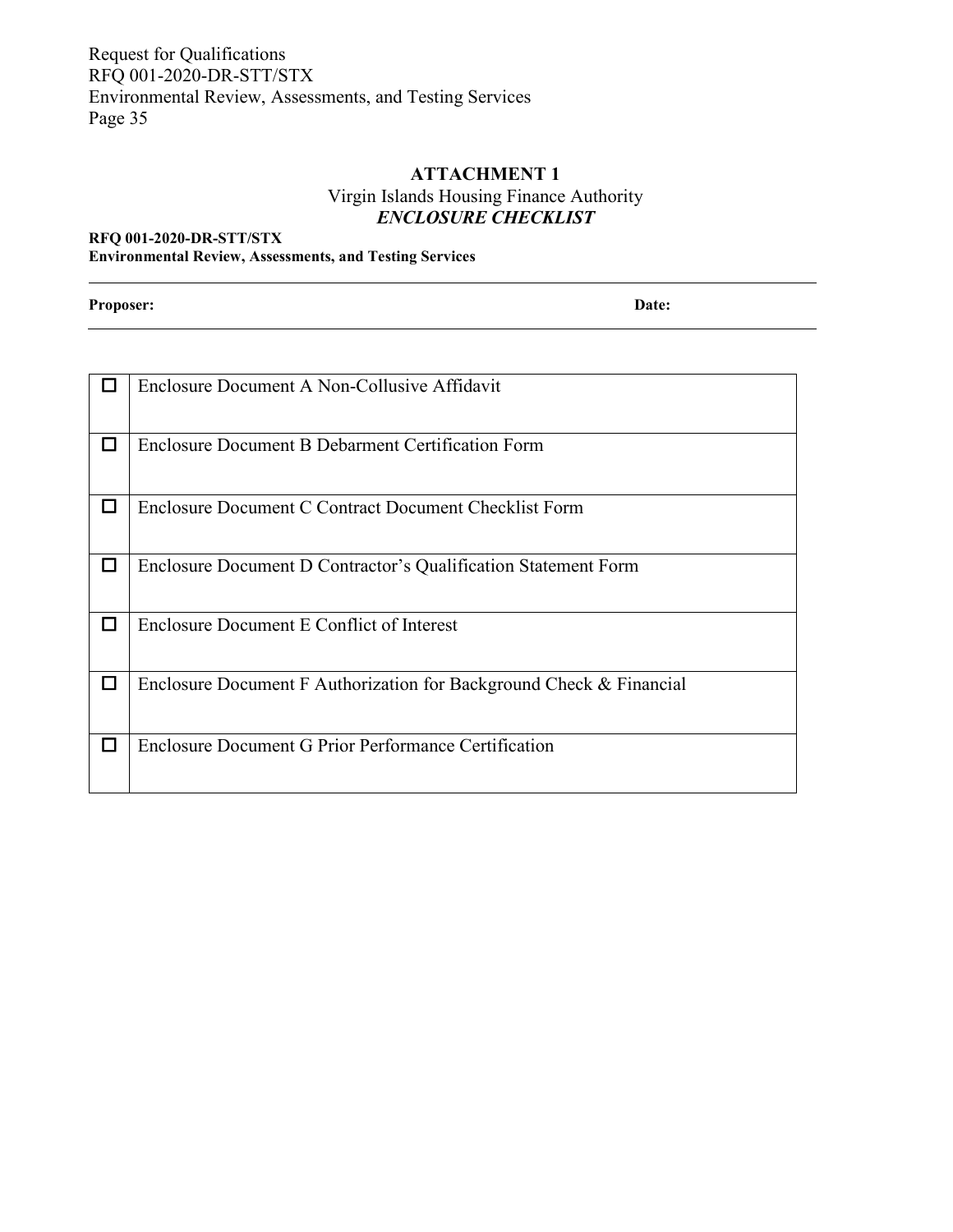## ATTACHMENT 1

Virgin Islands Housing Finance Authority

***ENCLOSURE CHECKLIST***

**RFQ 001-2020-DR-STT/STX**
**Environmental Review, Assessments, and Testing Services**

**Proposer:** **Date:**

| | |
|---|---|
| ☐ | Enclosure Document A Non-Collusive Affidavit |
| ☐ | Enclosure Document B Debarment Certification Form |
| ☐ | Enclosure Document C Contract Document Checklist Form |
| ☐ | Enclosure Document D Contractor's Qualification Statement Form |
| ☐ | Enclosure Document E Conflict of Interest |
| ☐ | Enclosure Document F Authorization for Background Check & Financial |
| ☐ | Enclosure Document G Prior Performance Certification |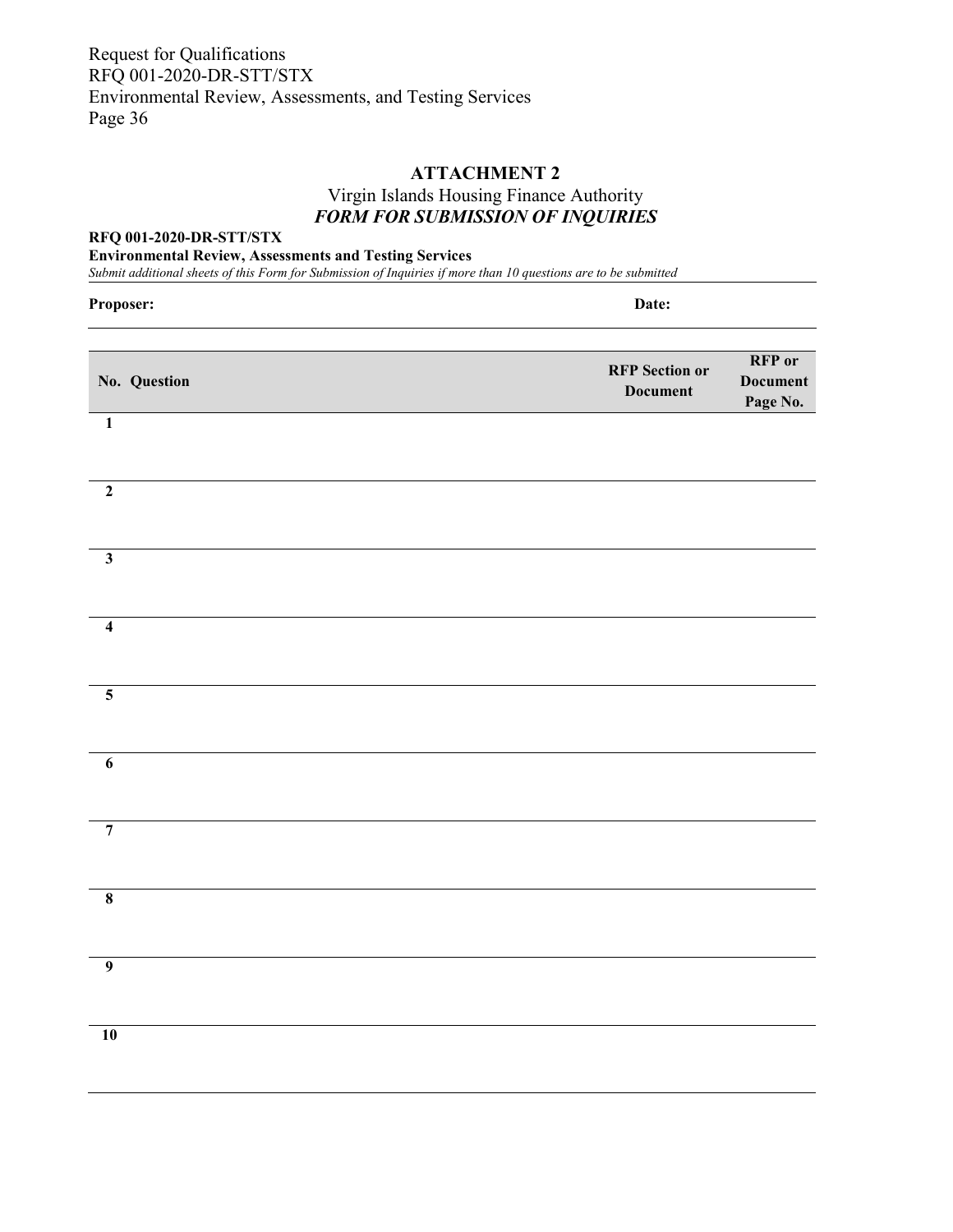## ATTACHMENT 2

Virgin Islands Housing Finance Authority

***FORM FOR SUBMISSION OF INQUIRIES***

**RFQ 001-2020-DR-STT/STX**

**Environmental Review, Assessments and Testing Services**

*Submit additional sheets of this Form for Submission of Inquiries if more than 10 questions are to be submitted*

**Proposer:** **Date:**

| No. | Question | RFP Section or Document | RFP or Document Page No. |
|---|---|---|---|
| 1 | | | |
| 2 | | | |
| 3 | | | |
| 4 | | | |
| 5 | | | |
| 6 | | | |
| 7 | | | |
| 8 | | | |
| 9 | | | |
| 10 | | | |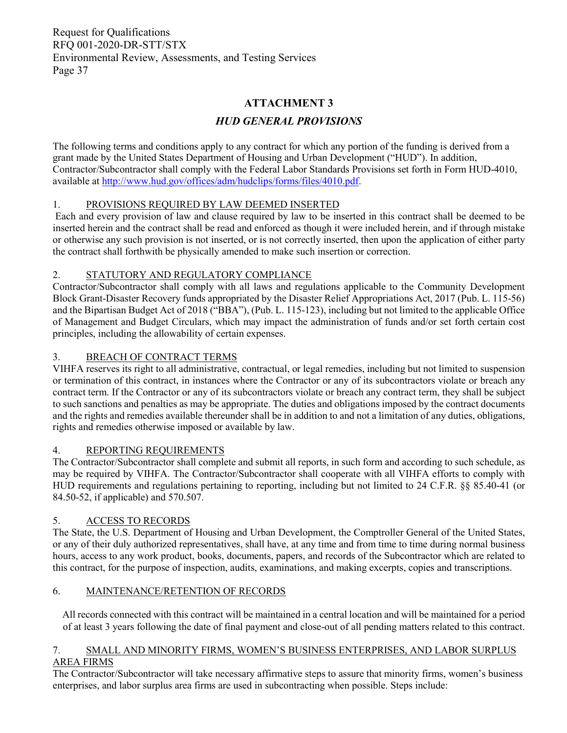## ATTACHMENT 3

### *HUD GENERAL PROVISIONS*

The following terms and conditions apply to any contract for which any portion of the funding is derived from a grant made by the United States Department of Housing and Urban Development ("HUD"). In addition, Contractor/Subcontractor shall comply with the Federal Labor Standards Provisions set forth in Form HUD-4010, available at http://www.hud.gov/offices/adm/hudclips/forms/files/4010.pdf.

1. PROVISIONS REQUIRED BY LAW DEEMED INSERTED

Each and every provision of law and clause required by law to be inserted in this contract shall be deemed to be inserted herein and the contract shall be read and enforced as though it were included herein, and if through mistake or otherwise any such provision is not inserted, or is not correctly inserted, then upon the application of either party the contract shall forthwith be physically amended to make such insertion or correction.

2. STATUTORY AND REGULATORY COMPLIANCE

Contractor/Subcontractor shall comply with all laws and regulations applicable to the Community Development Block Grant-Disaster Recovery funds appropriated by the Disaster Relief Appropriations Act, 2017 (Pub. L. 115-56) and the Bipartisan Budget Act of 2018 ("BBA"), (Pub. L. 115-123), including but not limited to the applicable Office of Management and Budget Circulars, which may impact the administration of funds and/or set forth certain cost principles, including the allowability of certain expenses.

3. BREACH OF CONTRACT TERMS

VIHFA reserves its right to all administrative, contractual, or legal remedies, including but not limited to suspension or termination of this contract, in instances where the Contractor or any of its subcontractors violate or breach any contract term. If the Contractor or any of its subcontractors violate or breach any contract term, they shall be subject to such sanctions and penalties as may be appropriate. The duties and obligations imposed by the contract documents and the rights and remedies available thereunder shall be in addition to and not a limitation of any duties, obligations, rights and remedies otherwise imposed or available by law.

4. REPORTING REQUIREMENTS

The Contractor/Subcontractor shall complete and submit all reports, in such form and according to such schedule, as may be required by VIHFA. The Contractor/Subcontractor shall cooperate with all VIHFA efforts to comply with HUD requirements and regulations pertaining to reporting, including but not limited to 24 C.F.R. §§ 85.40-41 (or 84.50-52, if applicable) and 570.507.

5. ACCESS TO RECORDS

The State, the U.S. Department of Housing and Urban Development, the Comptroller General of the United States, or any of their duly authorized representatives, shall have, at any time and from time to time during normal business hours, access to any work product, books, documents, papers, and records of the Subcontractor which are related to this contract, for the purpose of inspection, audits, examinations, and making excerpts, copies and transcriptions.

6. MAINTENANCE/RETENTION OF RECORDS

All records connected with this contract will be maintained in a central location and will be maintained for a period of at least 3 years following the date of final payment and close-out of all pending matters related to this contract.

7. SMALL AND MINORITY FIRMS, WOMEN'S BUSINESS ENTERPRISES, AND LABOR SURPLUS AREA FIRMS

The Contractor/Subcontractor will take necessary affirmative steps to assure that minority firms, women's business enterprises, and labor surplus area firms are used in subcontracting when possible. Steps include: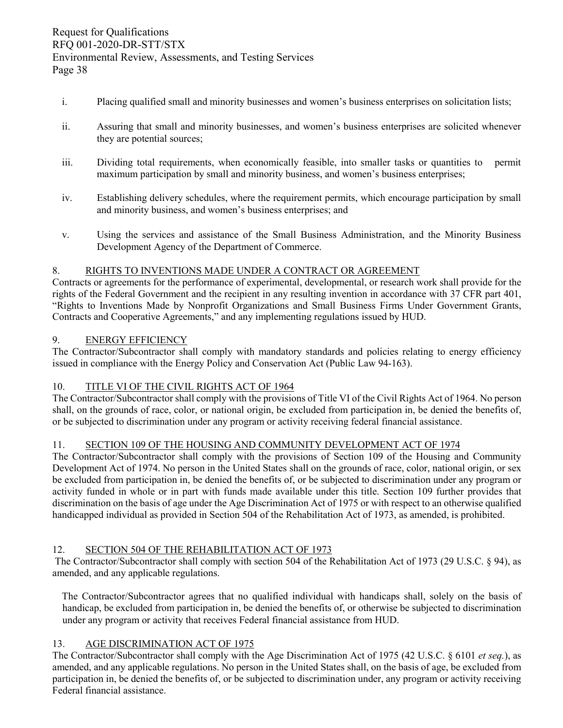i. Placing qualified small and minority businesses and women's business enterprises on solicitation lists;

ii. Assuring that small and minority businesses, and women's business enterprises are solicited whenever they are potential sources;

iii. Dividing total requirements, when economically feasible, into smaller tasks or quantities to permit maximum participation by small and minority business, and women's business enterprises;

iv. Establishing delivery schedules, where the requirement permits, which encourage participation by small and minority business, and women's business enterprises; and

v. Using the services and assistance of the Small Business Administration, and the Minority Business Development Agency of the Department of Commerce.

8. RIGHTS TO INVENTIONS MADE UNDER A CONTRACT OR AGREEMENT

Contracts or agreements for the performance of experimental, developmental, or research work shall provide for the rights of the Federal Government and the recipient in any resulting invention in accordance with 37 CFR part 401, "Rights to Inventions Made by Nonprofit Organizations and Small Business Firms Under Government Grants, Contracts and Cooperative Agreements," and any implementing regulations issued by HUD.

9. ENERGY EFFICIENCY

The Contractor/Subcontractor shall comply with mandatory standards and policies relating to energy efficiency issued in compliance with the Energy Policy and Conservation Act (Public Law 94-163).

10. TITLE VI OF THE CIVIL RIGHTS ACT OF 1964

The Contractor/Subcontractor shall comply with the provisions of Title VI of the Civil Rights Act of 1964. No person shall, on the grounds of race, color, or national origin, be excluded from participation in, be denied the benefits of, or be subjected to discrimination under any program or activity receiving federal financial assistance.

11. SECTION 109 OF THE HOUSING AND COMMUNITY DEVELOPMENT ACT OF 1974

The Contractor/Subcontractor shall comply with the provisions of Section 109 of the Housing and Community Development Act of 1974. No person in the United States shall on the grounds of race, color, national origin, or sex be excluded from participation in, be denied the benefits of, or be subjected to discrimination under any program or activity funded in whole or in part with funds made available under this title. Section 109 further provides that discrimination on the basis of age under the Age Discrimination Act of 1975 or with respect to an otherwise qualified handicapped individual as provided in Section 504 of the Rehabilitation Act of 1973, as amended, is prohibited.

12. SECTION 504 OF THE REHABILITATION ACT OF 1973

The Contractor/Subcontractor shall comply with section 504 of the Rehabilitation Act of 1973 (29 U.S.C. § 94), as amended, and any applicable regulations.

The Contractor/Subcontractor agrees that no qualified individual with handicaps shall, solely on the basis of handicap, be excluded from participation in, be denied the benefits of, or otherwise be subjected to discrimination under any program or activity that receives Federal financial assistance from HUD.

13. AGE DISCRIMINATION ACT OF 1975

The Contractor/Subcontractor shall comply with the Age Discrimination Act of 1975 (42 U.S.C. § 6101 *et seq.*), as amended, and any applicable regulations. No person in the United States shall, on the basis of age, be excluded from participation in, be denied the benefits of, or be subjected to discrimination under, any program or activity receiving Federal financial assistance.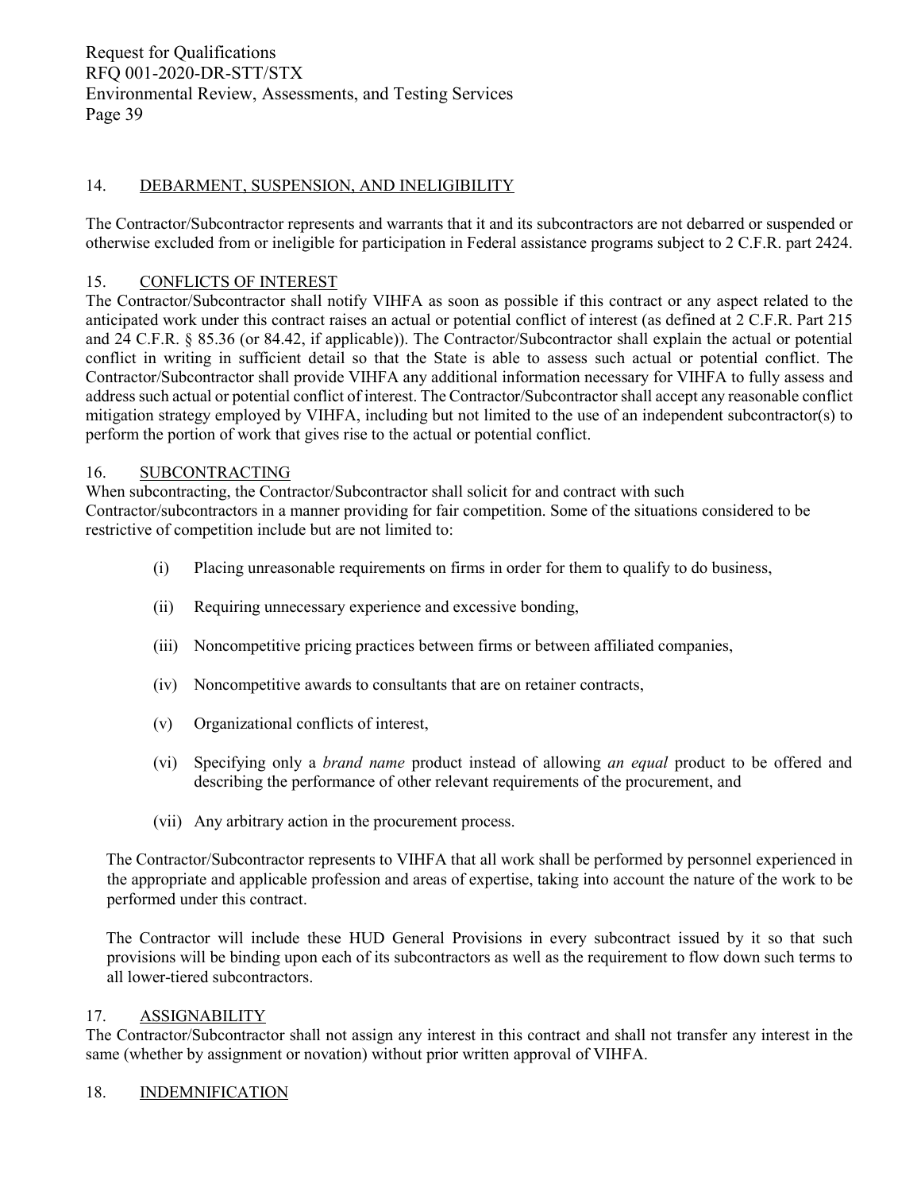## 14. DEBARMENT, SUSPENSION, AND INELIGIBILITY

The Contractor/Subcontractor represents and warrants that it and its subcontractors are not debarred or suspended or otherwise excluded from or ineligible for participation in Federal assistance programs subject to 2 C.F.R. part 2424.

## 15. CONFLICTS OF INTEREST

The Contractor/Subcontractor shall notify VIHFA as soon as possible if this contract or any aspect related to the anticipated work under this contract raises an actual or potential conflict of interest (as defined at 2 C.F.R. Part 215 and 24 C.F.R. § 85.36 (or 84.42, if applicable)). The Contractor/Subcontractor shall explain the actual or potential conflict in writing in sufficient detail so that the State is able to assess such actual or potential conflict. The Contractor/Subcontractor shall provide VIHFA any additional information necessary for VIHFA to fully assess and address such actual or potential conflict of interest. The Contractor/Subcontractor shall accept any reasonable conflict mitigation strategy employed by VIHFA, including but not limited to the use of an independent subcontractor(s) to perform the portion of work that gives rise to the actual or potential conflict.

## 16. SUBCONTRACTING

When subcontracting, the Contractor/Subcontractor shall solicit for and contract with such Contractor/subcontractors in a manner providing for fair competition. Some of the situations considered to be restrictive of competition include but are not limited to:

(i) Placing unreasonable requirements on firms in order for them to qualify to do business,

(ii) Requiring unnecessary experience and excessive bonding,

(iii) Noncompetitive pricing practices between firms or between affiliated companies,

(iv) Noncompetitive awards to consultants that are on retainer contracts,

(v) Organizational conflicts of interest,

(vi) Specifying only a *brand name* product instead of allowing *an equal* product to be offered and describing the performance of other relevant requirements of the procurement, and

(vii) Any arbitrary action in the procurement process.

The Contractor/Subcontractor represents to VIHFA that all work shall be performed by personnel experienced in the appropriate and applicable profession and areas of expertise, taking into account the nature of the work to be performed under this contract.

The Contractor will include these HUD General Provisions in every subcontract issued by it so that such provisions will be binding upon each of its subcontractors as well as the requirement to flow down such terms to all lower-tiered subcontractors.

## 17. ASSIGNABILITY

The Contractor/Subcontractor shall not assign any interest in this contract and shall not transfer any interest in the same (whether by assignment or novation) without prior written approval of VIHFA.

## 18. INDEMNIFICATION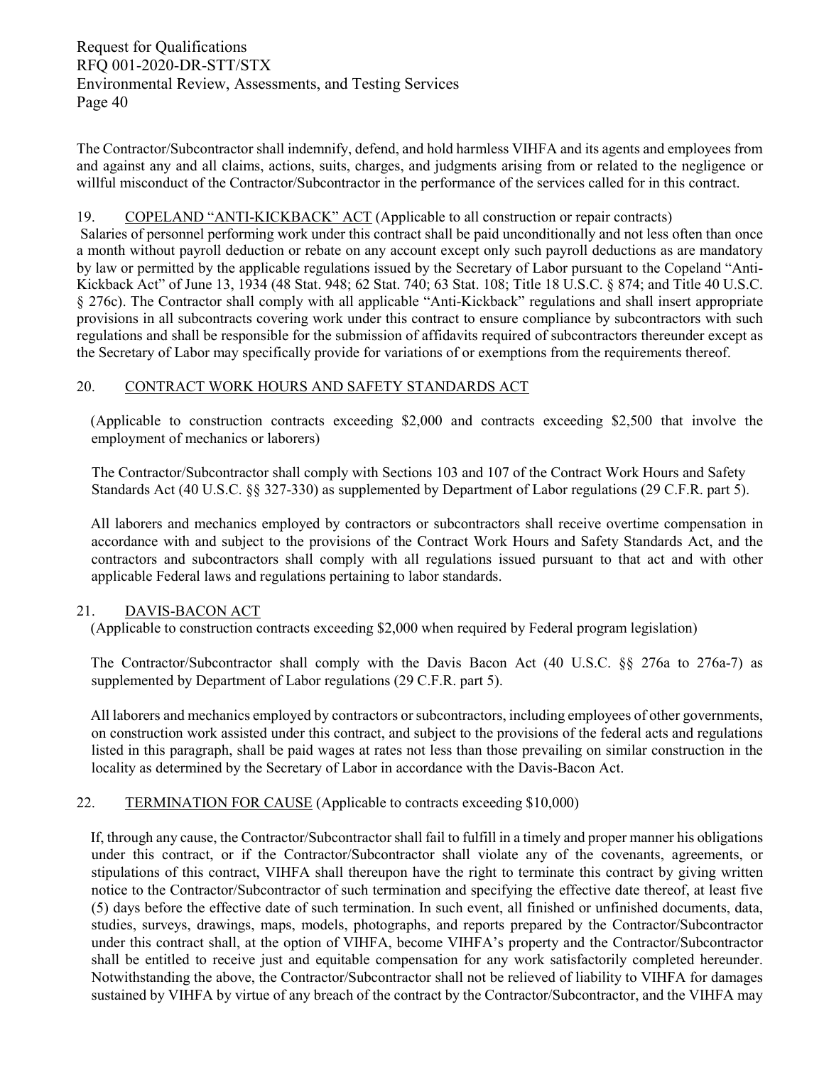The Contractor/Subcontractor shall indemnify, defend, and hold harmless VIHFA and its agents and employees from and against any and all claims, actions, suits, charges, and judgments arising from or related to the negligence or willful misconduct of the Contractor/Subcontractor in the performance of the services called for in this contract.

19. <u>COPELAND "ANTI-KICKBACK" ACT</u> (Applicable to all construction or repair contracts)

Salaries of personnel performing work under this contract shall be paid unconditionally and not less often than once a month without payroll deduction or rebate on any account except only such payroll deductions as are mandatory by law or permitted by the applicable regulations issued by the Secretary of Labor pursuant to the Copeland "Anti-Kickback Act" of June 13, 1934 (48 Stat. 948; 62 Stat. 740; 63 Stat. 108; Title 18 U.S.C. § 874; and Title 40 U.S.C. § 276c). The Contractor shall comply with all applicable "Anti-Kickback" regulations and shall insert appropriate provisions in all subcontracts covering work under this contract to ensure compliance by subcontractors with such regulations and shall be responsible for the submission of affidavits required of subcontractors thereunder except as the Secretary of Labor may specifically provide for variations of or exemptions from the requirements thereof.

20. <u>CONTRACT WORK HOURS AND SAFETY STANDARDS ACT</u>

(Applicable to construction contracts exceeding $2,000 and contracts exceeding $2,500 that involve the employment of mechanics or laborers)

The Contractor/Subcontractor shall comply with Sections 103 and 107 of the Contract Work Hours and Safety Standards Act (40 U.S.C. §§ 327-330) as supplemented by Department of Labor regulations (29 C.F.R. part 5).

All laborers and mechanics employed by contractors or subcontractors shall receive overtime compensation in accordance with and subject to the provisions of the Contract Work Hours and Safety Standards Act, and the contractors and subcontractors shall comply with all regulations issued pursuant to that act and with other applicable Federal laws and regulations pertaining to labor standards.

21. <u>DAVIS-BACON ACT</u>

(Applicable to construction contracts exceeding $2,000 when required by Federal program legislation)

The Contractor/Subcontractor shall comply with the Davis Bacon Act (40 U.S.C. §§ 276a to 276a-7) as supplemented by Department of Labor regulations (29 C.F.R. part 5).

All laborers and mechanics employed by contractors or subcontractors, including employees of other governments, on construction work assisted under this contract, and subject to the provisions of the federal acts and regulations listed in this paragraph, shall be paid wages at rates not less than those prevailing on similar construction in the locality as determined by the Secretary of Labor in accordance with the Davis-Bacon Act.

22. <u>TERMINATION FOR CAUSE</u> (Applicable to contracts exceeding $10,000)

If, through any cause, the Contractor/Subcontractor shall fail to fulfill in a timely and proper manner his obligations under this contract, or if the Contractor/Subcontractor shall violate any of the covenants, agreements, or stipulations of this contract, VIHFA shall thereupon have the right to terminate this contract by giving written notice to the Contractor/Subcontractor of such termination and specifying the effective date thereof, at least five (5) days before the effective date of such termination. In such event, all finished or unfinished documents, data, studies, surveys, drawings, maps, models, photographs, and reports prepared by the Contractor/Subcontractor under this contract shall, at the option of VIHFA, become VIHFA's property and the Contractor/Subcontractor shall be entitled to receive just and equitable compensation for any work satisfactorily completed hereunder. Notwithstanding the above, the Contractor/Subcontractor shall not be relieved of liability to VIHFA for damages sustained by VIHFA by virtue of any breach of the contract by the Contractor/Subcontractor, and the VIHFA may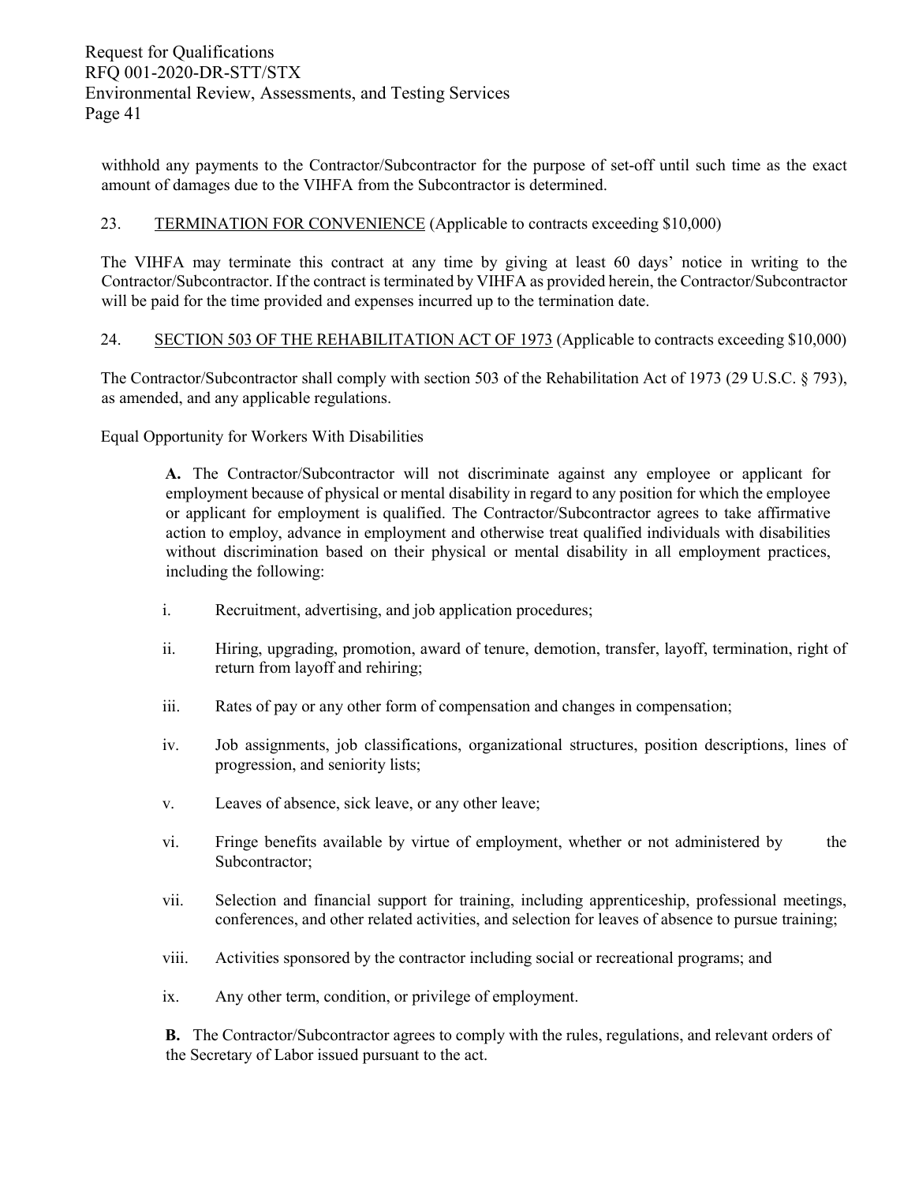withhold any payments to the Contractor/Subcontractor for the purpose of set-off until such time as the exact amount of damages due to the VIHFA from the Subcontractor is determined.

23. TERMINATION FOR CONVENIENCE (Applicable to contracts exceeding $10,000)

The VIHFA may terminate this contract at any time by giving at least 60 days' notice in writing to the Contractor/Subcontractor. If the contract is terminated by VIHFA as provided herein, the Contractor/Subcontractor will be paid for the time provided and expenses incurred up to the termination date.

24. SECTION 503 OF THE REHABILITATION ACT OF 1973 (Applicable to contracts exceeding $10,000)

The Contractor/Subcontractor shall comply with section 503 of the Rehabilitation Act of 1973 (29 U.S.C. § 793), as amended, and any applicable regulations.

Equal Opportunity for Workers With Disabilities

**A.** The Contractor/Subcontractor will not discriminate against any employee or applicant for employment because of physical or mental disability in regard to any position for which the employee or applicant for employment is qualified. The Contractor/Subcontractor agrees to take affirmative action to employ, advance in employment and otherwise treat qualified individuals with disabilities without discrimination based on their physical or mental disability in all employment practices, including the following:

i. Recruitment, advertising, and job application procedures;

ii. Hiring, upgrading, promotion, award of tenure, demotion, transfer, layoff, termination, right of return from layoff and rehiring;

iii. Rates of pay or any other form of compensation and changes in compensation;

iv. Job assignments, job classifications, organizational structures, position descriptions, lines of progression, and seniority lists;

v. Leaves of absence, sick leave, or any other leave;

vi. Fringe benefits available by virtue of employment, whether or not administered by the Subcontractor;

vii. Selection and financial support for training, including apprenticeship, professional meetings, conferences, and other related activities, and selection for leaves of absence to pursue training;

viii. Activities sponsored by the contractor including social or recreational programs; and

ix. Any other term, condition, or privilege of employment.

**B.** The Contractor/Subcontractor agrees to comply with the rules, regulations, and relevant orders of the Secretary of Labor issued pursuant to the act.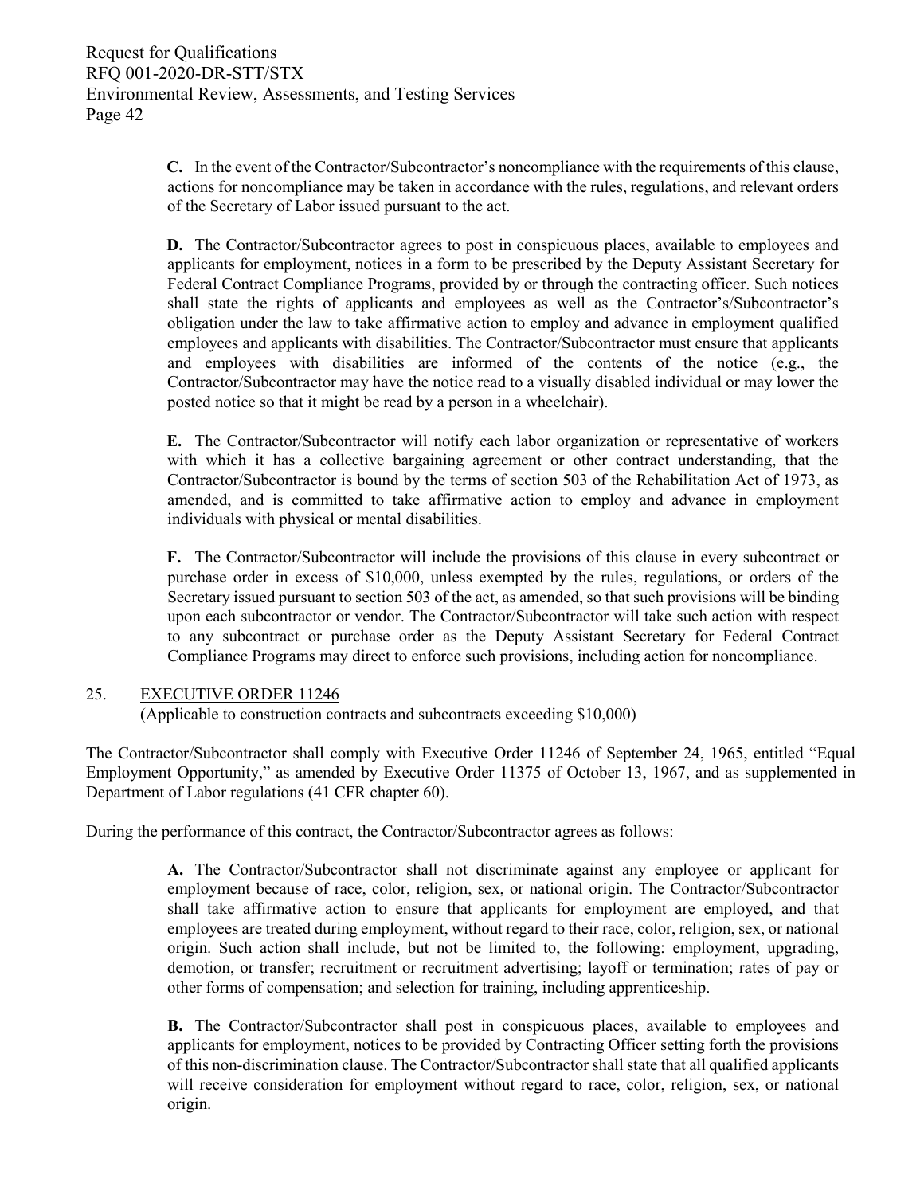**C.** In the event of the Contractor/Subcontractor's noncompliance with the requirements of this clause, actions for noncompliance may be taken in accordance with the rules, regulations, and relevant orders of the Secretary of Labor issued pursuant to the act.

**D.** The Contractor/Subcontractor agrees to post in conspicuous places, available to employees and applicants for employment, notices in a form to be prescribed by the Deputy Assistant Secretary for Federal Contract Compliance Programs, provided by or through the contracting officer. Such notices shall state the rights of applicants and employees as well as the Contractor's/Subcontractor's obligation under the law to take affirmative action to employ and advance in employment qualified employees and applicants with disabilities. The Contractor/Subcontractor must ensure that applicants and employees with disabilities are informed of the contents of the notice (e.g., the Contractor/Subcontractor may have the notice read to a visually disabled individual or may lower the posted notice so that it might be read by a person in a wheelchair).

**E.** The Contractor/Subcontractor will notify each labor organization or representative of workers with which it has a collective bargaining agreement or other contract understanding, that the Contractor/Subcontractor is bound by the terms of section 503 of the Rehabilitation Act of 1973, as amended, and is committed to take affirmative action to employ and advance in employment individuals with physical or mental disabilities.

**F.** The Contractor/Subcontractor will include the provisions of this clause in every subcontract or purchase order in excess of $10,000, unless exempted by the rules, regulations, or orders of the Secretary issued pursuant to section 503 of the act, as amended, so that such provisions will be binding upon each subcontractor or vendor. The Contractor/Subcontractor will take such action with respect to any subcontract or purchase order as the Deputy Assistant Secretary for Federal Contract Compliance Programs may direct to enforce such provisions, including action for noncompliance.

## 25. EXECUTIVE ORDER 11246

(Applicable to construction contracts and subcontracts exceeding $10,000)

The Contractor/Subcontractor shall comply with Executive Order 11246 of September 24, 1965, entitled "Equal Employment Opportunity," as amended by Executive Order 11375 of October 13, 1967, and as supplemented in Department of Labor regulations (41 CFR chapter 60).

During the performance of this contract, the Contractor/Subcontractor agrees as follows:

**A.** The Contractor/Subcontractor shall not discriminate against any employee or applicant for employment because of race, color, religion, sex, or national origin. The Contractor/Subcontractor shall take affirmative action to ensure that applicants for employment are employed, and that employees are treated during employment, without regard to their race, color, religion, sex, or national origin. Such action shall include, but not be limited to, the following: employment, upgrading, demotion, or transfer; recruitment or recruitment advertising; layoff or termination; rates of pay or other forms of compensation; and selection for training, including apprenticeship.

**B.** The Contractor/Subcontractor shall post in conspicuous places, available to employees and applicants for employment, notices to be provided by Contracting Officer setting forth the provisions of this non-discrimination clause. The Contractor/Subcontractor shall state that all qualified applicants will receive consideration for employment without regard to race, color, religion, sex, or national origin.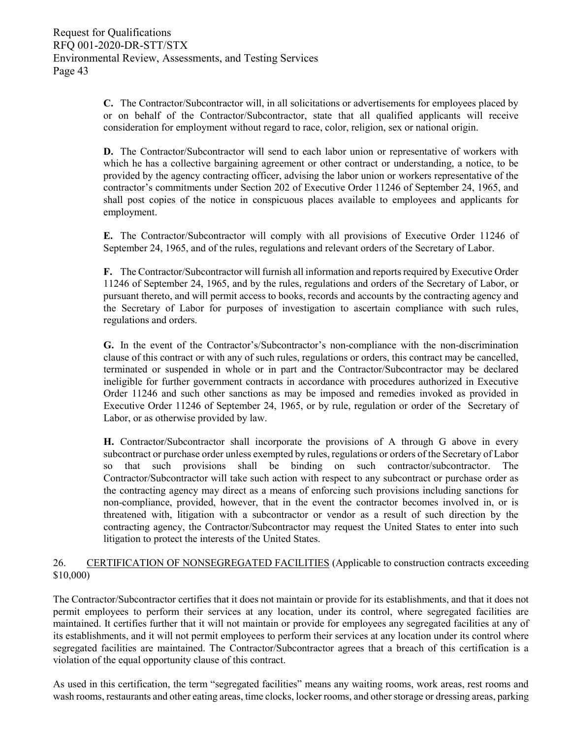**C.** The Contractor/Subcontractor will, in all solicitations or advertisements for employees placed by or on behalf of the Contractor/Subcontractor, state that all qualified applicants will receive consideration for employment without regard to race, color, religion, sex or national origin.

**D.** The Contractor/Subcontractor will send to each labor union or representative of workers with which he has a collective bargaining agreement or other contract or understanding, a notice, to be provided by the agency contracting officer, advising the labor union or workers representative of the contractor's commitments under Section 202 of Executive Order 11246 of September 24, 1965, and shall post copies of the notice in conspicuous places available to employees and applicants for employment.

**E.** The Contractor/Subcontractor will comply with all provisions of Executive Order 11246 of September 24, 1965, and of the rules, regulations and relevant orders of the Secretary of Labor.

**F.** The Contractor/Subcontractor will furnish all information and reports required by Executive Order 11246 of September 24, 1965, and by the rules, regulations and orders of the Secretary of Labor, or pursuant thereto, and will permit access to books, records and accounts by the contracting agency and the Secretary of Labor for purposes of investigation to ascertain compliance with such rules, regulations and orders.

**G.** In the event of the Contractor's/Subcontractor's non-compliance with the non-discrimination clause of this contract or with any of such rules, regulations or orders, this contract may be cancelled, terminated or suspended in whole or in part and the Contractor/Subcontractor may be declared ineligible for further government contracts in accordance with procedures authorized in Executive Order 11246 and such other sanctions as may be imposed and remedies invoked as provided in Executive Order 11246 of September 24, 1965, or by rule, regulation or order of the Secretary of Labor, or as otherwise provided by law.

**H.** Contractor/Subcontractor shall incorporate the provisions of A through G above in every subcontract or purchase order unless exempted by rules, regulations or orders of the Secretary of Labor so that such provisions shall be binding on such contractor/subcontractor. The Contractor/Subcontractor will take such action with respect to any subcontract or purchase order as the contracting agency may direct as a means of enforcing such provisions including sanctions for non-compliance, provided, however, that in the event the contractor becomes involved in, or is threatened with, litigation with a subcontractor or vendor as a result of such direction by the contracting agency, the Contractor/Subcontractor may request the United States to enter into such litigation to protect the interests of the United States.

26. <u>CERTIFICATION OF NONSEGREGATED FACILITIES</u> (Applicable to construction contracts exceeding $10,000)

The Contractor/Subcontractor certifies that it does not maintain or provide for its establishments, and that it does not permit employees to perform their services at any location, under its control, where segregated facilities are maintained. It certifies further that it will not maintain or provide for employees any segregated facilities at any of its establishments, and it will not permit employees to perform their services at any location under its control where segregated facilities are maintained. The Contractor/Subcontractor agrees that a breach of this certification is a violation of the equal opportunity clause of this contract.

As used in this certification, the term "segregated facilities" means any waiting rooms, work areas, rest rooms and wash rooms, restaurants and other eating areas, time clocks, locker rooms, and other storage or dressing areas, parking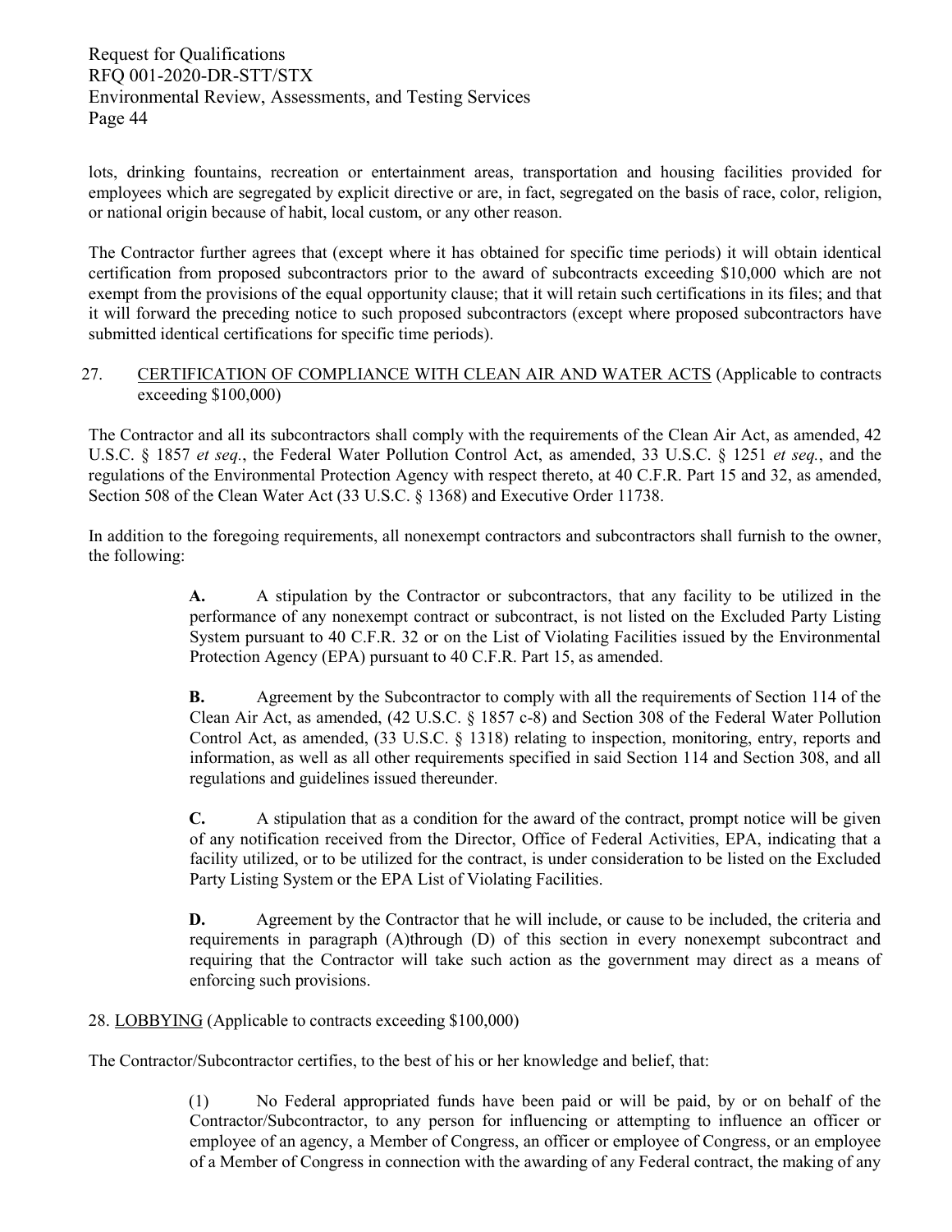lots, drinking fountains, recreation or entertainment areas, transportation and housing facilities provided for employees which are segregated by explicit directive or are, in fact, segregated on the basis of race, color, religion, or national origin because of habit, local custom, or any other reason.

The Contractor further agrees that (except where it has obtained for specific time periods) it will obtain identical certification from proposed subcontractors prior to the award of subcontracts exceeding $10,000 which are not exempt from the provisions of the equal opportunity clause; that it will retain such certifications in its files; and that it will forward the preceding notice to such proposed subcontractors (except where proposed subcontractors have submitted identical certifications for specific time periods).

27. CERTIFICATION OF COMPLIANCE WITH CLEAN AIR AND WATER ACTS (Applicable to contracts exceeding $100,000)

The Contractor and all its subcontractors shall comply with the requirements of the Clean Air Act, as amended, 42 U.S.C. § 1857 *et seq.*, the Federal Water Pollution Control Act, as amended, 33 U.S.C. § 1251 *et seq.*, and the regulations of the Environmental Protection Agency with respect thereto, at 40 C.F.R. Part 15 and 32, as amended, Section 508 of the Clean Water Act (33 U.S.C. § 1368) and Executive Order 11738.

In addition to the foregoing requirements, all nonexempt contractors and subcontractors shall furnish to the owner, the following:

> **A.** A stipulation by the Contractor or subcontractors, that any facility to be utilized in the performance of any nonexempt contract or subcontract, is not listed on the Excluded Party Listing System pursuant to 40 C.F.R. 32 or on the List of Violating Facilities issued by the Environmental Protection Agency (EPA) pursuant to 40 C.F.R. Part 15, as amended.
>
> **B.** Agreement by the Subcontractor to comply with all the requirements of Section 114 of the Clean Air Act, as amended, (42 U.S.C. § 1857 c-8) and Section 308 of the Federal Water Pollution Control Act, as amended, (33 U.S.C. § 1318) relating to inspection, monitoring, entry, reports and information, as well as all other requirements specified in said Section 114 and Section 308, and all regulations and guidelines issued thereunder.
>
> **C.** A stipulation that as a condition for the award of the contract, prompt notice will be given of any notification received from the Director, Office of Federal Activities, EPA, indicating that a facility utilized, or to be utilized for the contract, is under consideration to be listed on the Excluded Party Listing System or the EPA List of Violating Facilities.
>
> **D.** Agreement by the Contractor that he will include, or cause to be included, the criteria and requirements in paragraph (A)through (D) of this section in every nonexempt subcontract and requiring that the Contractor will take such action as the government may direct as a means of enforcing such provisions.

28. LOBBYING (Applicable to contracts exceeding $100,000)

The Contractor/Subcontractor certifies, to the best of his or her knowledge and belief, that:

> (1) No Federal appropriated funds have been paid or will be paid, by or on behalf of the Contractor/Subcontractor, to any person for influencing or attempting to influence an officer or employee of an agency, a Member of Congress, an officer or employee of Congress, or an employee of a Member of Congress in connection with the awarding of any Federal contract, the making of any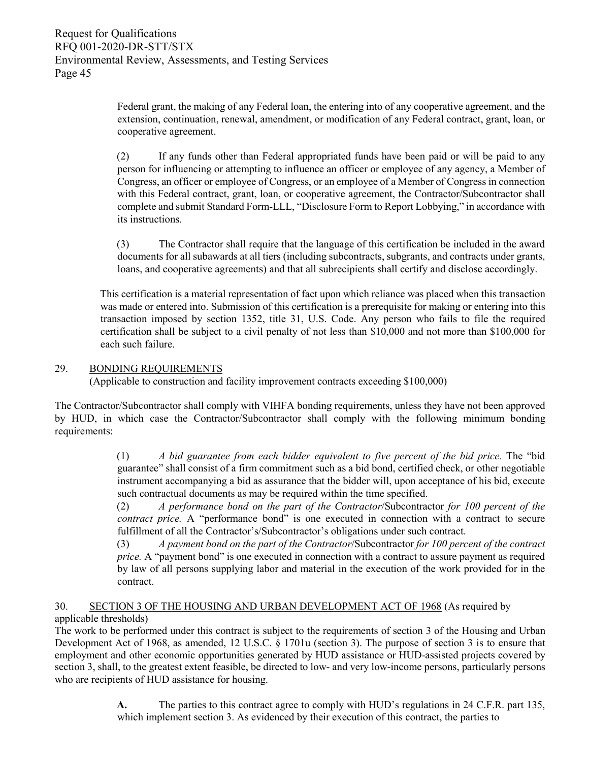Federal grant, the making of any Federal loan, the entering into of any cooperative agreement, and the extension, continuation, renewal, amendment, or modification of any Federal contract, grant, loan, or cooperative agreement.

(2) If any funds other than Federal appropriated funds have been paid or will be paid to any person for influencing or attempting to influence an officer or employee of any agency, a Member of Congress, an officer or employee of Congress, or an employee of a Member of Congress in connection with this Federal contract, grant, loan, or cooperative agreement, the Contractor/Subcontractor shall complete and submit Standard Form-LLL, "Disclosure Form to Report Lobbying," in accordance with its instructions.

(3) The Contractor shall require that the language of this certification be included in the award documents for all subawards at all tiers (including subcontracts, subgrants, and contracts under grants, loans, and cooperative agreements) and that all subrecipients shall certify and disclose accordingly.

This certification is a material representation of fact upon which reliance was placed when this transaction was made or entered into. Submission of this certification is a prerequisite for making or entering into this transaction imposed by section 1352, title 31, U.S. Code. Any person who fails to file the required certification shall be subject to a civil penalty of not less than $10,000 and not more than $100,000 for each such failure.

29. BONDING REQUIREMENTS
(Applicable to construction and facility improvement contracts exceeding $100,000)

The Contractor/Subcontractor shall comply with VIHFA bonding requirements, unless they have not been approved by HUD, in which case the Contractor/Subcontractor shall comply with the following minimum bonding requirements:

(1) *A bid guarantee from each bidder equivalent to five percent of the bid price.* The "bid guarantee" shall consist of a firm commitment such as a bid bond, certified check, or other negotiable instrument accompanying a bid as assurance that the bidder will, upon acceptance of his bid, execute such contractual documents as may be required within the time specified.

(2) *A performance bond on the part of the Contractor*/Subcontractor *for 100 percent of the contract price.* A "performance bond" is one executed in connection with a contract to secure fulfillment of all the Contractor's/Subcontractor's obligations under such contract.

(3) *A payment bond on the part of the Contractor*/Subcontractor *for 100 percent of the contract price.* A "payment bond" is one executed in connection with a contract to assure payment as required by law of all persons supplying labor and material in the execution of the work provided for in the contract.

30. SECTION 3 OF THE HOUSING AND URBAN DEVELOPMENT ACT OF 1968 (As required by applicable thresholds)

The work to be performed under this contract is subject to the requirements of section 3 of the Housing and Urban Development Act of 1968, as amended, 12 U.S.C. § 1701u (section 3). The purpose of section 3 is to ensure that employment and other economic opportunities generated by HUD assistance or HUD-assisted projects covered by section 3, shall, to the greatest extent feasible, be directed to low- and very low-income persons, particularly persons who are recipients of HUD assistance for housing.

**A.** The parties to this contract agree to comply with HUD's regulations in 24 C.F.R. part 135, which implement section 3. As evidenced by their execution of this contract, the parties to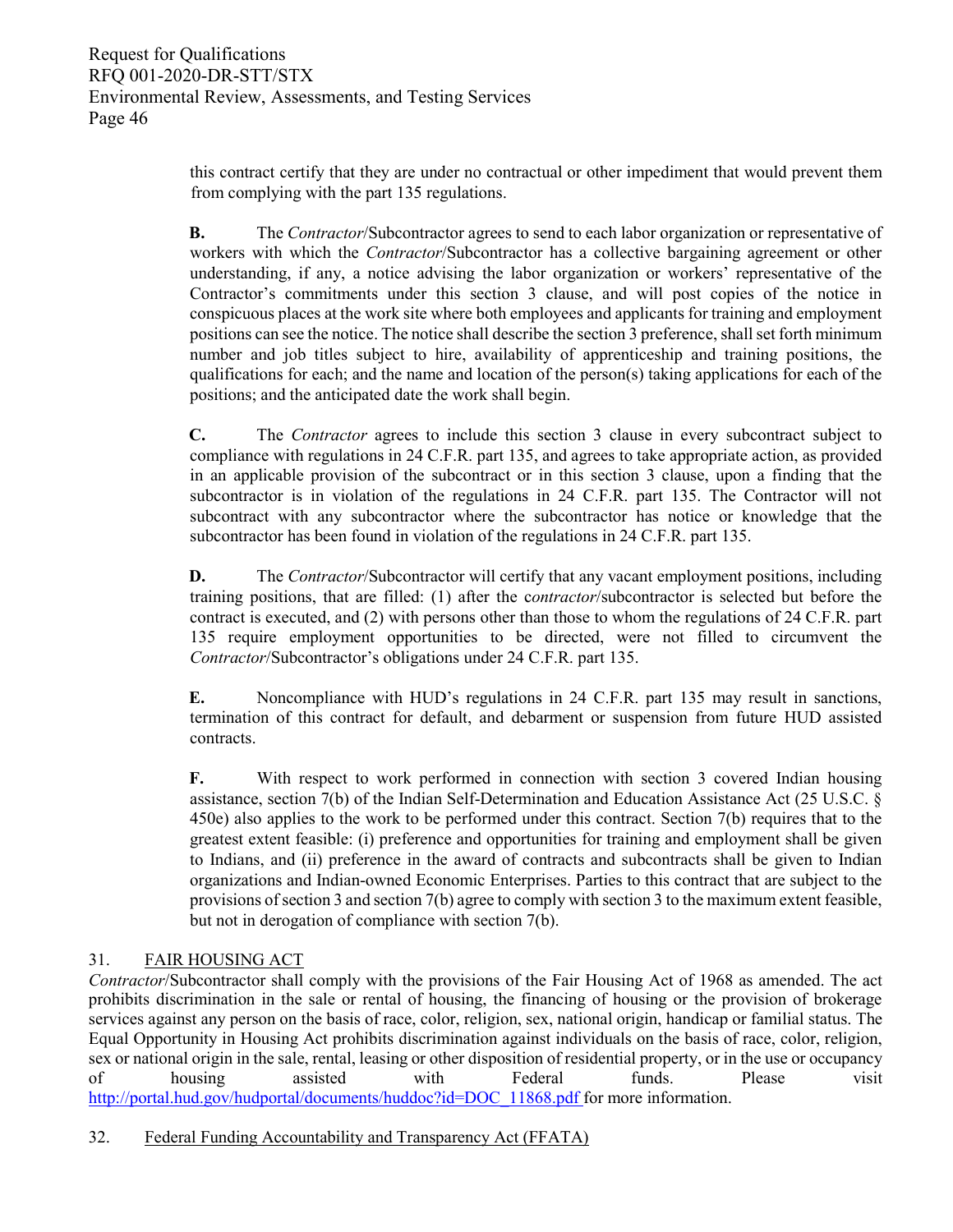this contract certify that they are under no contractual or other impediment that would prevent them from complying with the part 135 regulations.

**B.** The *Contractor*/Subcontractor agrees to send to each labor organization or representative of workers with which the *Contractor*/Subcontractor has a collective bargaining agreement or other understanding, if any, a notice advising the labor organization or workers' representative of the Contractor's commitments under this section 3 clause, and will post copies of the notice in conspicuous places at the work site where both employees and applicants for training and employment positions can see the notice. The notice shall describe the section 3 preference, shall set forth minimum number and job titles subject to hire, availability of apprenticeship and training positions, the qualifications for each; and the name and location of the person(s) taking applications for each of the positions; and the anticipated date the work shall begin.

**C.** The *Contractor* agrees to include this section 3 clause in every subcontract subject to compliance with regulations in 24 C.F.R. part 135, and agrees to take appropriate action, as provided in an applicable provision of the subcontract or in this section 3 clause, upon a finding that the subcontractor is in violation of the regulations in 24 C.F.R. part 135. The Contractor will not subcontract with any subcontractor where the subcontractor has notice or knowledge that the subcontractor has been found in violation of the regulations in 24 C.F.R. part 135.

**D.** The *Contractor*/Subcontractor will certify that any vacant employment positions, including training positions, that are filled: (1) after the c*ontractor*/subcontractor is selected but before the contract is executed, and (2) with persons other than those to whom the regulations of 24 C.F.R. part 135 require employment opportunities to be directed, were not filled to circumvent the *Contractor*/Subcontractor's obligations under 24 C.F.R. part 135.

**E.** Noncompliance with HUD's regulations in 24 C.F.R. part 135 may result in sanctions, termination of this contract for default, and debarment or suspension from future HUD assisted contracts.

**F.** With respect to work performed in connection with section 3 covered Indian housing assistance, section 7(b) of the Indian Self-Determination and Education Assistance Act (25 U.S.C. § 450e) also applies to the work to be performed under this contract. Section 7(b) requires that to the greatest extent feasible: (i) preference and opportunities for training and employment shall be given to Indians, and (ii) preference in the award of contracts and subcontracts shall be given to Indian organizations and Indian-owned Economic Enterprises. Parties to this contract that are subject to the provisions of section 3 and section 7(b) agree to comply with section 3 to the maximum extent feasible, but not in derogation of compliance with section 7(b).

31. FAIR HOUSING ACT

*Contractor*/Subcontractor shall comply with the provisions of the Fair Housing Act of 1968 as amended. The act prohibits discrimination in the sale or rental of housing, the financing of housing or the provision of brokerage services against any person on the basis of race, color, religion, sex, national origin, handicap or familial status. The Equal Opportunity in Housing Act prohibits discrimination against individuals on the basis of race, color, religion, sex or national origin in the sale, rental, leasing or other disposition of residential property, or in the use or occupancy of housing assisted with Federal funds. Please visit http://portal.hud.gov/hudportal/documents/huddoc?id=DOC_11868.pdf for more information.

32. Federal Funding Accountability and Transparency Act (FFATA)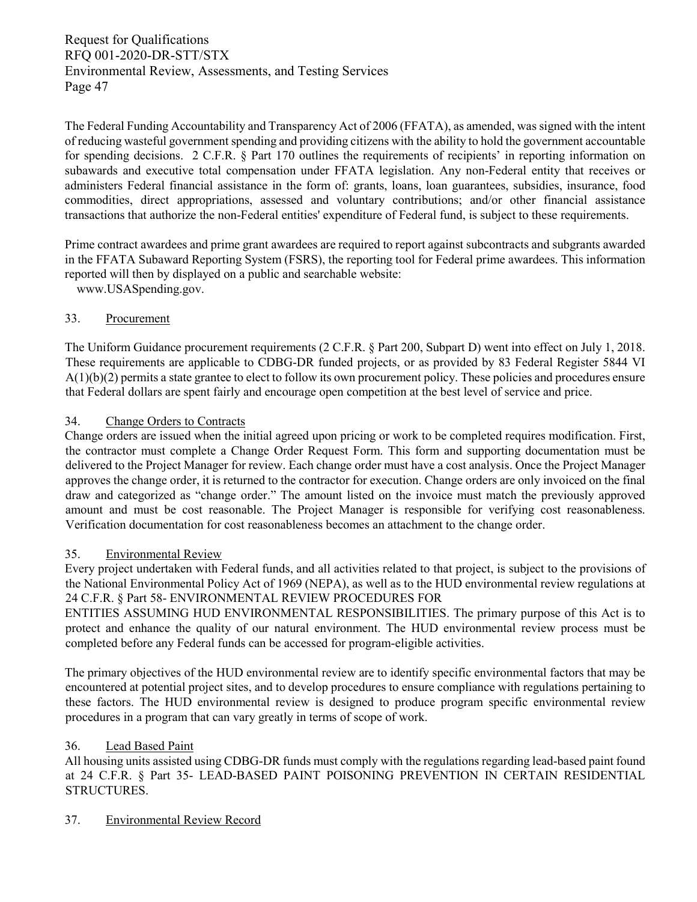The Federal Funding Accountability and Transparency Act of 2006 (FFATA), as amended, was signed with the intent of reducing wasteful government spending and providing citizens with the ability to hold the government accountable for spending decisions. 2 C.F.R. § Part 170 outlines the requirements of recipients' in reporting information on subawards and executive total compensation under FFATA legislation. Any non-Federal entity that receives or administers Federal financial assistance in the form of: grants, loans, loan guarantees, subsidies, insurance, food commodities, direct appropriations, assessed and voluntary contributions; and/or other financial assistance transactions that authorize the non-Federal entities' expenditure of Federal fund, is subject to these requirements.

Prime contract awardees and prime grant awardees are required to report against subcontracts and subgrants awarded in the FFATA Subaward Reporting System (FSRS), the reporting tool for Federal prime awardees. This information reported will then by displayed on a public and searchable website:
www.USASpending.gov.

33. Procurement

The Uniform Guidance procurement requirements (2 C.F.R. § Part 200, Subpart D) went into effect on July 1, 2018. These requirements are applicable to CDBG-DR funded projects, or as provided by 83 Federal Register 5844 VI A(1)(b)(2) permits a state grantee to elect to follow its own procurement policy. These policies and procedures ensure that Federal dollars are spent fairly and encourage open competition at the best level of service and price.

34. Change Orders to Contracts

Change orders are issued when the initial agreed upon pricing or work to be completed requires modification. First, the contractor must complete a Change Order Request Form. This form and supporting documentation must be delivered to the Project Manager for review. Each change order must have a cost analysis. Once the Project Manager approves the change order, it is returned to the contractor for execution. Change orders are only invoiced on the final draw and categorized as "change order." The amount listed on the invoice must match the previously approved amount and must be cost reasonable. The Project Manager is responsible for verifying cost reasonableness. Verification documentation for cost reasonableness becomes an attachment to the change order.

35. Environmental Review

Every project undertaken with Federal funds, and all activities related to that project, is subject to the provisions of the National Environmental Policy Act of 1969 (NEPA), as well as to the HUD environmental review regulations at 24 C.F.R. § Part 58- ENVIRONMENTAL REVIEW PROCEDURES FOR ENTITIES ASSUMING HUD ENVIRONMENTAL RESPONSIBILITIES. The primary purpose of this Act is to protect and enhance the quality of our natural environment. The HUD environmental review process must be completed before any Federal funds can be accessed for program-eligible activities.

The primary objectives of the HUD environmental review are to identify specific environmental factors that may be encountered at potential project sites, and to develop procedures to ensure compliance with regulations pertaining to these factors. The HUD environmental review is designed to produce program specific environmental review procedures in a program that can vary greatly in terms of scope of work.

36. Lead Based Paint

All housing units assisted using CDBG-DR funds must comply with the regulations regarding lead-based paint found at 24 C.F.R. § Part 35- LEAD-BASED PAINT POISONING PREVENTION IN CERTAIN RESIDENTIAL STRUCTURES.

37. Environmental Review Record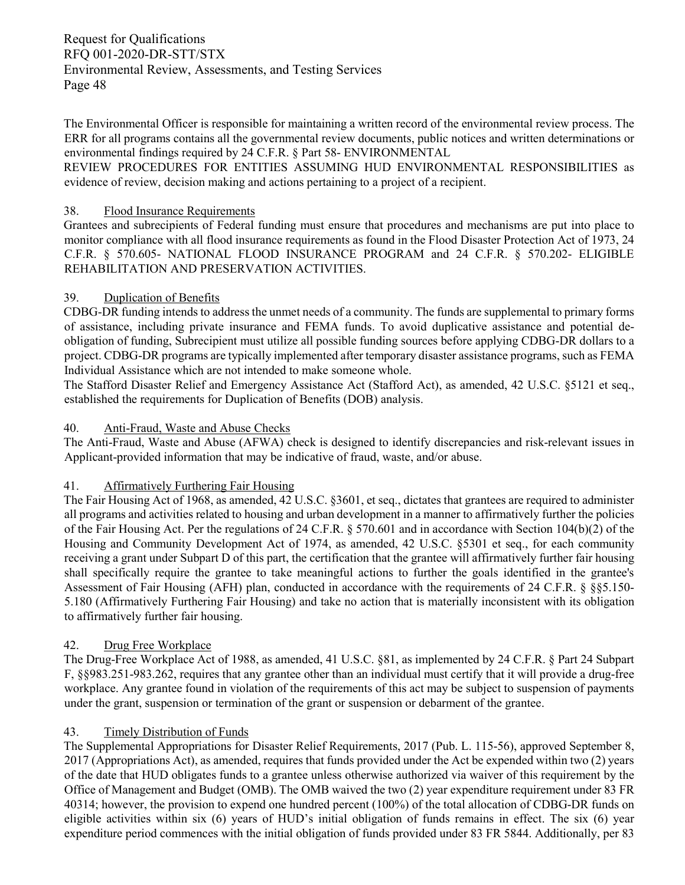The Environmental Officer is responsible for maintaining a written record of the environmental review process. The ERR for all programs contains all the governmental review documents, public notices and written determinations or environmental findings required by 24 C.F.R. § Part 58- ENVIRONMENTAL REVIEW PROCEDURES FOR ENTITIES ASSUMING HUD ENVIRONMENTAL RESPONSIBILITIES as evidence of review, decision making and actions pertaining to a project of a recipient.

38. Flood Insurance Requirements

Grantees and subrecipients of Federal funding must ensure that procedures and mechanisms are put into place to monitor compliance with all flood insurance requirements as found in the Flood Disaster Protection Act of 1973, 24 C.F.R. § 570.605- NATIONAL FLOOD INSURANCE PROGRAM and 24 C.F.R. § 570.202- ELIGIBLE REHABILITATION AND PRESERVATION ACTIVITIES.

39. Duplication of Benefits

CDBG-DR funding intends to address the unmet needs of a community. The funds are supplemental to primary forms of assistance, including private insurance and FEMA funds. To avoid duplicative assistance and potential de-obligation of funding, Subrecipient must utilize all possible funding sources before applying CDBG-DR dollars to a project. CDBG-DR programs are typically implemented after temporary disaster assistance programs, such as FEMA Individual Assistance which are not intended to make someone whole.

The Stafford Disaster Relief and Emergency Assistance Act (Stafford Act), as amended, 42 U.S.C. §5121 et seq., established the requirements for Duplication of Benefits (DOB) analysis.

40. Anti-Fraud, Waste and Abuse Checks

The Anti-Fraud, Waste and Abuse (AFWA) check is designed to identify discrepancies and risk-relevant issues in Applicant-provided information that may be indicative of fraud, waste, and/or abuse.

41. Affirmatively Furthering Fair Housing

The Fair Housing Act of 1968, as amended, 42 U.S.C. §3601, et seq., dictates that grantees are required to administer all programs and activities related to housing and urban development in a manner to affirmatively further the policies of the Fair Housing Act. Per the regulations of 24 C.F.R. § 570.601 and in accordance with Section 104(b)(2) of the Housing and Community Development Act of 1974, as amended, 42 U.S.C. §5301 et seq., for each community receiving a grant under Subpart D of this part, the certification that the grantee will affirmatively further fair housing shall specifically require the grantee to take meaningful actions to further the goals identified in the grantee's Assessment of Fair Housing (AFH) plan, conducted in accordance with the requirements of 24 C.F.R. § §§5.150-5.180 (Affirmatively Furthering Fair Housing) and take no action that is materially inconsistent with its obligation to affirmatively further fair housing.

42. Drug Free Workplace

The Drug-Free Workplace Act of 1988, as amended, 41 U.S.C. §81, as implemented by 24 C.F.R. § Part 24 Subpart F, §§983.251-983.262, requires that any grantee other than an individual must certify that it will provide a drug-free workplace. Any grantee found in violation of the requirements of this act may be subject to suspension of payments under the grant, suspension or termination of the grant or suspension or debarment of the grantee.

43. Timely Distribution of Funds

The Supplemental Appropriations for Disaster Relief Requirements, 2017 (Pub. L. 115-56), approved September 8, 2017 (Appropriations Act), as amended, requires that funds provided under the Act be expended within two (2) years of the date that HUD obligates funds to a grantee unless otherwise authorized via waiver of this requirement by the Office of Management and Budget (OMB). The OMB waived the two (2) year expenditure requirement under 83 FR 40314; however, the provision to expend one hundred percent (100%) of the total allocation of CDBG-DR funds on eligible activities within six (6) years of HUD's initial obligation of funds remains in effect. The six (6) year expenditure period commences with the initial obligation of funds provided under 83 FR 5844. Additionally, per 83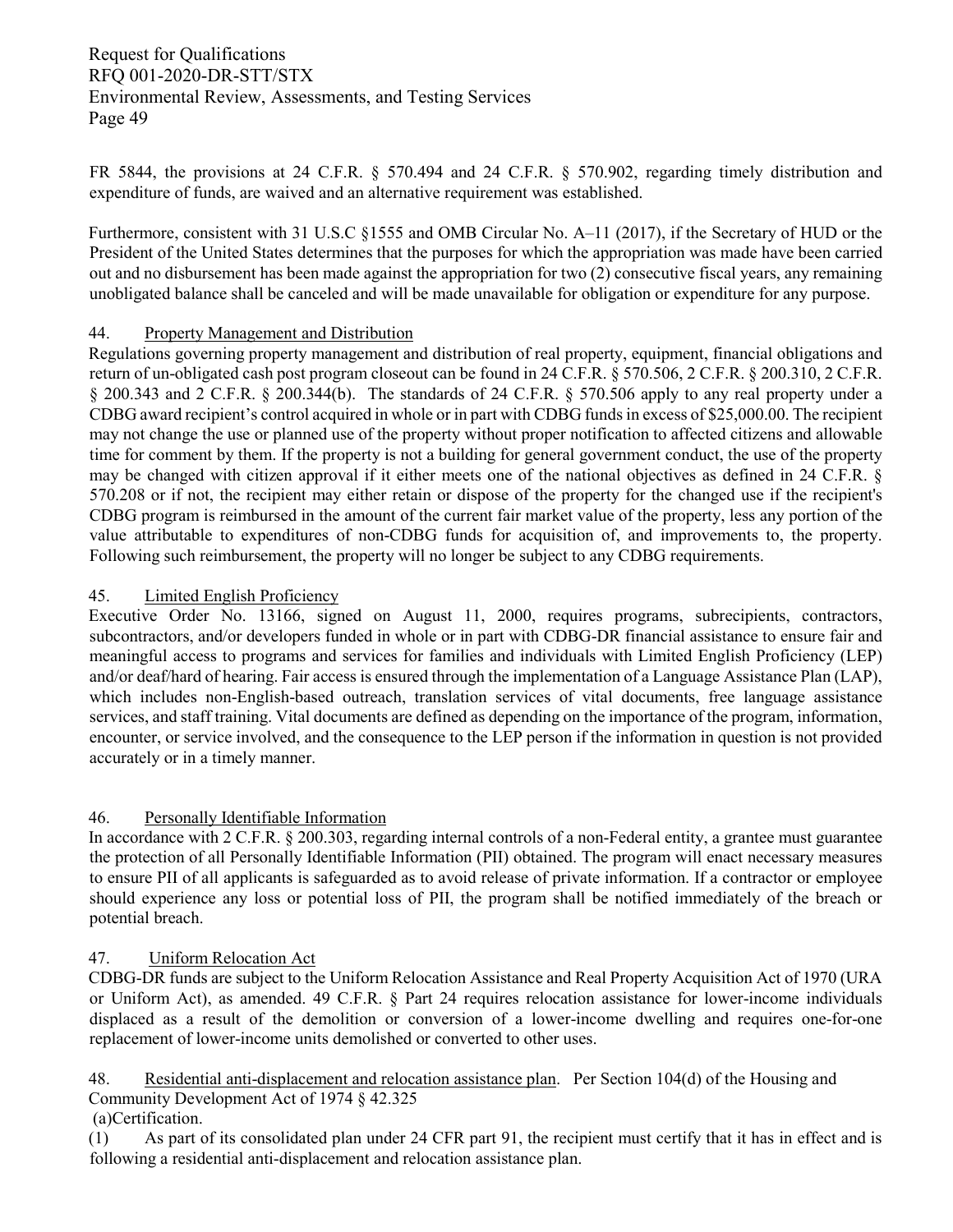FR 5844, the provisions at 24 C.F.R. § 570.494 and 24 C.F.R. § 570.902, regarding timely distribution and expenditure of funds, are waived and an alternative requirement was established.

Furthermore, consistent with 31 U.S.C §1555 and OMB Circular No. A–11 (2017), if the Secretary of HUD or the President of the United States determines that the purposes for which the appropriation was made have been carried out and no disbursement has been made against the appropriation for two (2) consecutive fiscal years, any remaining unobligated balance shall be canceled and will be made unavailable for obligation or expenditure for any purpose.

44. Property Management and Distribution

Regulations governing property management and distribution of real property, equipment, financial obligations and return of un-obligated cash post program closeout can be found in 24 C.F.R. § 570.506, 2 C.F.R. § 200.310, 2 C.F.R. § 200.343 and 2 C.F.R. § 200.344(b). The standards of 24 C.F.R. § 570.506 apply to any real property under a CDBG award recipient's control acquired in whole or in part with CDBG funds in excess of $25,000.00. The recipient may not change the use or planned use of the property without proper notification to affected citizens and allowable time for comment by them. If the property is not a building for general government conduct, the use of the property may be changed with citizen approval if it either meets one of the national objectives as defined in 24 C.F.R. § 570.208 or if not, the recipient may either retain or dispose of the property for the changed use if the recipient's CDBG program is reimbursed in the amount of the current fair market value of the property, less any portion of the value attributable to expenditures of non-CDBG funds for acquisition of, and improvements to, the property. Following such reimbursement, the property will no longer be subject to any CDBG requirements.

45. Limited English Proficiency

Executive Order No. 13166, signed on August 11, 2000, requires programs, subrecipients, contractors, subcontractors, and/or developers funded in whole or in part with CDBG-DR financial assistance to ensure fair and meaningful access to programs and services for families and individuals with Limited English Proficiency (LEP) and/or deaf/hard of hearing. Fair access is ensured through the implementation of a Language Assistance Plan (LAP), which includes non-English-based outreach, translation services of vital documents, free language assistance services, and staff training. Vital documents are defined as depending on the importance of the program, information, encounter, or service involved, and the consequence to the LEP person if the information in question is not provided accurately or in a timely manner.

46. Personally Identifiable Information

In accordance with 2 C.F.R. § 200.303, regarding internal controls of a non-Federal entity, a grantee must guarantee the protection of all Personally Identifiable Information (PII) obtained. The program will enact necessary measures to ensure PII of all applicants is safeguarded as to avoid release of private information. If a contractor or employee should experience any loss or potential loss of PII, the program shall be notified immediately of the breach or potential breach.

47. Uniform Relocation Act

CDBG-DR funds are subject to the Uniform Relocation Assistance and Real Property Acquisition Act of 1970 (URA or Uniform Act), as amended. 49 C.F.R. § Part 24 requires relocation assistance for lower-income individuals displaced as a result of the demolition or conversion of a lower-income dwelling and requires one-for-one replacement of lower-income units demolished or converted to other uses.

48. Residential anti-displacement and relocation assistance plan. Per Section 104(d) of the Housing and Community Development Act of 1974 § 42.325

(a)Certification.

(1) As part of its consolidated plan under 24 CFR part 91, the recipient must certify that it has in effect and is following a residential anti-displacement and relocation assistance plan.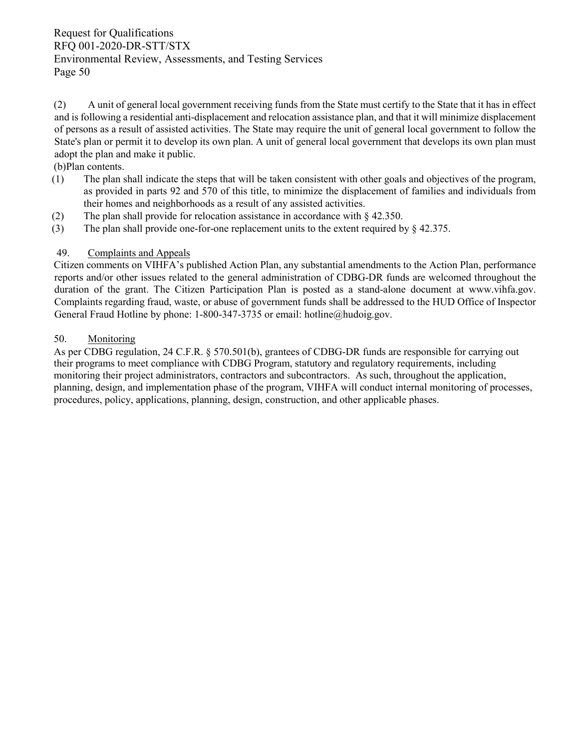(2) A unit of general local government receiving funds from the State must certify to the State that it has in effect and is following a residential anti-displacement and relocation assistance plan, and that it will minimize displacement of persons as a result of assisted activities. The State may require the unit of general local government to follow the State's plan or permit it to develop its own plan. A unit of general local government that develops its own plan must adopt the plan and make it public.

(b)Plan contents.

(1) The plan shall indicate the steps that will be taken consistent with other goals and objectives of the program, as provided in parts 92 and 570 of this title, to minimize the displacement of families and individuals from their homes and neighborhoods as a result of any assisted activities.

(2) The plan shall provide for relocation assistance in accordance with § 42.350.

(3) The plan shall provide one-for-one replacement units to the extent required by § 42.375.

## 49. Complaints and Appeals

Citizen comments on VIHFA's published Action Plan, any substantial amendments to the Action Plan, performance reports and/or other issues related to the general administration of CDBG-DR funds are welcomed throughout the duration of the grant. The Citizen Participation Plan is posted as a stand-alone document at www.vihfa.gov. Complaints regarding fraud, waste, or abuse of government funds shall be addressed to the HUD Office of Inspector General Fraud Hotline by phone: 1-800-347-3735 or email: hotline@hudoig.gov.

## 50. Monitoring

As per CDBG regulation, 24 C.F.R. § 570.501(b), grantees of CDBG-DR funds are responsible for carrying out their programs to meet compliance with CDBG Program, statutory and regulatory requirements, including monitoring their project administrators, contractors and subcontractors. As such, throughout the application, planning, design, and implementation phase of the program, VIHFA will conduct internal monitoring of processes, procedures, policy, applications, planning, design, construction, and other applicable phases.